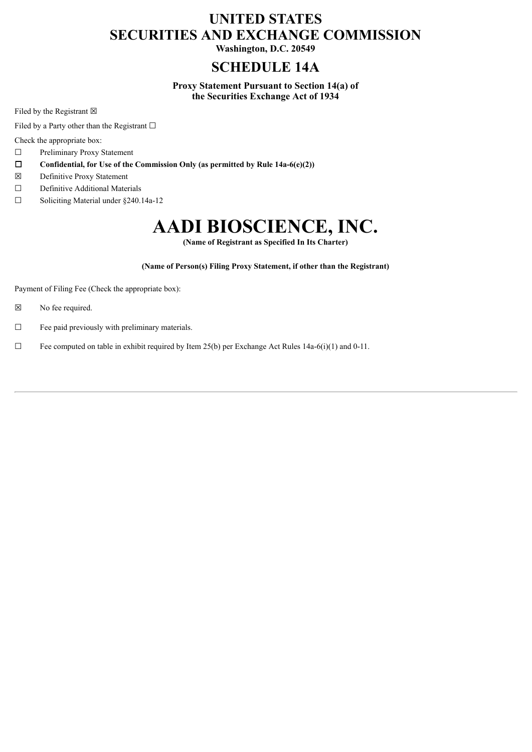# UNITED STATES
# SECURITIES AND EXCHANGE COMMISSION

**Washington, D.C. 20549**

## SCHEDULE 14A

**Proxy Statement Pursuant to Section 14(a) of the Securities Exchange Act of 1934**

Filed by the Registrant ☒

Filed by a Party other than the Registrant ☐

Check the appropriate box:

☐ Preliminary Proxy Statement

☐ **Confidential, for Use of the Commission Only (as permitted by Rule 14a-6(e)(2))**

☒ Definitive Proxy Statement

☐ Definitive Additional Materials

☐ Soliciting Material under §240.14a-12

# AADI BIOSCIENCE, INC.

**(Name of Registrant as Specified In Its Charter)**

**(Name of Person(s) Filing Proxy Statement, if other than the Registrant)**

Payment of Filing Fee (Check the appropriate box):

☒ No fee required.

☐ Fee paid previously with preliminary materials.

☐ Fee computed on table in exhibit required by Item 25(b) per Exchange Act Rules 14a-6(i)(1) and 0-11.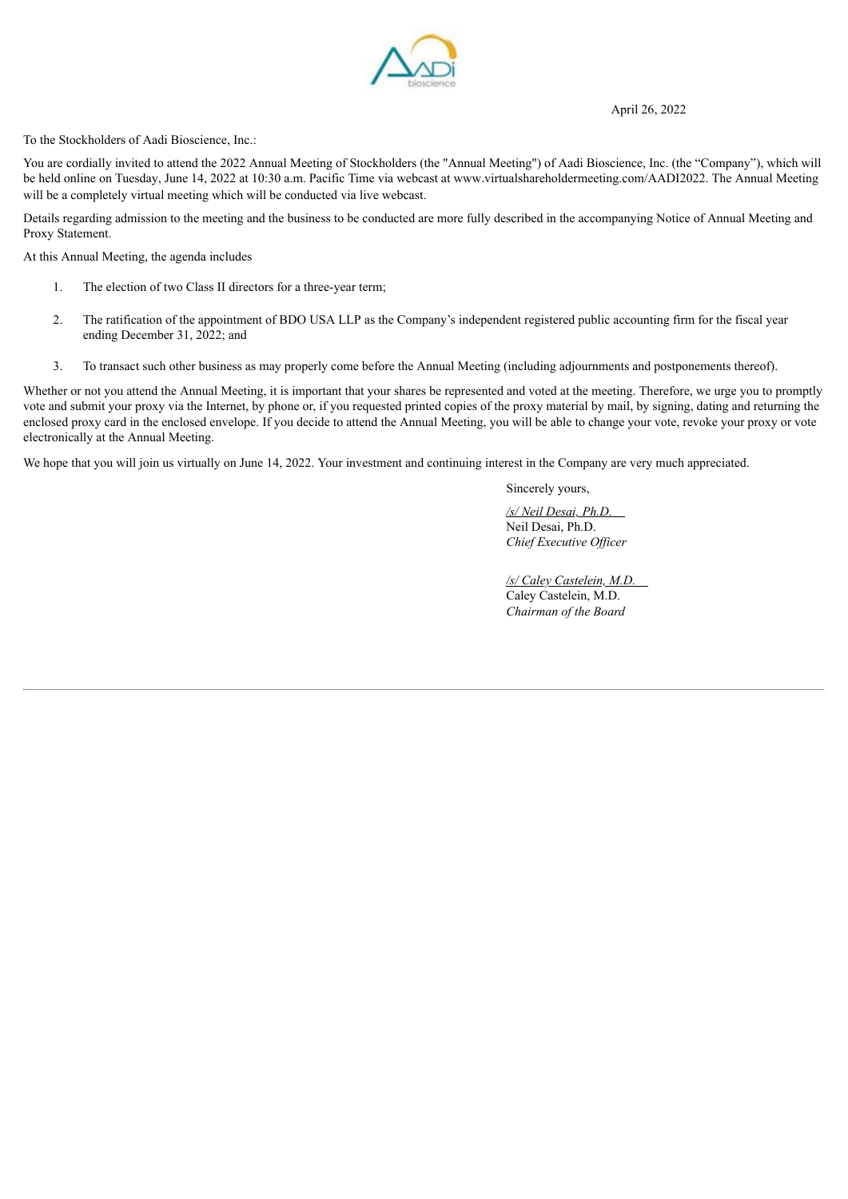April 26, 2022

To the Stockholders of Aadi Bioscience, Inc.:

You are cordially invited to attend the 2022 Annual Meeting of Stockholders (the "Annual Meeting") of Aadi Bioscience, Inc. (the "Company"), which will be held online on Tuesday, June 14, 2022 at 10:30 a.m. Pacific Time via webcast at www.virtualshareholdermeeting.com/AADI2022. The Annual Meeting will be a completely virtual meeting which will be conducted via live webcast.

Details regarding admission to the meeting and the business to be conducted are more fully described in the accompanying Notice of Annual Meeting and Proxy Statement.

At this Annual Meeting, the agenda includes

1. The election of two Class II directors for a three-year term;
2. The ratification of the appointment of BDO USA LLP as the Company's independent registered public accounting firm for the fiscal year ending December 31, 2022; and
3. To transact such other business as may properly come before the Annual Meeting (including adjournments and postponements thereof).

Whether or not you attend the Annual Meeting, it is important that your shares be represented and voted at the meeting. Therefore, we urge you to promptly vote and submit your proxy via the Internet, by phone or, if you requested printed copies of the proxy material by mail, by signing, dating and returning the enclosed proxy card in the enclosed envelope. If you decide to attend the Annual Meeting, you will be able to change your vote, revoke your proxy or vote electronically at the Annual Meeting.

We hope that you will join us virtually on June 14, 2022. Your investment and continuing interest in the Company are very much appreciated.

Sincerely yours,

*/s/ Neil Desai, Ph.D.*
Neil Desai, Ph.D.
*Chief Executive Officer*

*/s/ Caley Castelein, M.D.*
Caley Castelein, M.D.
*Chairman of the Board*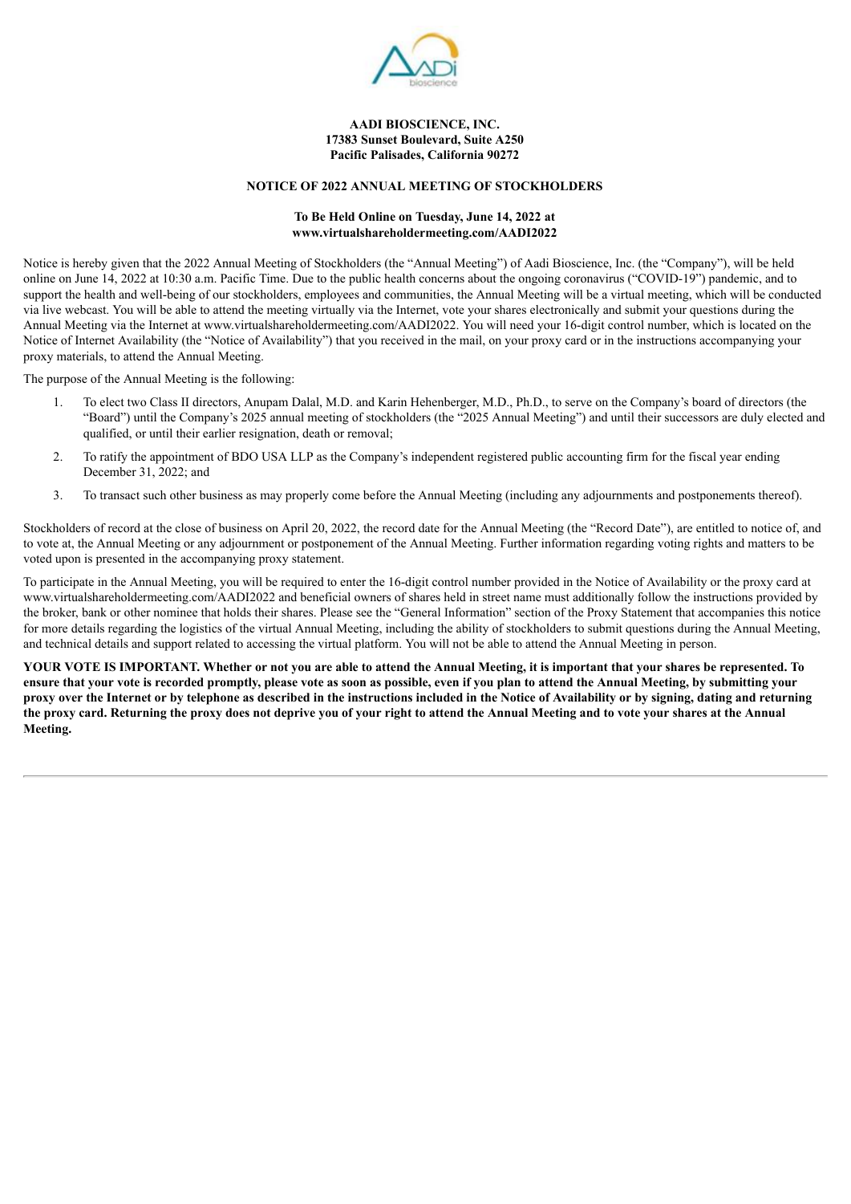**AADI BIOSCIENCE, INC.**
**17383 Sunset Boulevard, Suite A250**
**Pacific Palisades, California 90272**

**NOTICE OF 2022 ANNUAL MEETING OF STOCKHOLDERS**

**To Be Held Online on Tuesday, June 14, 2022 at**
**www.virtualshareholdermeeting.com/AADI2022**

Notice is hereby given that the 2022 Annual Meeting of Stockholders (the "Annual Meeting") of Aadi Bioscience, Inc. (the "Company"), will be held online on June 14, 2022 at 10:30 a.m. Pacific Time. Due to the public health concerns about the ongoing coronavirus ("COVID-19") pandemic, and to support the health and well-being of our stockholders, employees and communities, the Annual Meeting will be a virtual meeting, which will be conducted via live webcast. You will be able to attend the meeting virtually via the Internet, vote your shares electronically and submit your questions during the Annual Meeting via the Internet at www.virtualshareholdermeeting.com/AADI2022. You will need your 16-digit control number, which is located on the Notice of Internet Availability (the "Notice of Availability") that you received in the mail, on your proxy card or in the instructions accompanying your proxy materials, to attend the Annual Meeting.

The purpose of the Annual Meeting is the following:

1. To elect two Class II directors, Anupam Dalal, M.D. and Karin Hehenberger, M.D., Ph.D., to serve on the Company's board of directors (the "Board") until the Company's 2025 annual meeting of stockholders (the "2025 Annual Meeting") and until their successors are duly elected and qualified, or until their earlier resignation, death or removal;
2. To ratify the appointment of BDO USA LLP as the Company's independent registered public accounting firm for the fiscal year ending December 31, 2022; and
3. To transact such other business as may properly come before the Annual Meeting (including any adjournments and postponements thereof).

Stockholders of record at the close of business on April 20, 2022, the record date for the Annual Meeting (the "Record Date"), are entitled to notice of, and to vote at, the Annual Meeting or any adjournment or postponement of the Annual Meeting. Further information regarding voting rights and matters to be voted upon is presented in the accompanying proxy statement.

To participate in the Annual Meeting, you will be required to enter the 16-digit control number provided in the Notice of Availability or the proxy card at www.virtualshareholdermeeting.com/AADI2022 and beneficial owners of shares held in street name must additionally follow the instructions provided by the broker, bank or other nominee that holds their shares. Please see the "General Information" section of the Proxy Statement that accompanies this notice for more details regarding the logistics of the virtual Annual Meeting, including the ability of stockholders to submit questions during the Annual Meeting, and technical details and support related to accessing the virtual platform. You will not be able to attend the Annual Meeting in person.

**YOUR VOTE IS IMPORTANT. Whether or not you are able to attend the Annual Meeting, it is important that your shares be represented. To ensure that your vote is recorded promptly, please vote as soon as possible, even if you plan to attend the Annual Meeting, by submitting your proxy over the Internet or by telephone as described in the instructions included in the Notice of Availability or by signing, dating and returning the proxy card. Returning the proxy does not deprive you of your right to attend the Annual Meeting and to vote your shares at the Annual Meeting.**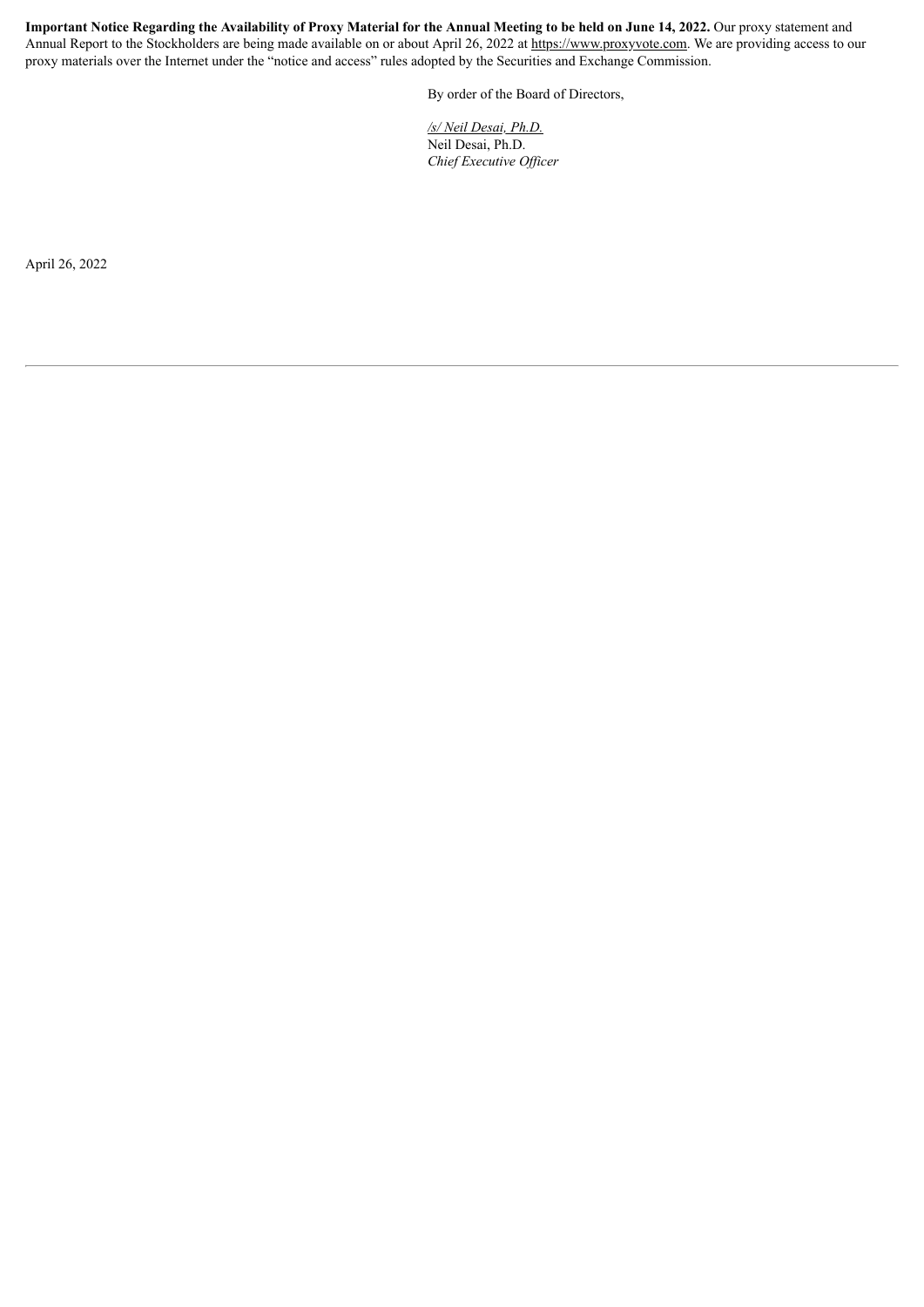**Important Notice Regarding the Availability of Proxy Material for the Annual Meeting to be held on June 14, 2022.** Our proxy statement and Annual Report to the Stockholders are being made available on or about April 26, 2022 at https://www.proxyvote.com. We are providing access to our proxy materials over the Internet under the "notice and access" rules adopted by the Securities and Exchange Commission.

By order of the Board of Directors,

*/s/ Neil Desai, Ph.D.*
Neil Desai, Ph.D.
*Chief Executive Officer*

April 26, 2022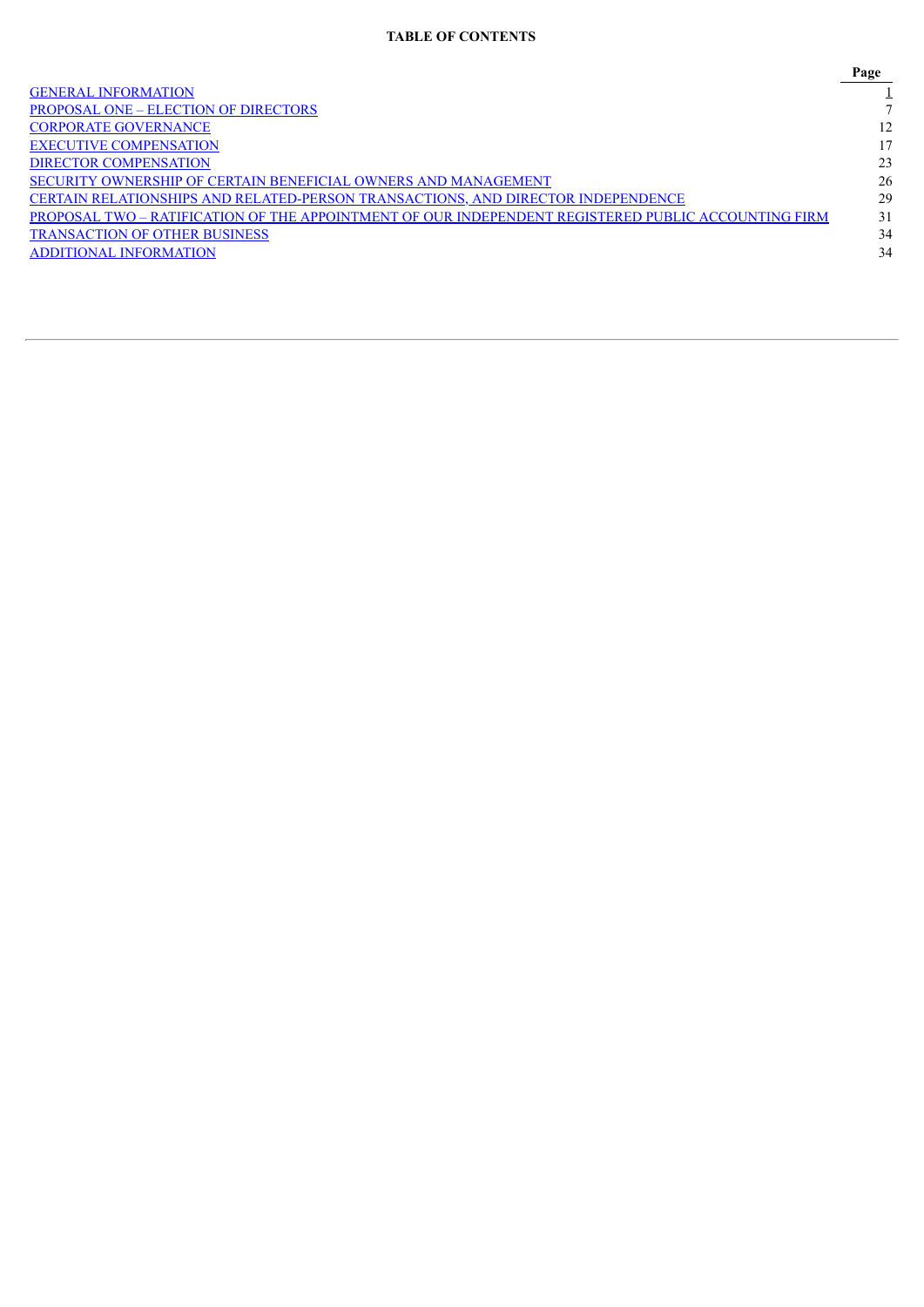## TABLE OF CONTENTS

| | Page |
|---|---|
| GENERAL INFORMATION | 1 |
| PROPOSAL ONE – ELECTION OF DIRECTORS | 7 |
| CORPORATE GOVERNANCE | 12 |
| EXECUTIVE COMPENSATION | 17 |
| DIRECTOR COMPENSATION | 23 |
| SECURITY OWNERSHIP OF CERTAIN BENEFICIAL OWNERS AND MANAGEMENT | 26 |
| CERTAIN RELATIONSHIPS AND RELATED-PERSON TRANSACTIONS, AND DIRECTOR INDEPENDENCE | 29 |
| PROPOSAL TWO – RATIFICATION OF THE APPOINTMENT OF OUR INDEPENDENT REGISTERED PUBLIC ACCOUNTING FIRM | 31 |
| TRANSACTION OF OTHER BUSINESS | 34 |
| ADDITIONAL INFORMATION | 34 |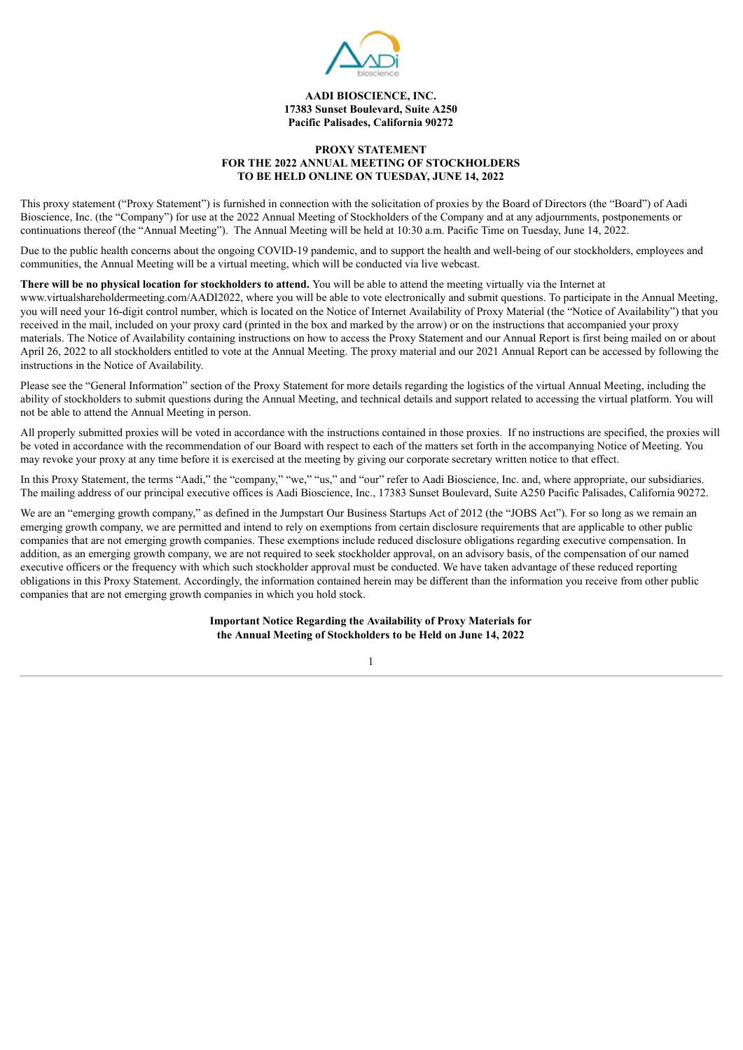**AADI BIOSCIENCE, INC.**
**17383 Sunset Boulevard, Suite A250**
**Pacific Palisades, California 90272**

**PROXY STATEMENT**
**FOR THE 2022 ANNUAL MEETING OF STOCKHOLDERS**
**TO BE HELD ONLINE ON TUESDAY, JUNE 14, 2022**

This proxy statement ("Proxy Statement") is furnished in connection with the solicitation of proxies by the Board of Directors (the "Board") of Aadi Bioscience, Inc. (the "Company") for use at the 2022 Annual Meeting of Stockholders of the Company and at any adjournments, postponements or continuations thereof (the "Annual Meeting"). The Annual Meeting will be held at 10:30 a.m. Pacific Time on Tuesday, June 14, 2022.

Due to the public health concerns about the ongoing COVID-19 pandemic, and to support the health and well-being of our stockholders, employees and communities, the Annual Meeting will be a virtual meeting, which will be conducted via live webcast.

**There will be no physical location for stockholders to attend.** You will be able to attend the meeting virtually via the Internet at www.virtualshareholdermeeting.com/AADI2022, where you will be able to vote electronically and submit questions. To participate in the Annual Meeting, you will need your 16-digit control number, which is located on the Notice of Internet Availability of Proxy Material (the "Notice of Availability") that you received in the mail, included on your proxy card (printed in the box and marked by the arrow) or on the instructions that accompanied your proxy materials. The Notice of Availability containing instructions on how to access the Proxy Statement and our Annual Report is first being mailed on or about April 26, 2022 to all stockholders entitled to vote at the Annual Meeting. The proxy material and our 2021 Annual Report can be accessed by following the instructions in the Notice of Availability.

Please see the "General Information" section of the Proxy Statement for more details regarding the logistics of the virtual Annual Meeting, including the ability of stockholders to submit questions during the Annual Meeting, and technical details and support related to accessing the virtual platform. You will not be able to attend the Annual Meeting in person.

All properly submitted proxies will be voted in accordance with the instructions contained in those proxies. If no instructions are specified, the proxies will be voted in accordance with the recommendation of our Board with respect to each of the matters set forth in the accompanying Notice of Meeting. You may revoke your proxy at any time before it is exercised at the meeting by giving our corporate secretary written notice to that effect.

In this Proxy Statement, the terms "Aadi," the "company," "we," "us," and "our" refer to Aadi Bioscience, Inc. and, where appropriate, our subsidiaries. The mailing address of our principal executive offices is Aadi Bioscience, Inc., 17383 Sunset Boulevard, Suite A250 Pacific Palisades, California 90272.

We are an "emerging growth company," as defined in the Jumpstart Our Business Startups Act of 2012 (the "JOBS Act"). For so long as we remain an emerging growth company, we are permitted and intend to rely on exemptions from certain disclosure requirements that are applicable to other public companies that are not emerging growth companies. These exemptions include reduced disclosure obligations regarding executive compensation. In addition, as an emerging growth company, we are not required to seek stockholder approval, on an advisory basis, of the compensation of our named executive officers or the frequency with which such stockholder approval must be conducted. We have taken advantage of these reduced reporting obligations in this Proxy Statement. Accordingly, the information contained herein may be different than the information you receive from other public companies that are not emerging growth companies in which you hold stock.

**Important Notice Regarding the Availability of Proxy Materials for**
**the Annual Meeting of Stockholders to be Held on June 14, 2022**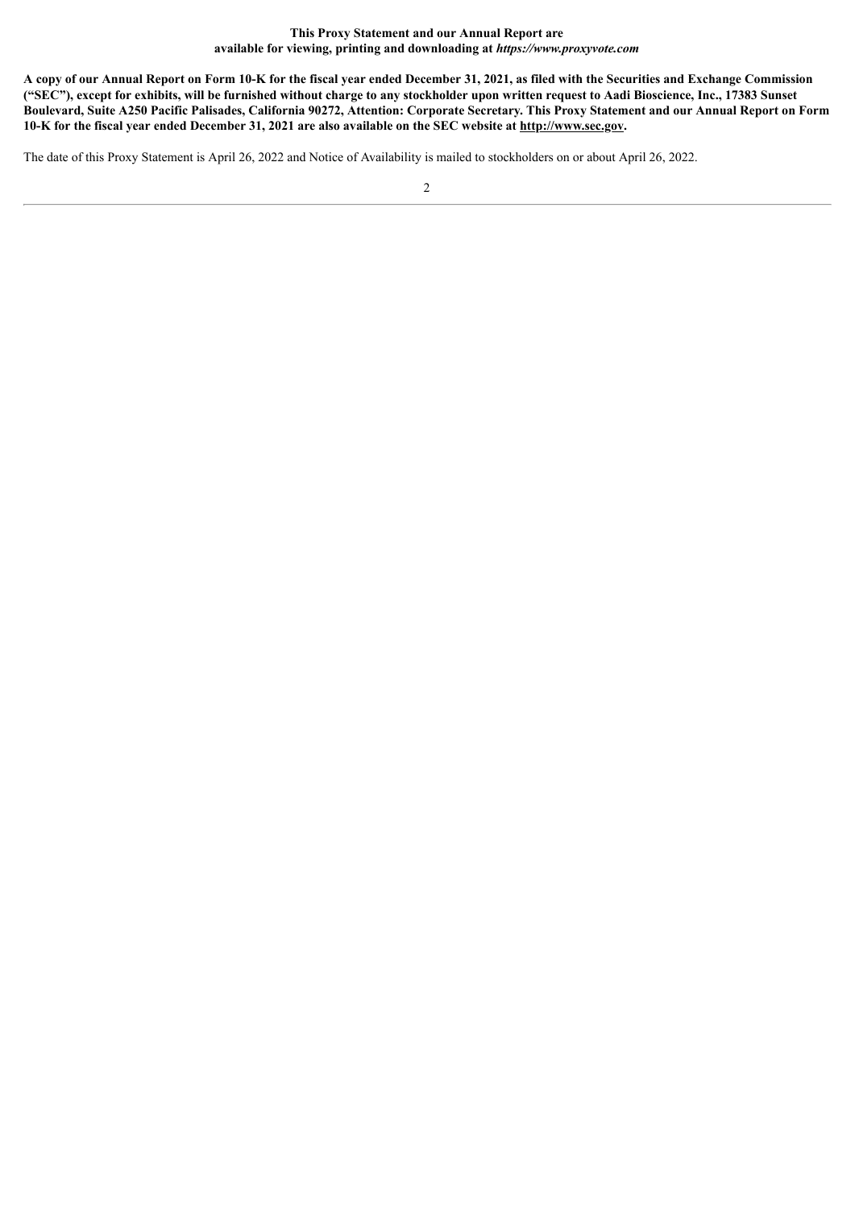**This Proxy Statement and our Annual Report are available for viewing, printing and downloading at *https://www.proxyvote.com***

**A copy of our Annual Report on Form 10-K for the fiscal year ended December 31, 2021, as filed with the Securities and Exchange Commission ("SEC"), except for exhibits, will be furnished without charge to any stockholder upon written request to Aadi Bioscience, Inc., 17383 Sunset Boulevard, Suite A250 Pacific Palisades, California 90272, Attention: Corporate Secretary. This Proxy Statement and our Annual Report on Form 10-K for the fiscal year ended December 31, 2021 are also available on the SEC website at http://www.sec.gov.**

The date of this Proxy Statement is April 26, 2022 and Notice of Availability is mailed to stockholders on or about April 26, 2022.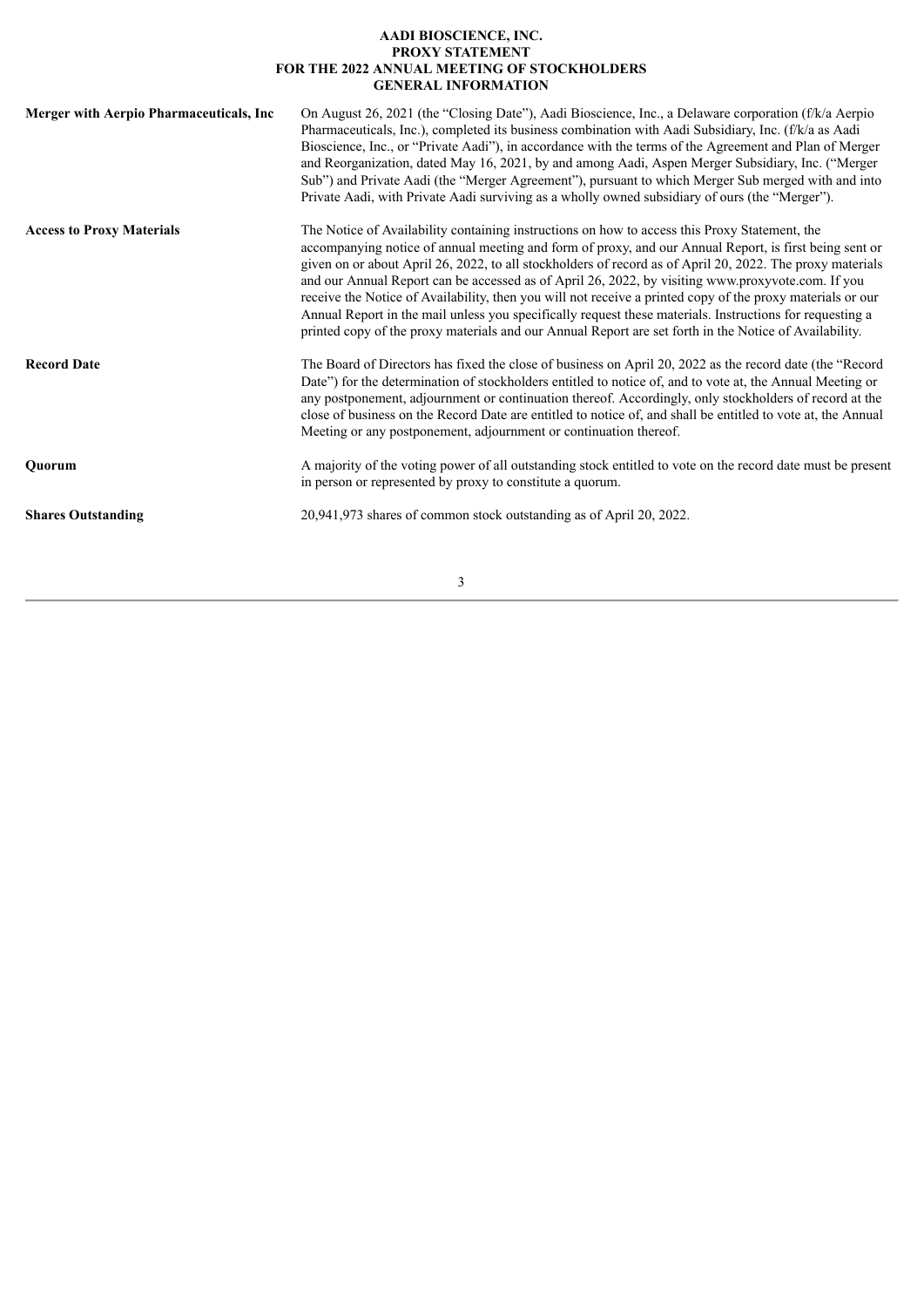# AADI BIOSCIENCE, INC.
## PROXY STATEMENT
## FOR THE 2022 ANNUAL MEETING OF STOCKHOLDERS
## GENERAL INFORMATION

| | |
|---|---|
| **Merger with Aerpio Pharmaceuticals, Inc** | On August 26, 2021 (the "Closing Date"), Aadi Bioscience, Inc., a Delaware corporation (f/k/a Aerpio Pharmaceuticals, Inc.), completed its business combination with Aadi Subsidiary, Inc. (f/k/a as Aadi Bioscience, Inc., or "Private Aadi"), in accordance with the terms of the Agreement and Plan of Merger and Reorganization, dated May 16, 2021, by and among Aadi, Aspen Merger Subsidiary, Inc. ("Merger Sub") and Private Aadi (the "Merger Agreement"), pursuant to which Merger Sub merged with and into Private Aadi, with Private Aadi surviving as a wholly owned subsidiary of ours (the "Merger"). |
| **Access to Proxy Materials** | The Notice of Availability containing instructions on how to access this Proxy Statement, the accompanying notice of annual meeting and form of proxy, and our Annual Report, is first being sent or given on or about April 26, 2022, to all stockholders of record as of April 20, 2022. The proxy materials and our Annual Report can be accessed as of April 26, 2022, by visiting www.proxyvote.com. If you receive the Notice of Availability, then you will not receive a printed copy of the proxy materials or our Annual Report in the mail unless you specifically request these materials. Instructions for requesting a printed copy of the proxy materials and our Annual Report are set forth in the Notice of Availability. |
| **Record Date** | The Board of Directors has fixed the close of business on April 20, 2022 as the record date (the "Record Date") for the determination of stockholders entitled to notice of, and to vote at, the Annual Meeting or any postponement, adjournment or continuation thereof. Accordingly, only stockholders of record at the close of business on the Record Date are entitled to notice of, and shall be entitled to vote at, the Annual Meeting or any postponement, adjournment or continuation thereof. |
| **Quorum** | A majority of the voting power of all outstanding stock entitled to vote on the record date must be present in person or represented by proxy to constitute a quorum. |
| **Shares Outstanding** | 20,941,973 shares of common stock outstanding as of April 20, 2022. |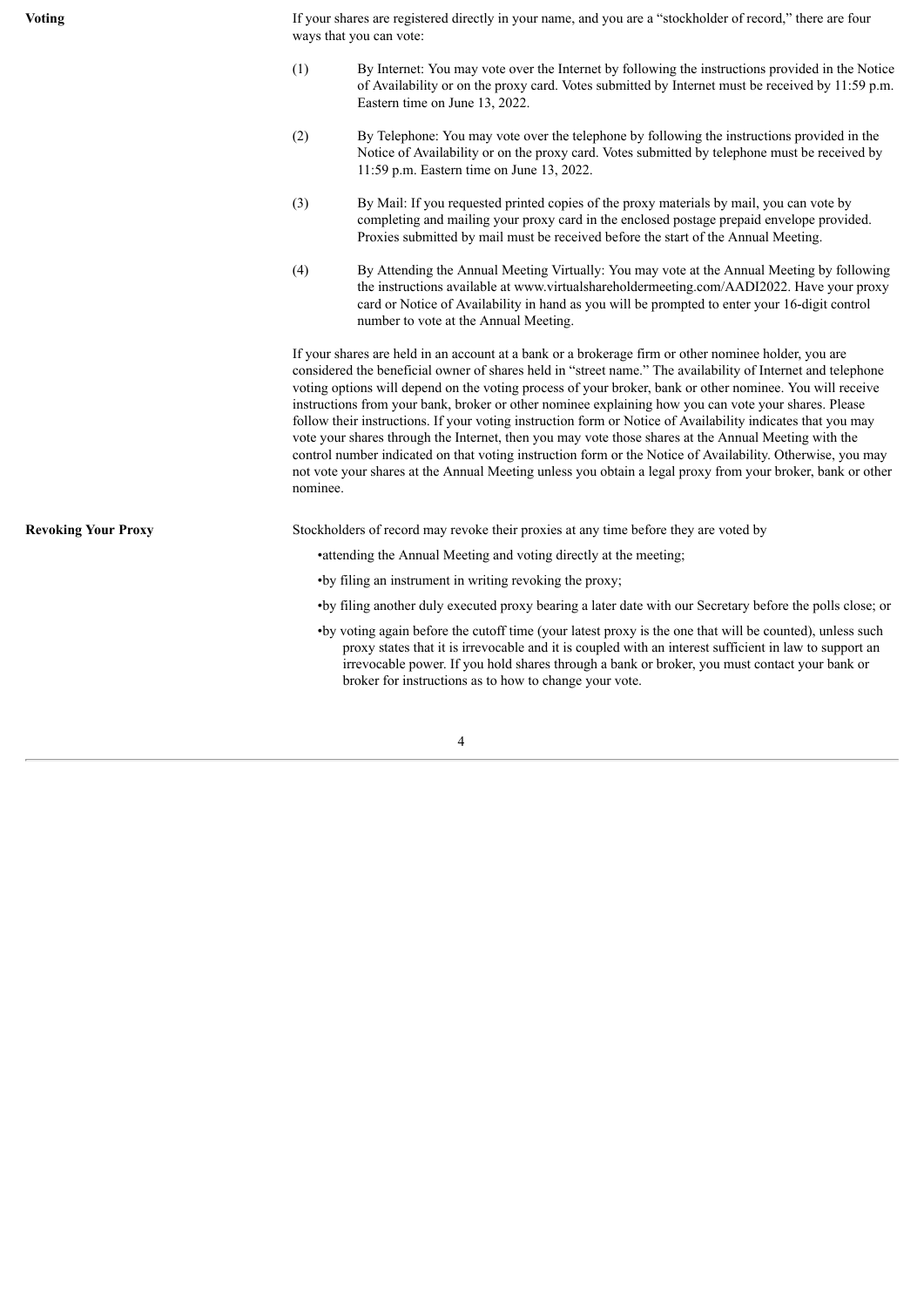**Voting**

If your shares are registered directly in your name, and you are a "stockholder of record," there are four ways that you can vote:

(1) By Internet: You may vote over the Internet by following the instructions provided in the Notice of Availability or on the proxy card. Votes submitted by Internet must be received by 11:59 p.m. Eastern time on June 13, 2022.

(2) By Telephone: You may vote over the telephone by following the instructions provided in the Notice of Availability or on the proxy card. Votes submitted by telephone must be received by 11:59 p.m. Eastern time on June 13, 2022.

(3) By Mail: If you requested printed copies of the proxy materials by mail, you can vote by completing and mailing your proxy card in the enclosed postage prepaid envelope provided. Proxies submitted by mail must be received before the start of the Annual Meeting.

(4) By Attending the Annual Meeting Virtually: You may vote at the Annual Meeting by following the instructions available at www.virtualshareholdermeeting.com/AADI2022. Have your proxy card or Notice of Availability in hand as you will be prompted to enter your 16-digit control number to vote at the Annual Meeting.

If your shares are held in an account at a bank or a brokerage firm or other nominee holder, you are considered the beneficial owner of shares held in "street name." The availability of Internet and telephone voting options will depend on the voting process of your broker, bank or other nominee. You will receive instructions from your bank, broker or other nominee explaining how you can vote your shares. Please follow their instructions. If your voting instruction form or Notice of Availability indicates that you may vote your shares through the Internet, then you may vote those shares at the Annual Meeting with the control number indicated on that voting instruction form or the Notice of Availability. Otherwise, you may not vote your shares at the Annual Meeting unless you obtain a legal proxy from your broker, bank or other nominee.

**Revoking Your Proxy**

Stockholders of record may revoke their proxies at any time before they are voted by

- attending the Annual Meeting and voting directly at the meeting;
- by filing an instrument in writing revoking the proxy;
- by filing another duly executed proxy bearing a later date with our Secretary before the polls close; or
- by voting again before the cutoff time (your latest proxy is the one that will be counted), unless such proxy states that it is irrevocable and it is coupled with an interest sufficient in law to support an irrevocable power. If you hold shares through a bank or broker, you must contact your bank or broker for instructions as to how to change your vote.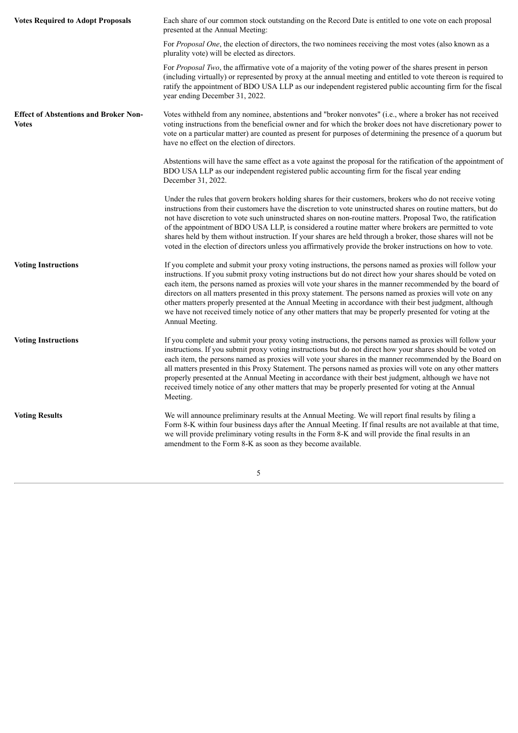**Votes Required to Adopt Proposals**

Each share of our common stock outstanding on the Record Date is entitled to one vote on each proposal presented at the Annual Meeting:

For *Proposal One*, the election of directors, the two nominees receiving the most votes (also known as a plurality vote) will be elected as directors.

For *Proposal Two*, the affirmative vote of a majority of the voting power of the shares present in person (including virtually) or represented by proxy at the annual meeting and entitled to vote thereon is required to ratify the appointment of BDO USA LLP as our independent registered public accounting firm for the fiscal year ending December 31, 2022.

**Effect of Abstentions and Broker Non-Votes**

Votes withheld from any nominee, abstentions and "broker nonvotes" (i.e., where a broker has not received voting instructions from the beneficial owner and for which the broker does not have discretionary power to vote on a particular matter) are counted as present for purposes of determining the presence of a quorum but have no effect on the election of directors.

Abstentions will have the same effect as a vote against the proposal for the ratification of the appointment of BDO USA LLP as our independent registered public accounting firm for the fiscal year ending December 31, 2022.

Under the rules that govern brokers holding shares for their customers, brokers who do not receive voting instructions from their customers have the discretion to vote uninstructed shares on routine matters, but do not have discretion to vote such uninstructed shares on non-routine matters. Proposal Two, the ratification of the appointment of BDO USA LLP, is considered a routine matter where brokers are permitted to vote shares held by them without instruction. If your shares are held through a broker, those shares will not be voted in the election of directors unless you affirmatively provide the broker instructions on how to vote.

**Voting Instructions**

If you complete and submit your proxy voting instructions, the persons named as proxies will follow your instructions. If you submit proxy voting instructions but do not direct how your shares should be voted on each item, the persons named as proxies will vote your shares in the manner recommended by the board of directors on all matters presented in this proxy statement. The persons named as proxies will vote on any other matters properly presented at the Annual Meeting in accordance with their best judgment, although we have not received timely notice of any other matters that may be properly presented for voting at the Annual Meeting.

**Voting Instructions**

If you complete and submit your proxy voting instructions, the persons named as proxies will follow your instructions. If you submit proxy voting instructions but do not direct how your shares should be voted on each item, the persons named as proxies will vote your shares in the manner recommended by the Board on all matters presented in this Proxy Statement. The persons named as proxies will vote on any other matters properly presented at the Annual Meeting in accordance with their best judgment, although we have not received timely notice of any other matters that may be properly presented for voting at the Annual Meeting.

**Voting Results**

We will announce preliminary results at the Annual Meeting. We will report final results by filing a Form 8-K within four business days after the Annual Meeting. If final results are not available at that time, we will provide preliminary voting results in the Form 8-K and will provide the final results in an amendment to the Form 8-K as soon as they become available.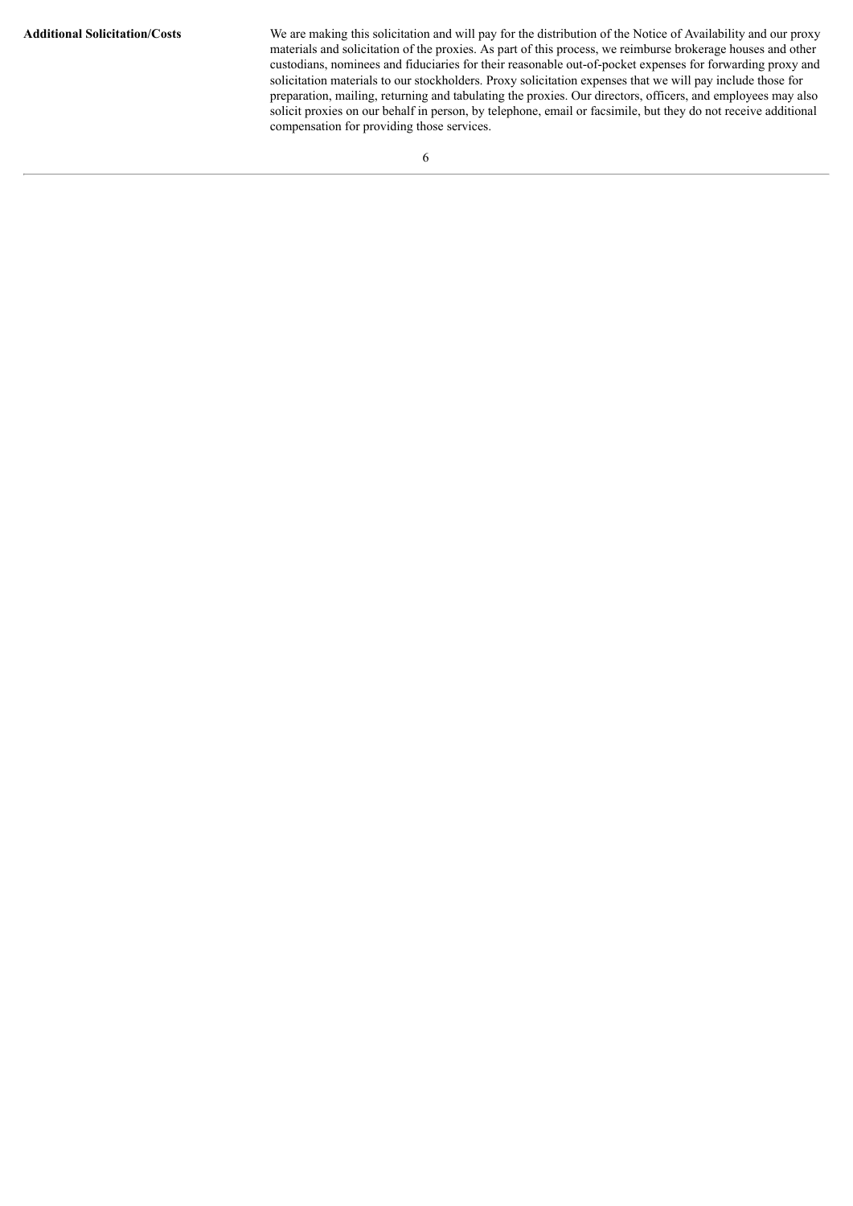**Additional Solicitation/Costs**

We are making this solicitation and will pay for the distribution of the Notice of Availability and our proxy materials and solicitation of the proxies. As part of this process, we reimburse brokerage houses and other custodians, nominees and fiduciaries for their reasonable out-of-pocket expenses for forwarding proxy and solicitation materials to our stockholders. Proxy solicitation expenses that we will pay include those for preparation, mailing, returning and tabulating the proxies. Our directors, officers, and employees may also solicit proxies on our behalf in person, by telephone, email or facsimile, but they do not receive additional compensation for providing those services.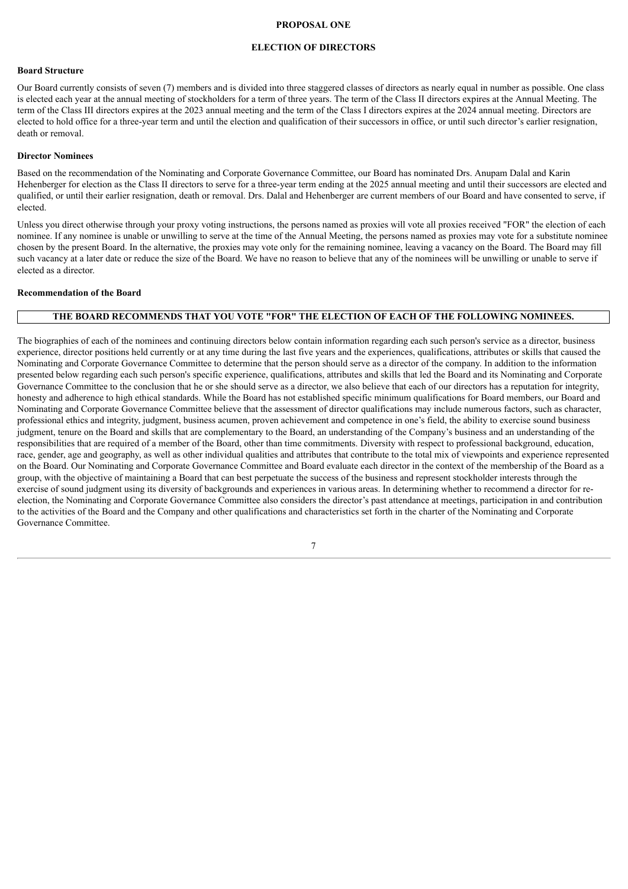# PROPOSAL ONE

## ELECTION OF DIRECTORS

**Board Structure**

Our Board currently consists of seven (7) members and is divided into three staggered classes of directors as nearly equal in number as possible. One class is elected each year at the annual meeting of stockholders for a term of three years. The term of the Class II directors expires at the Annual Meeting. The term of the Class III directors expires at the 2023 annual meeting and the term of the Class I directors expires at the 2024 annual meeting. Directors are elected to hold office for a three-year term and until the election and qualification of their successors in office, or until such director's earlier resignation, death or removal.

**Director Nominees**

Based on the recommendation of the Nominating and Corporate Governance Committee, our Board has nominated Drs. Anupam Dalal and Karin Hehenberger for election as the Class II directors to serve for a three-year term ending at the 2025 annual meeting and until their successors are elected and qualified, or until their earlier resignation, death or removal. Drs. Dalal and Hehenberger are current members of our Board and have consented to serve, if elected.

Unless you direct otherwise through your proxy voting instructions, the persons named as proxies will vote all proxies received "FOR" the election of each nominee. If any nominee is unable or unwilling to serve at the time of the Annual Meeting, the persons named as proxies may vote for a substitute nominee chosen by the present Board. In the alternative, the proxies may vote only for the remaining nominee, leaving a vacancy on the Board. The Board may fill such vacancy at a later date or reduce the size of the Board. We have no reason to believe that any of the nominees will be unwilling or unable to serve if elected as a director.

**Recommendation of the Board**

**THE BOARD RECOMMENDS THAT YOU VOTE "FOR" THE ELECTION OF EACH OF THE FOLLOWING NOMINEES.**

The biographies of each of the nominees and continuing directors below contain information regarding each such person's service as a director, business experience, director positions held currently or at any time during the last five years and the experiences, qualifications, attributes or skills that caused the Nominating and Corporate Governance Committee to determine that the person should serve as a director of the company. In addition to the information presented below regarding each such person's specific experience, qualifications, attributes and skills that led the Board and its Nominating and Corporate Governance Committee to the conclusion that he or she should serve as a director, we also believe that each of our directors has a reputation for integrity, honesty and adherence to high ethical standards. While the Board has not established specific minimum qualifications for Board members, our Board and Nominating and Corporate Governance Committee believe that the assessment of director qualifications may include numerous factors, such as character, professional ethics and integrity, judgment, business acumen, proven achievement and competence in one's field, the ability to exercise sound business judgment, tenure on the Board and skills that are complementary to the Board, an understanding of the Company's business and an understanding of the responsibilities that are required of a member of the Board, other than time commitments. Diversity with respect to professional background, education, race, gender, age and geography, as well as other individual qualities and attributes that contribute to the total mix of viewpoints and experience represented on the Board. Our Nominating and Corporate Governance Committee and Board evaluate each director in the context of the membership of the Board as a group, with the objective of maintaining a Board that can best perpetuate the success of the business and represent stockholder interests through the exercise of sound judgment using its diversity of backgrounds and experiences in various areas. In determining whether to recommend a director for re-election, the Nominating and Corporate Governance Committee also considers the director's past attendance at meetings, participation in and contribution to the activities of the Board and the Company and other qualifications and characteristics set forth in the charter of the Nominating and Corporate Governance Committee.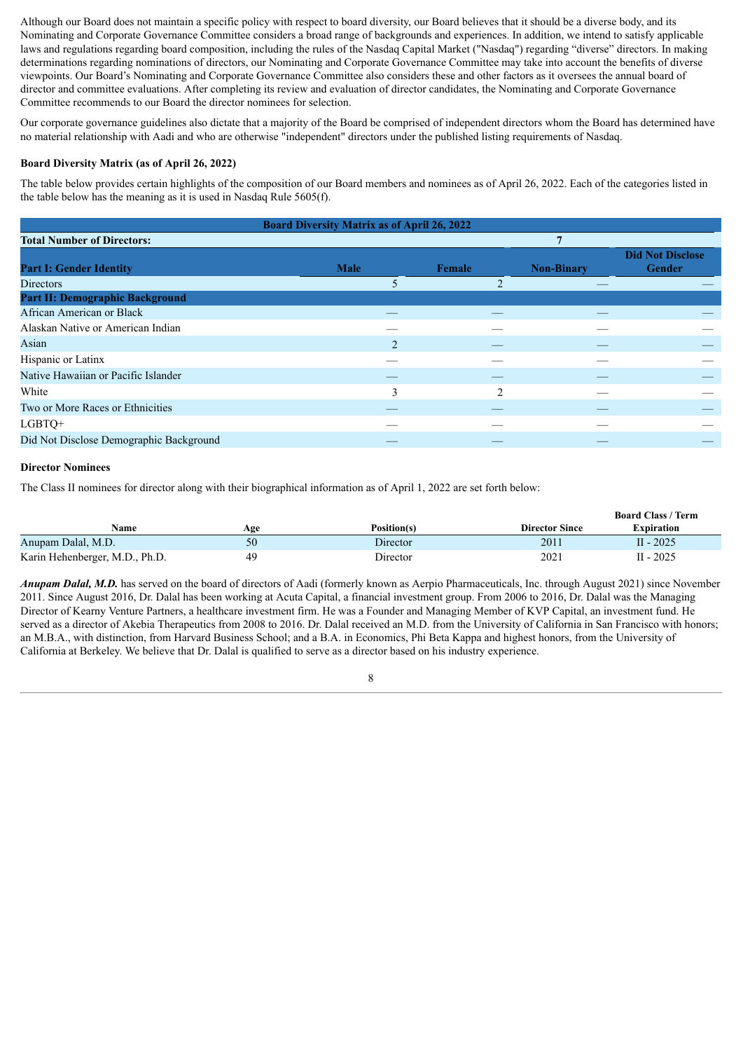Although our Board does not maintain a specific policy with respect to board diversity, our Board believes that it should be a diverse body, and its Nominating and Corporate Governance Committee considers a broad range of backgrounds and experiences. In addition, we intend to satisfy applicable laws and regulations regarding board composition, including the rules of the Nasdaq Capital Market ("Nasdaq") regarding "diverse" directors. In making determinations regarding nominations of directors, our Nominating and Corporate Governance Committee may take into account the benefits of diverse viewpoints. Our Board's Nominating and Corporate Governance Committee also considers these and other factors as it oversees the annual board of director and committee evaluations. After completing its review and evaluation of director candidates, the Nominating and Corporate Governance Committee recommends to our Board the director nominees for selection.

Our corporate governance guidelines also dictate that a majority of the Board be comprised of independent directors whom the Board has determined have no material relationship with Aadi and who are otherwise "independent" directors under the published listing requirements of Nasdaq.

**Board Diversity Matrix (as of April 26, 2022)**

The table below provides certain highlights of the composition of our Board members and nominees as of April 26, 2022. Each of the categories listed in the table below has the meaning as it is used in Nasdaq Rule 5605(f).

| **Board Diversity Matrix as of April 26, 2022** | | | | |
|---|---|---|---|---|
| **Total Number of Directors:** | | | 7 | |
| **Part I: Gender Identity** | **Male** | **Female** | **Non-Binary** | **Did Not Disclose Gender** |
| Directors | 5 | 2 | — | — |
| **Part II: Demographic Background** | | | | |
| African American or Black | — | — | — | — |
| Alaskan Native or American Indian | — | — | — | — |
| Asian | 2 | — | — | — |
| Hispanic or Latinx | — | — | — | — |
| Native Hawaiian or Pacific Islander | — | — | — | — |
| White | 3 | 2 | — | — |
| Two or More Races or Ethnicities | — | — | — | — |
| LGBTQ+ | — | — | — | — |
| Did Not Disclose Demographic Background | — | — | — | — |

**Director Nominees**

The Class II nominees for director along with their biographical information as of April 1, 2022 are set forth below:

| Name | Age | Position(s) | Director Since | Board Class / Term Expiration |
|---|---|---|---|---|
| Anupam Dalal, M.D. | 50 | Director | 2011 | II - 2025 |
| Karin Hehenberger, M.D., Ph.D. | 49 | Director | 2021 | II - 2025 |

***Anupam Dalal, M.D.*** has served on the board of directors of Aadi (formerly known as Aerpio Pharmaceuticals, Inc. through August 2021) since November 2011. Since August 2016, Dr. Dalal has been working at Acuta Capital, a financial investment group. From 2006 to 2016, Dr. Dalal was the Managing Director of Kearny Venture Partners, a healthcare investment firm. He was a Founder and Managing Member of KVP Capital, an investment fund. He served as a director of Akebia Therapeutics from 2008 to 2016. Dr. Dalal received an M.D. from the University of California in San Francisco with honors; an M.B.A., with distinction, from Harvard Business School; and a B.A. in Economics, Phi Beta Kappa and highest honors, from the University of California at Berkeley. We believe that Dr. Dalal is qualified to serve as a director based on his industry experience.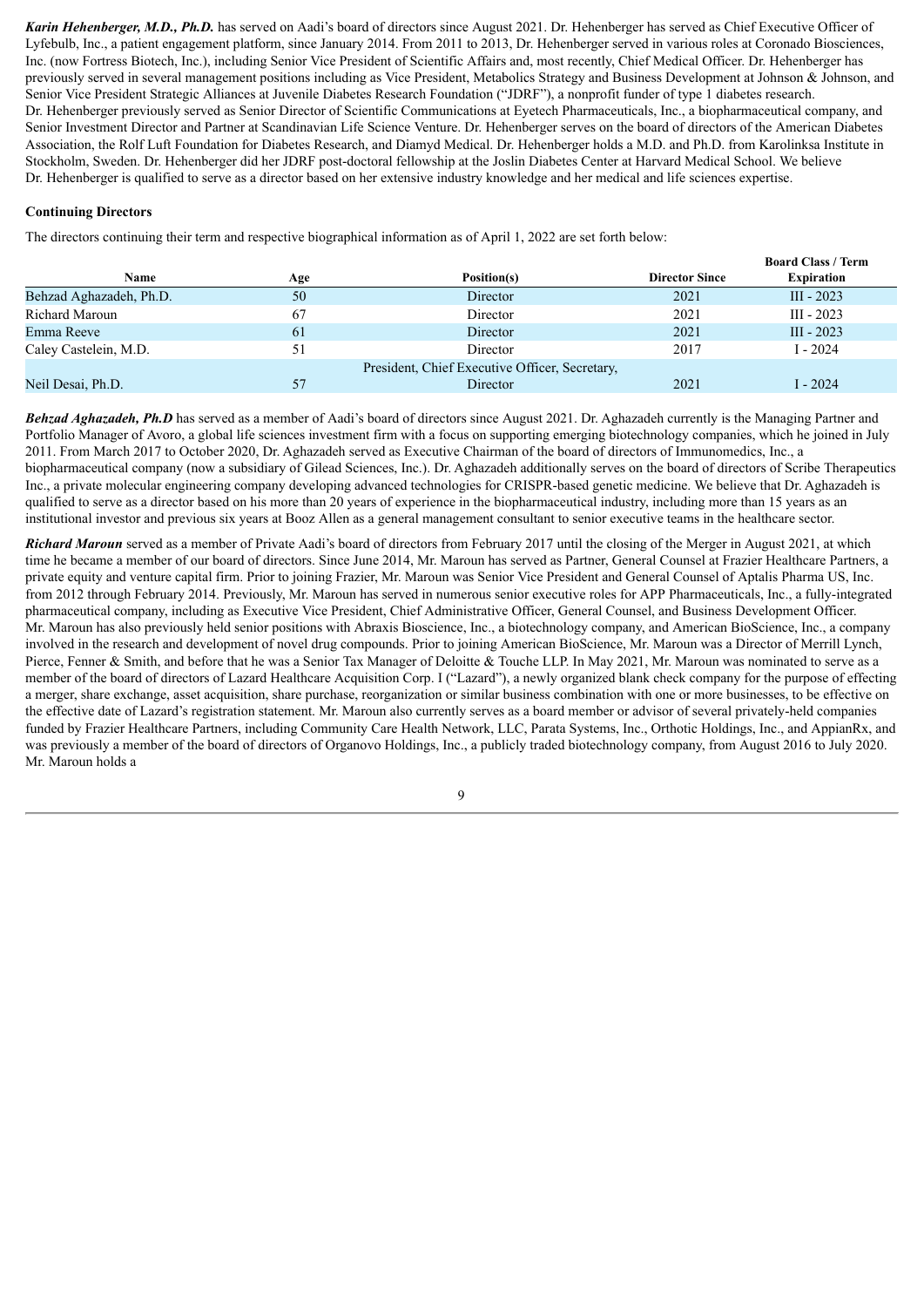***Karin Hehenberger, M.D., Ph.D.*** has served on Aadi's board of directors since August 2021. Dr. Hehenberger has served as Chief Executive Officer of Lyfebulb, Inc., a patient engagement platform, since January 2014. From 2011 to 2013, Dr. Hehenberger served in various roles at Coronado Biosciences, Inc. (now Fortress Biotech, Inc.), including Senior Vice President of Scientific Affairs and, most recently, Chief Medical Officer. Dr. Hehenberger has previously served in several management positions including as Vice President, Metabolics Strategy and Business Development at Johnson & Johnson, and Senior Vice President Strategic Alliances at Juvenile Diabetes Research Foundation ("JDRF"), a nonprofit funder of type 1 diabetes research. Dr. Hehenberger previously served as Senior Director of Scientific Communications at Eyetech Pharmaceuticals, Inc., a biopharmaceutical company, and Senior Investment Director and Partner at Scandinavian Life Science Venture. Dr. Hehenberger serves on the board of directors of the American Diabetes Association, the Rolf Luft Foundation for Diabetes Research, and Diamyd Medical. Dr. Hehenberger holds a M.D. and Ph.D. from Karolinksa Institute in Stockholm, Sweden. Dr. Hehenberger did her JDRF post-doctoral fellowship at the Joslin Diabetes Center at Harvard Medical School. We believe Dr. Hehenberger is qualified to serve as a director based on her extensive industry knowledge and her medical and life sciences expertise.

**Continuing Directors**

The directors continuing their term and respective biographical information as of April 1, 2022 are set forth below:

| Name | Age | Position(s) | Director Since | Board Class / Term Expiration |
|---|---|---|---|---|
| Behzad Aghazadeh, Ph.D. | 50 | Director | 2021 | III - 2023 |
| Richard Maroun | 67 | Director | 2021 | III - 2023 |
| Emma Reeve | 61 | Director | 2021 | III - 2023 |
| Caley Castelein, M.D. | 51 | Director | 2017 | I - 2024 |
| Neil Desai, Ph.D. | 57 | President, Chief Executive Officer, Secretary, Director | 2021 | I - 2024 |

***Behzad Aghazadeh, Ph.D*** has served as a member of Aadi's board of directors since August 2021. Dr. Aghazadeh currently is the Managing Partner and Portfolio Manager of Avoro, a global life sciences investment firm with a focus on supporting emerging biotechnology companies, which he joined in July 2011. From March 2017 to October 2020, Dr. Aghazadeh served as Executive Chairman of the board of directors of Immunomedics, Inc., a biopharmaceutical company (now a subsidiary of Gilead Sciences, Inc.). Dr. Aghazadeh additionally serves on the board of directors of Scribe Therapeutics Inc., a private molecular engineering company developing advanced technologies for CRISPR-based genetic medicine. We believe that Dr. Aghazadeh is qualified to serve as a director based on his more than 20 years of experience in the biopharmaceutical industry, including more than 15 years as an institutional investor and previous six years at Booz Allen as a general management consultant to senior executive teams in the healthcare sector.

***Richard Maroun*** served as a member of Private Aadi's board of directors from February 2017 until the closing of the Merger in August 2021, at which time he became a member of our board of directors. Since June 2014, Mr. Maroun has served as Partner, General Counsel at Frazier Healthcare Partners, a private equity and venture capital firm. Prior to joining Frazier, Mr. Maroun was Senior Vice President and General Counsel of Aptalis Pharma US, Inc. from 2012 through February 2014. Previously, Mr. Maroun has served in numerous senior executive roles for APP Pharmaceuticals, Inc., a fully-integrated pharmaceutical company, including as Executive Vice President, Chief Administrative Officer, General Counsel, and Business Development Officer. Mr. Maroun has also previously held senior positions with Abraxis Bioscience, Inc., a biotechnology company, and American BioScience, Inc., a company involved in the research and development of novel drug compounds. Prior to joining American BioScience, Mr. Maroun was a Director of Merrill Lynch, Pierce, Fenner & Smith, and before that he was a Senior Tax Manager of Deloitte & Touche LLP. In May 2021, Mr. Maroun was nominated to serve as a member of the board of directors of Lazard Healthcare Acquisition Corp. I ("Lazard"), a newly organized blank check company for the purpose of effecting a merger, share exchange, asset acquisition, share purchase, reorganization or similar business combination with one or more businesses, to be effective on the effective date of Lazard's registration statement. Mr. Maroun also currently serves as a board member or advisor of several privately-held companies funded by Frazier Healthcare Partners, including Community Care Health Network, LLC, Parata Systems, Inc., Orthotic Holdings, Inc., and AppianRx, and was previously a member of the board of directors of Organovo Holdings, Inc., a publicly traded biotechnology company, from August 2016 to July 2020. Mr. Maroun holds a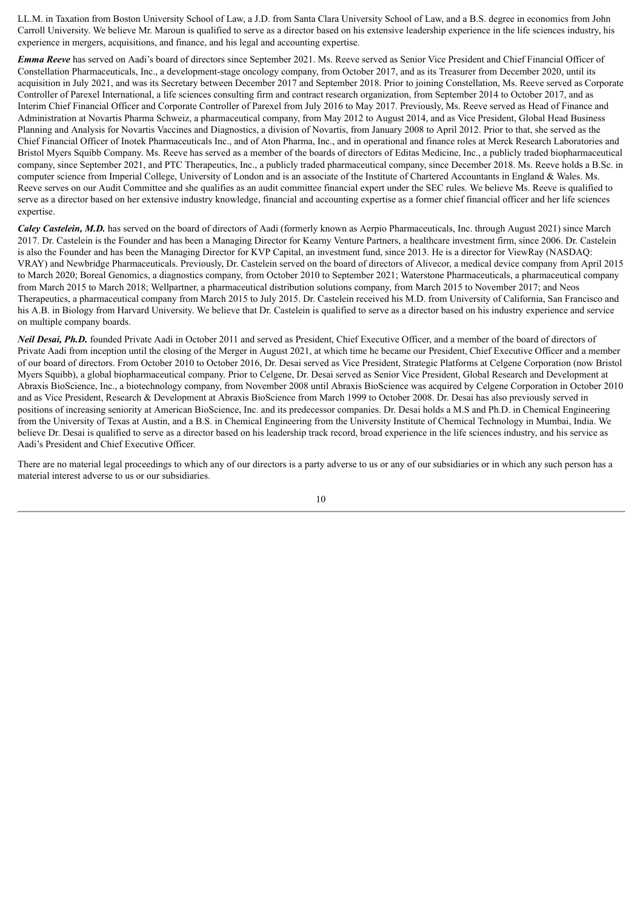LL.M. in Taxation from Boston University School of Law, a J.D. from Santa Clara University School of Law, and a B.S. degree in economics from John Carroll University. We believe Mr. Maroun is qualified to serve as a director based on his extensive leadership experience in the life sciences industry, his experience in mergers, acquisitions, and finance, and his legal and accounting expertise.

***Emma Reeve*** has served on Aadi's board of directors since September 2021. Ms. Reeve served as Senior Vice President and Chief Financial Officer of Constellation Pharmaceuticals, Inc., a development-stage oncology company, from October 2017, and as its Treasurer from December 2020, until its acquisition in July 2021, and was its Secretary between December 2017 and September 2018. Prior to joining Constellation, Ms. Reeve served as Corporate Controller of Parexel International, a life sciences consulting firm and contract research organization, from September 2014 to October 2017, and as Interim Chief Financial Officer and Corporate Controller of Parexel from July 2016 to May 2017. Previously, Ms. Reeve served as Head of Finance and Administration at Novartis Pharma Schweiz, a pharmaceutical company, from May 2012 to August 2014, and as Vice President, Global Head Business Planning and Analysis for Novartis Vaccines and Diagnostics, a division of Novartis, from January 2008 to April 2012. Prior to that, she served as the Chief Financial Officer of Inotek Pharmaceuticals Inc., and of Aton Pharma, Inc., and in operational and finance roles at Merck Research Laboratories and Bristol Myers Squibb Company. Ms. Reeve has served as a member of the boards of directors of Editas Medicine, Inc., a publicly traded biopharmaceutical company, since September 2021, and PTC Therapeutics, Inc., a publicly traded pharmaceutical company, since December 2018. Ms. Reeve holds a B.Sc. in computer science from Imperial College, University of London and is an associate of the Institute of Chartered Accountants in England & Wales. Ms. Reeve serves on our Audit Committee and she qualifies as an audit committee financial expert under the SEC rules. We believe Ms. Reeve is qualified to serve as a director based on her extensive industry knowledge, financial and accounting expertise as a former chief financial officer and her life sciences expertise.

***Caley Castelein, M.D.*** has served on the board of directors of Aadi (formerly known as Aerpio Pharmaceuticals, Inc. through August 2021) since March 2017. Dr. Castelein is the Founder and has been a Managing Director for Kearny Venture Partners, a healthcare investment firm, since 2006. Dr. Castelein is also the Founder and has been the Managing Director for KVP Capital, an investment fund, since 2013. He is a director for ViewRay (NASDAQ: VRAY) and Newbridge Pharmaceuticals. Previously, Dr. Castelein served on the board of directors of Alivecor, a medical device company from April 2015 to March 2020; Boreal Genomics, a diagnostics company, from October 2010 to September 2021; Waterstone Pharmaceuticals, a pharmaceutical company from March 2015 to March 2018; Wellpartner, a pharmaceutical distribution solutions company, from March 2015 to November 2017; and Neos Therapeutics, a pharmaceutical company from March 2015 to July 2015. Dr. Castelein received his M.D. from University of California, San Francisco and his A.B. in Biology from Harvard University. We believe that Dr. Castelein is qualified to serve as a director based on his industry experience and service on multiple company boards.

***Neil Desai, Ph.D.*** founded Private Aadi in October 2011 and served as President, Chief Executive Officer, and a member of the board of directors of Private Aadi from inception until the closing of the Merger in August 2021, at which time he became our President, Chief Executive Officer and a member of our board of directors. From October 2010 to October 2016, Dr. Desai served as Vice President, Strategic Platforms at Celgene Corporation (now Bristol Myers Squibb), a global biopharmaceutical company. Prior to Celgene, Dr. Desai served as Senior Vice President, Global Research and Development at Abraxis BioScience, Inc., a biotechnology company, from November 2008 until Abraxis BioScience was acquired by Celgene Corporation in October 2010 and as Vice President, Research & Development at Abraxis BioScience from March 1999 to October 2008. Dr. Desai has also previously served in positions of increasing seniority at American BioScience, Inc. and its predecessor companies. Dr. Desai holds a M.S and Ph.D. in Chemical Engineering from the University of Texas at Austin, and a B.S. in Chemical Engineering from the University Institute of Chemical Technology in Mumbai, India. We believe Dr. Desai is qualified to serve as a director based on his leadership track record, broad experience in the life sciences industry, and his service as Aadi's President and Chief Executive Officer.

There are no material legal proceedings to which any of our directors is a party adverse to us or any of our subsidiaries or in which any such person has a material interest adverse to us or our subsidiaries.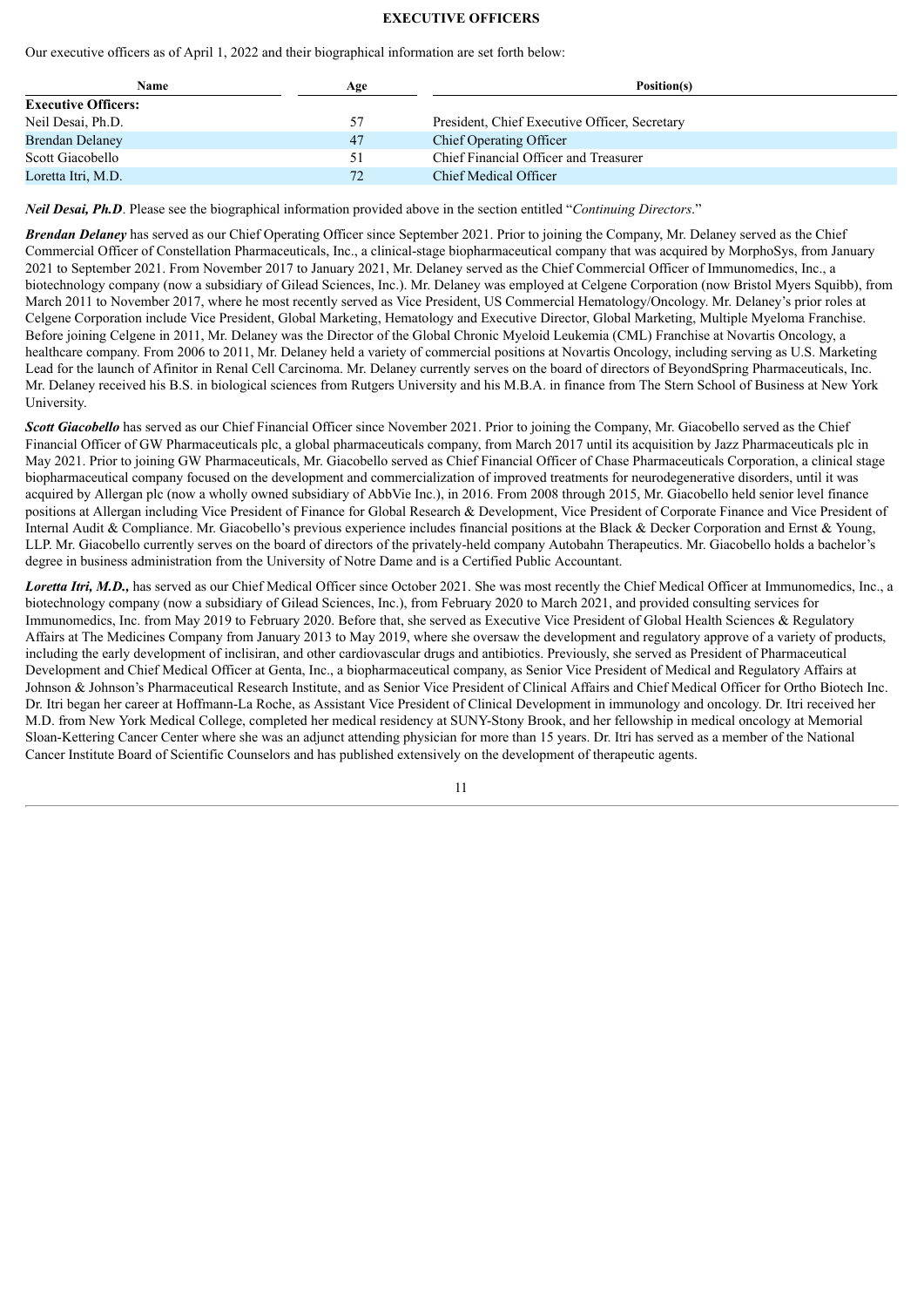# EXECUTIVE OFFICERS

Our executive officers as of April 1, 2022 and their biographical information are set forth below:

| Name | Age | Position(s) |
|---|---|---|
| **Executive Officers:** | | |
| Neil Desai, Ph.D. | 57 | President, Chief Executive Officer, Secretary |
| Brendan Delaney | 47 | Chief Operating Officer |
| Scott Giacobello | 51 | Chief Financial Officer and Treasurer |
| Loretta Itri, M.D. | 72 | Chief Medical Officer |

***Neil Desai, Ph.D***. Please see the biographical information provided above in the section entitled "*Continuing Directors*."

***Brendan Delaney*** has served as our Chief Operating Officer since September 2021. Prior to joining the Company, Mr. Delaney served as the Chief Commercial Officer of Constellation Pharmaceuticals, Inc., a clinical-stage biopharmaceutical company that was acquired by MorphoSys, from January 2021 to September 2021. From November 2017 to January 2021, Mr. Delaney served as the Chief Commercial Officer of Immunomedics, Inc., a biotechnology company (now a subsidiary of Gilead Sciences, Inc.). Mr. Delaney was employed at Celgene Corporation (now Bristol Myers Squibb), from March 2011 to November 2017, where he most recently served as Vice President, US Commercial Hematology/Oncology. Mr. Delaney's prior roles at Celgene Corporation include Vice President, Global Marketing, Hematology and Executive Director, Global Marketing, Multiple Myeloma Franchise. Before joining Celgene in 2011, Mr. Delaney was the Director of the Global Chronic Myeloid Leukemia (CML) Franchise at Novartis Oncology, a healthcare company. From 2006 to 2011, Mr. Delaney held a variety of commercial positions at Novartis Oncology, including serving as U.S. Marketing Lead for the launch of Afinitor in Renal Cell Carcinoma. Mr. Delaney currently serves on the board of directors of BeyondSpring Pharmaceuticals, Inc. Mr. Delaney received his B.S. in biological sciences from Rutgers University and his M.B.A. in finance from The Stern School of Business at New York University.

***Scott Giacobello*** has served as our Chief Financial Officer since November 2021. Prior to joining the Company, Mr. Giacobello served as the Chief Financial Officer of GW Pharmaceuticals plc, a global pharmaceuticals company, from March 2017 until its acquisition by Jazz Pharmaceuticals plc in May 2021. Prior to joining GW Pharmaceuticals, Mr. Giacobello served as Chief Financial Officer of Chase Pharmaceuticals Corporation, a clinical stage biopharmaceutical company focused on the development and commercialization of improved treatments for neurodegenerative disorders, until it was acquired by Allergan plc (now a wholly owned subsidiary of AbbVie Inc.), in 2016. From 2008 through 2015, Mr. Giacobello held senior level finance positions at Allergan including Vice President of Finance for Global Research & Development, Vice President of Corporate Finance and Vice President of Internal Audit & Compliance. Mr. Giacobello's previous experience includes financial positions at the Black & Decker Corporation and Ernst & Young, LLP. Mr. Giacobello currently serves on the board of directors of the privately-held company Autobahn Therapeutics. Mr. Giacobello holds a bachelor's degree in business administration from the University of Notre Dame and is a Certified Public Accountant.

***Loretta Itri, M.D.,*** has served as our Chief Medical Officer since October 2021. She was most recently the Chief Medical Officer at Immunomedics, Inc., a biotechnology company (now a subsidiary of Gilead Sciences, Inc.), from February 2020 to March 2021, and provided consulting services for Immunomedics, Inc. from May 2019 to February 2020. Before that, she served as Executive Vice President of Global Health Sciences & Regulatory Affairs at The Medicines Company from January 2013 to May 2019, where she oversaw the development and regulatory approve of a variety of products, including the early development of inclisiran, and other cardiovascular drugs and antibiotics. Previously, she served as President of Pharmaceutical Development and Chief Medical Officer at Genta, Inc., a biopharmaceutical company, as Senior Vice President of Medical and Regulatory Affairs at Johnson & Johnson's Pharmaceutical Research Institute, and as Senior Vice President of Clinical Affairs and Chief Medical Officer for Ortho Biotech Inc. Dr. Itri began her career at Hoffmann-La Roche, as Assistant Vice President of Clinical Development in immunology and oncology. Dr. Itri received her M.D. from New York Medical College, completed her medical residency at SUNY-Stony Brook, and her fellowship in medical oncology at Memorial Sloan-Kettering Cancer Center where she was an adjunct attending physician for more than 15 years. Dr. Itri has served as a member of the National Cancer Institute Board of Scientific Counselors and has published extensively on the development of therapeutic agents.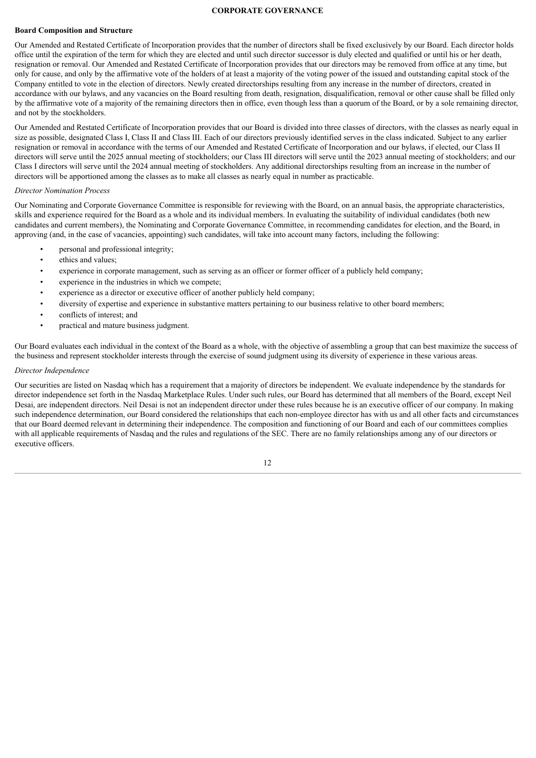## CORPORATE GOVERNANCE

### Board Composition and Structure

Our Amended and Restated Certificate of Incorporation provides that the number of directors shall be fixed exclusively by our Board. Each director holds office until the expiration of the term for which they are elected and until such director successor is duly elected and qualified or until his or her death, resignation or removal. Our Amended and Restated Certificate of Incorporation provides that our directors may be removed from office at any time, but only for cause, and only by the affirmative vote of the holders of at least a majority of the voting power of the issued and outstanding capital stock of the Company entitled to vote in the election of directors. Newly created directorships resulting from any increase in the number of directors, created in accordance with our bylaws, and any vacancies on the Board resulting from death, resignation, disqualification, removal or other cause shall be filled only by the affirmative vote of a majority of the remaining directors then in office, even though less than a quorum of the Board, or by a sole remaining director, and not by the stockholders.

Our Amended and Restated Certificate of Incorporation provides that our Board is divided into three classes of directors, with the classes as nearly equal in size as possible, designated Class I, Class II and Class III. Each of our directors previously identified serves in the class indicated. Subject to any earlier resignation or removal in accordance with the terms of our Amended and Restated Certificate of Incorporation and our bylaws, if elected, our Class II directors will serve until the 2025 annual meeting of stockholders; our Class III directors will serve until the 2023 annual meeting of stockholders; and our Class I directors will serve until the 2024 annual meeting of stockholders. Any additional directorships resulting from an increase in the number of directors will be apportioned among the classes as to make all classes as nearly equal in number as practicable.

*Director Nomination Process*

Our Nominating and Corporate Governance Committee is responsible for reviewing with the Board, on an annual basis, the appropriate characteristics, skills and experience required for the Board as a whole and its individual members. In evaluating the suitability of individual candidates (both new candidates and current members), the Nominating and Corporate Governance Committee, in recommending candidates for election, and the Board, in approving (and, in the case of vacancies, appointing) such candidates, will take into account many factors, including the following:

- personal and professional integrity;
- ethics and values;
- experience in corporate management, such as serving as an officer or former officer of a publicly held company;
- experience in the industries in which we compete;
- experience as a director or executive officer of another publicly held company;
- diversity of expertise and experience in substantive matters pertaining to our business relative to other board members;
- conflicts of interest; and
- practical and mature business judgment.

Our Board evaluates each individual in the context of the Board as a whole, with the objective of assembling a group that can best maximize the success of the business and represent stockholder interests through the exercise of sound judgment using its diversity of experience in these various areas.

*Director Independence*

Our securities are listed on Nasdaq which has a requirement that a majority of directors be independent. We evaluate independence by the standards for director independence set forth in the Nasdaq Marketplace Rules. Under such rules, our Board has determined that all members of the Board, except Neil Desai, are independent directors. Neil Desai is not an independent director under these rules because he is an executive officer of our company. In making such independence determination, our Board considered the relationships that each non-employee director has with us and all other facts and circumstances that our Board deemed relevant in determining their independence. The composition and functioning of our Board and each of our committees complies with all applicable requirements of Nasdaq and the rules and regulations of the SEC. There are no family relationships among any of our directors or executive officers.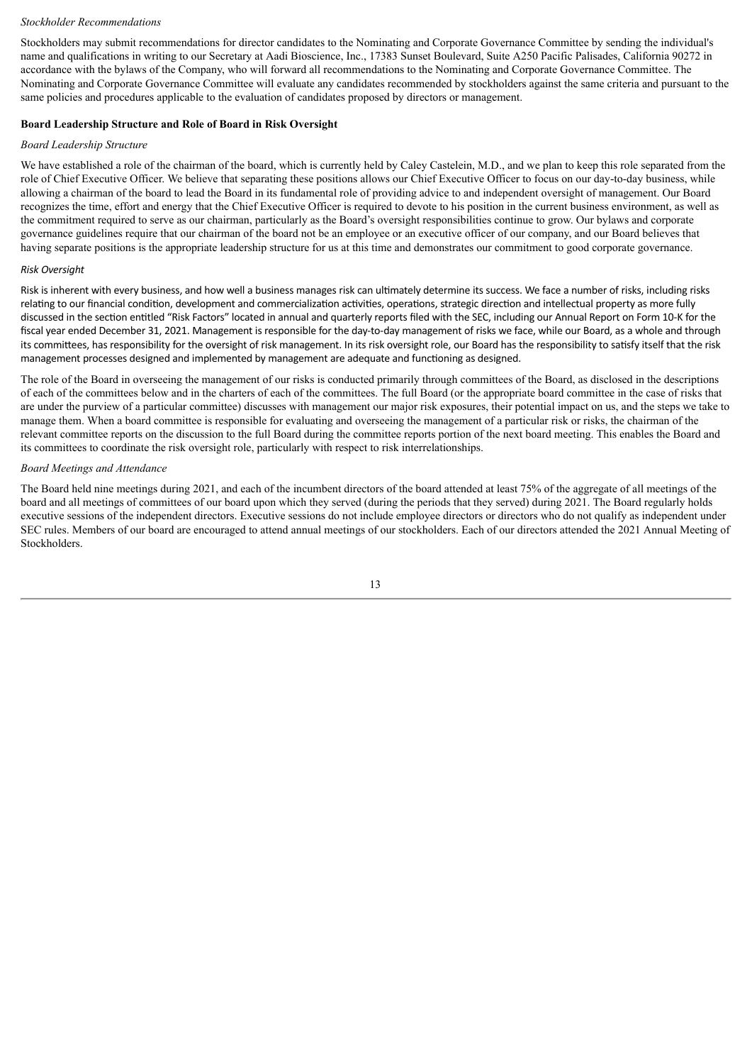*Stockholder Recommendations*

Stockholders may submit recommendations for director candidates to the Nominating and Corporate Governance Committee by sending the individual's name and qualifications in writing to our Secretary at Aadi Bioscience, Inc., 17383 Sunset Boulevard, Suite A250 Pacific Palisades, California 90272 in accordance with the bylaws of the Company, who will forward all recommendations to the Nominating and Corporate Governance Committee. The Nominating and Corporate Governance Committee will evaluate any candidates recommended by stockholders against the same criteria and pursuant to the same policies and procedures applicable to the evaluation of candidates proposed by directors or management.

**Board Leadership Structure and Role of Board in Risk Oversight**

*Board Leadership Structure*

We have established a role of the chairman of the board, which is currently held by Caley Castelein, M.D., and we plan to keep this role separated from the role of Chief Executive Officer. We believe that separating these positions allows our Chief Executive Officer to focus on our day-to-day business, while allowing a chairman of the board to lead the Board in its fundamental role of providing advice to and independent oversight of management. Our Board recognizes the time, effort and energy that the Chief Executive Officer is required to devote to his position in the current business environment, as well as the commitment required to serve as our chairman, particularly as the Board's oversight responsibilities continue to grow. Our bylaws and corporate governance guidelines require that our chairman of the board not be an employee or an executive officer of our company, and our Board believes that having separate positions is the appropriate leadership structure for us at this time and demonstrates our commitment to good corporate governance.

*Risk Oversight*

Risk is inherent with every business, and how well a business manages risk can ultimately determine its success. We face a number of risks, including risks relating to our financial condition, development and commercialization activities, operations, strategic direction and intellectual property as more fully discussed in the section entitled "Risk Factors" located in annual and quarterly reports filed with the SEC, including our Annual Report on Form 10-K for the fiscal year ended December 31, 2021. Management is responsible for the day-to-day management of risks we face, while our Board, as a whole and through its committees, has responsibility for the oversight of risk management. In its risk oversight role, our Board has the responsibility to satisfy itself that the risk management processes designed and implemented by management are adequate and functioning as designed.

The role of the Board in overseeing the management of our risks is conducted primarily through committees of the Board, as disclosed in the descriptions of each of the committees below and in the charters of each of the committees. The full Board (or the appropriate board committee in the case of risks that are under the purview of a particular committee) discusses with management our major risk exposures, their potential impact on us, and the steps we take to manage them. When a board committee is responsible for evaluating and overseeing the management of a particular risk or risks, the chairman of the relevant committee reports on the discussion to the full Board during the committee reports portion of the next board meeting. This enables the Board and its committees to coordinate the risk oversight role, particularly with respect to risk interrelationships.

*Board Meetings and Attendance*

The Board held nine meetings during 2021, and each of the incumbent directors of the board attended at least 75% of the aggregate of all meetings of the board and all meetings of committees of our board upon which they served (during the periods that they served) during 2021. The Board regularly holds executive sessions of the independent directors. Executive sessions do not include employee directors or directors who do not qualify as independent under SEC rules. Members of our board are encouraged to attend annual meetings of our stockholders. Each of our directors attended the 2021 Annual Meeting of Stockholders.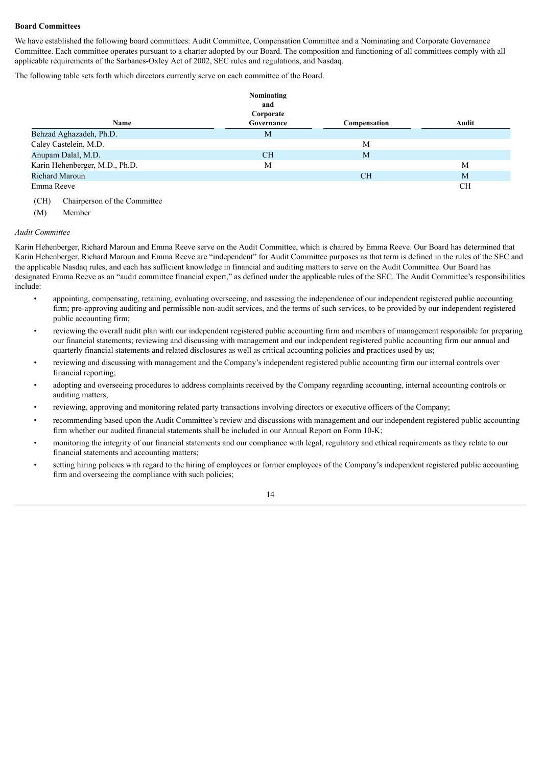**Board Committees**

We have established the following board committees: Audit Committee, Compensation Committee and a Nominating and Corporate Governance Committee. Each committee operates pursuant to a charter adopted by our Board. The composition and functioning of all committees comply with all applicable requirements of the Sarbanes-Oxley Act of 2002, SEC rules and regulations, and Nasdaq.

The following table sets forth which directors currently serve on each committee of the Board.

| Name | Nominating and Corporate Governance | Compensation | Audit |
|---|---|---|---|
| Behzad Aghazadeh, Ph.D. | M | | |
| Caley Castelein, M.D. | | M | |
| Anupam Dalal, M.D. | CH | M | |
| Karin Hehenberger, M.D., Ph.D. | M | | M |
| Richard Maroun | | CH | M |
| Emma Reeve | | | CH |

(CH) Chairperson of the Committee

(M) Member

*Audit Committee*

Karin Hehenberger, Richard Maroun and Emma Reeve serve on the Audit Committee, which is chaired by Emma Reeve. Our Board has determined that Karin Hehenberger, Richard Maroun and Emma Reeve are "independent" for Audit Committee purposes as that term is defined in the rules of the SEC and the applicable Nasdaq rules, and each has sufficient knowledge in financial and auditing matters to serve on the Audit Committee. Our Board has designated Emma Reeve as an "audit committee financial expert," as defined under the applicable rules of the SEC. The Audit Committee's responsibilities include:

- appointing, compensating, retaining, evaluating overseeing, and assessing the independence of our independent registered public accounting firm; pre-approving auditing and permissible non-audit services, and the terms of such services, to be provided by our independent registered public accounting firm;
- reviewing the overall audit plan with our independent registered public accounting firm and members of management responsible for preparing our financial statements; reviewing and discussing with management and our independent registered public accounting firm our annual and quarterly financial statements and related disclosures as well as critical accounting policies and practices used by us;
- reviewing and discussing with management and the Company's independent registered public accounting firm our internal controls over financial reporting;
- adopting and overseeing procedures to address complaints received by the Company regarding accounting, internal accounting controls or auditing matters;
- reviewing, approving and monitoring related party transactions involving directors or executive officers of the Company;
- recommending based upon the Audit Committee's review and discussions with management and our independent registered public accounting firm whether our audited financial statements shall be included in our Annual Report on Form 10-K;
- monitoring the integrity of our financial statements and our compliance with legal, regulatory and ethical requirements as they relate to our financial statements and accounting matters;
- setting hiring policies with regard to the hiring of employees or former employees of the Company's independent registered public accounting firm and overseeing the compliance with such policies;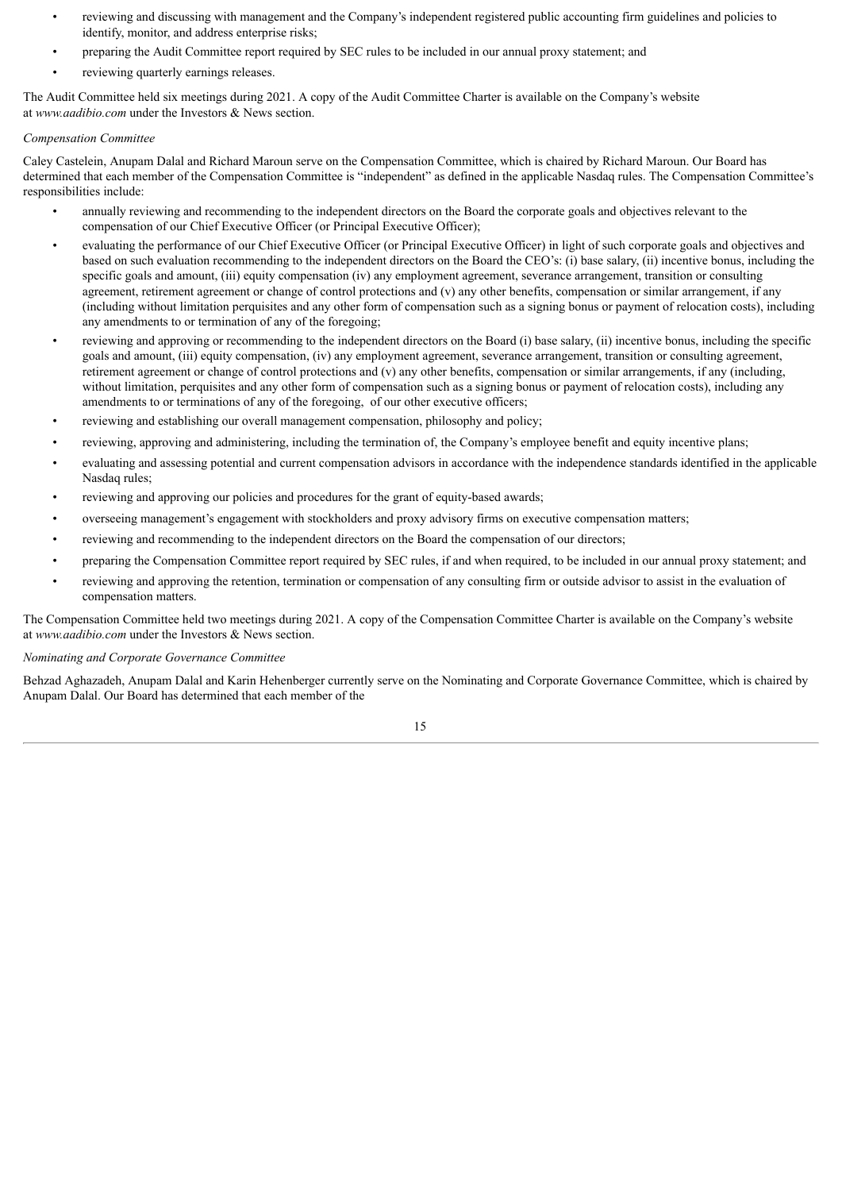- reviewing and discussing with management and the Company's independent registered public accounting firm guidelines and policies to identify, monitor, and address enterprise risks;
- preparing the Audit Committee report required by SEC rules to be included in our annual proxy statement; and
- reviewing quarterly earnings releases.

The Audit Committee held six meetings during 2021. A copy of the Audit Committee Charter is available on the Company's website at *www.aadibio.com* under the Investors & News section.

*Compensation Committee*

Caley Castelein, Anupam Dalal and Richard Maroun serve on the Compensation Committee, which is chaired by Richard Maroun. Our Board has determined that each member of the Compensation Committee is "independent" as defined in the applicable Nasdaq rules. The Compensation Committee's responsibilities include:

- annually reviewing and recommending to the independent directors on the Board the corporate goals and objectives relevant to the compensation of our Chief Executive Officer (or Principal Executive Officer);
- evaluating the performance of our Chief Executive Officer (or Principal Executive Officer) in light of such corporate goals and objectives and based on such evaluation recommending to the independent directors on the Board the CEO's: (i) base salary, (ii) incentive bonus, including the specific goals and amount, (iii) equity compensation (iv) any employment agreement, severance arrangement, transition or consulting agreement, retirement agreement or change of control protections and (v) any other benefits, compensation or similar arrangement, if any (including without limitation perquisites and any other form of compensation such as a signing bonus or payment of relocation costs), including any amendments to or termination of any of the foregoing;
- reviewing and approving or recommending to the independent directors on the Board (i) base salary, (ii) incentive bonus, including the specific goals and amount, (iii) equity compensation, (iv) any employment agreement, severance arrangement, transition or consulting agreement, retirement agreement or change of control protections and (v) any other benefits, compensation or similar arrangements, if any (including, without limitation, perquisites and any other form of compensation such as a signing bonus or payment of relocation costs), including any amendments to or terminations of any of the foregoing, of our other executive officers;
- reviewing and establishing our overall management compensation, philosophy and policy;
- reviewing, approving and administering, including the termination of, the Company's employee benefit and equity incentive plans;
- evaluating and assessing potential and current compensation advisors in accordance with the independence standards identified in the applicable Nasdaq rules;
- reviewing and approving our policies and procedures for the grant of equity-based awards;
- overseeing management's engagement with stockholders and proxy advisory firms on executive compensation matters;
- reviewing and recommending to the independent directors on the Board the compensation of our directors;
- preparing the Compensation Committee report required by SEC rules, if and when required, to be included in our annual proxy statement; and
- reviewing and approving the retention, termination or compensation of any consulting firm or outside advisor to assist in the evaluation of compensation matters.

The Compensation Committee held two meetings during 2021. A copy of the Compensation Committee Charter is available on the Company's website at *www.aadibio.com* under the Investors & News section.

*Nominating and Corporate Governance Committee*

Behzad Aghazadeh, Anupam Dalal and Karin Hehenberger currently serve on the Nominating and Corporate Governance Committee, which is chaired by Anupam Dalal. Our Board has determined that each member of the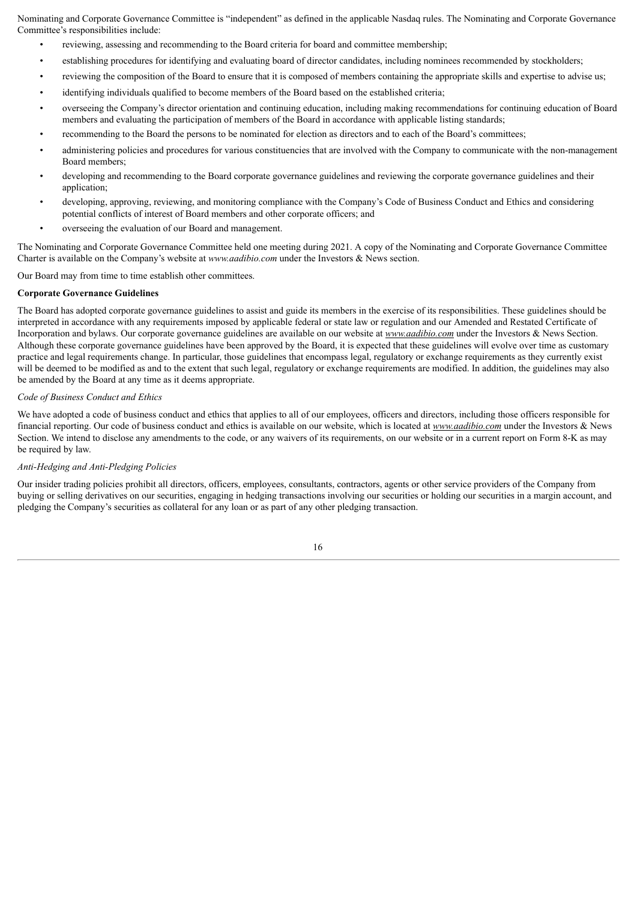Nominating and Corporate Governance Committee is "independent" as defined in the applicable Nasdaq rules. The Nominating and Corporate Governance Committee's responsibilities include:

- reviewing, assessing and recommending to the Board criteria for board and committee membership;
- establishing procedures for identifying and evaluating board of director candidates, including nominees recommended by stockholders;
- reviewing the composition of the Board to ensure that it is composed of members containing the appropriate skills and expertise to advise us;
- identifying individuals qualified to become members of the Board based on the established criteria;
- overseeing the Company's director orientation and continuing education, including making recommendations for continuing education of Board members and evaluating the participation of members of the Board in accordance with applicable listing standards;
- recommending to the Board the persons to be nominated for election as directors and to each of the Board's committees;
- administering policies and procedures for various constituencies that are involved with the Company to communicate with the non-management Board members;
- developing and recommending to the Board corporate governance guidelines and reviewing the corporate governance guidelines and their application;
- developing, approving, reviewing, and monitoring compliance with the Company's Code of Business Conduct and Ethics and considering potential conflicts of interest of Board members and other corporate officers; and
- overseeing the evaluation of our Board and management.

The Nominating and Corporate Governance Committee held one meeting during 2021. A copy of the Nominating and Corporate Governance Committee Charter is available on the Company's website at *www.aadibio.com* under the Investors & News section.

Our Board may from time to time establish other committees.

**Corporate Governance Guidelines**

The Board has adopted corporate governance guidelines to assist and guide its members in the exercise of its responsibilities. These guidelines should be interpreted in accordance with any requirements imposed by applicable federal or state law or regulation and our Amended and Restated Certificate of Incorporation and bylaws. Our corporate governance guidelines are available on our website at *www.aadibio.com* under the Investors & News Section. Although these corporate governance guidelines have been approved by the Board, it is expected that these guidelines will evolve over time as customary practice and legal requirements change. In particular, those guidelines that encompass legal, regulatory or exchange requirements as they currently exist will be deemed to be modified as and to the extent that such legal, regulatory or exchange requirements are modified. In addition, the guidelines may also be amended by the Board at any time as it deems appropriate.

*Code of Business Conduct and Ethics*

We have adopted a code of business conduct and ethics that applies to all of our employees, officers and directors, including those officers responsible for financial reporting. Our code of business conduct and ethics is available on our website, which is located at *www.aadibio.com* under the Investors & News Section. We intend to disclose any amendments to the code, or any waivers of its requirements, on our website or in a current report on Form 8-K as may be required by law.

*Anti-Hedging and Anti-Pledging Policies*

Our insider trading policies prohibit all directors, officers, employees, consultants, contractors, agents or other service providers of the Company from buying or selling derivatives on our securities, engaging in hedging transactions involving our securities or holding our securities in a margin account, and pledging the Company's securities as collateral for any loan or as part of any other pledging transaction.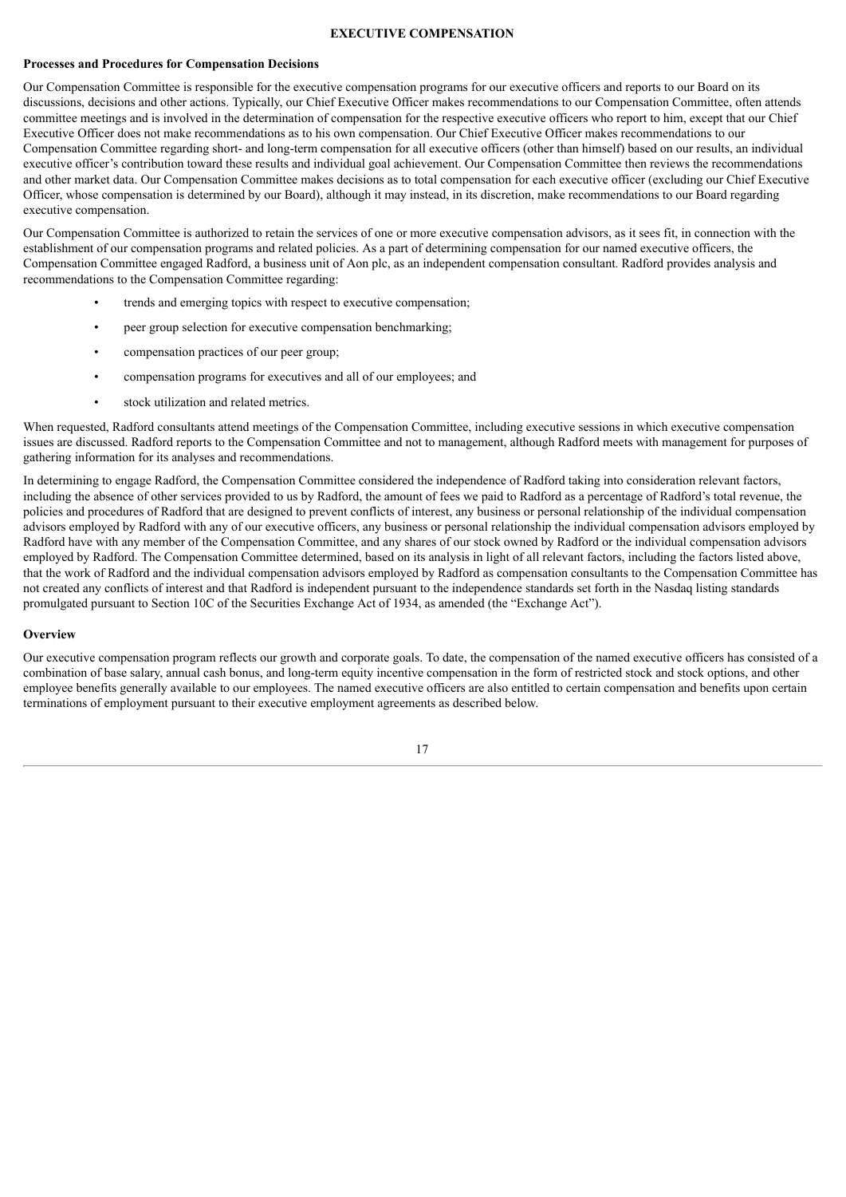# EXECUTIVE COMPENSATION

## Processes and Procedures for Compensation Decisions

Our Compensation Committee is responsible for the executive compensation programs for our executive officers and reports to our Board on its discussions, decisions and other actions. Typically, our Chief Executive Officer makes recommendations to our Compensation Committee, often attends committee meetings and is involved in the determination of compensation for the respective executive officers who report to him, except that our Chief Executive Officer does not make recommendations as to his own compensation. Our Chief Executive Officer makes recommendations to our Compensation Committee regarding short- and long-term compensation for all executive officers (other than himself) based on our results, an individual executive officer's contribution toward these results and individual goal achievement. Our Compensation Committee then reviews the recommendations and other market data. Our Compensation Committee makes decisions as to total compensation for each executive officer (excluding our Chief Executive Officer, whose compensation is determined by our Board), although it may instead, in its discretion, make recommendations to our Board regarding executive compensation.

Our Compensation Committee is authorized to retain the services of one or more executive compensation advisors, as it sees fit, in connection with the establishment of our compensation programs and related policies. As a part of determining compensation for our named executive officers, the Compensation Committee engaged Radford, a business unit of Aon plc, as an independent compensation consultant. Radford provides analysis and recommendations to the Compensation Committee regarding:

- trends and emerging topics with respect to executive compensation;
- peer group selection for executive compensation benchmarking;
- compensation practices of our peer group;
- compensation programs for executives and all of our employees; and
- stock utilization and related metrics.

When requested, Radford consultants attend meetings of the Compensation Committee, including executive sessions in which executive compensation issues are discussed. Radford reports to the Compensation Committee and not to management, although Radford meets with management for purposes of gathering information for its analyses and recommendations.

In determining to engage Radford, the Compensation Committee considered the independence of Radford taking into consideration relevant factors, including the absence of other services provided to us by Radford, the amount of fees we paid to Radford as a percentage of Radford's total revenue, the policies and procedures of Radford that are designed to prevent conflicts of interest, any business or personal relationship of the individual compensation advisors employed by Radford with any of our executive officers, any business or personal relationship the individual compensation advisors employed by Radford have with any member of the Compensation Committee, and any shares of our stock owned by Radford or the individual compensation advisors employed by Radford. The Compensation Committee determined, based on its analysis in light of all relevant factors, including the factors listed above, that the work of Radford and the individual compensation advisors employed by Radford as compensation consultants to the Compensation Committee has not created any conflicts of interest and that Radford is independent pursuant to the independence standards set forth in the Nasdaq listing standards promulgated pursuant to Section 10C of the Securities Exchange Act of 1934, as amended (the "Exchange Act").

## Overview

Our executive compensation program reflects our growth and corporate goals. To date, the compensation of the named executive officers has consisted of a combination of base salary, annual cash bonus, and long-term equity incentive compensation in the form of restricted stock and stock options, and other employee benefits generally available to our employees. The named executive officers are also entitled to certain compensation and benefits upon certain terminations of employment pursuant to their executive employment agreements as described below.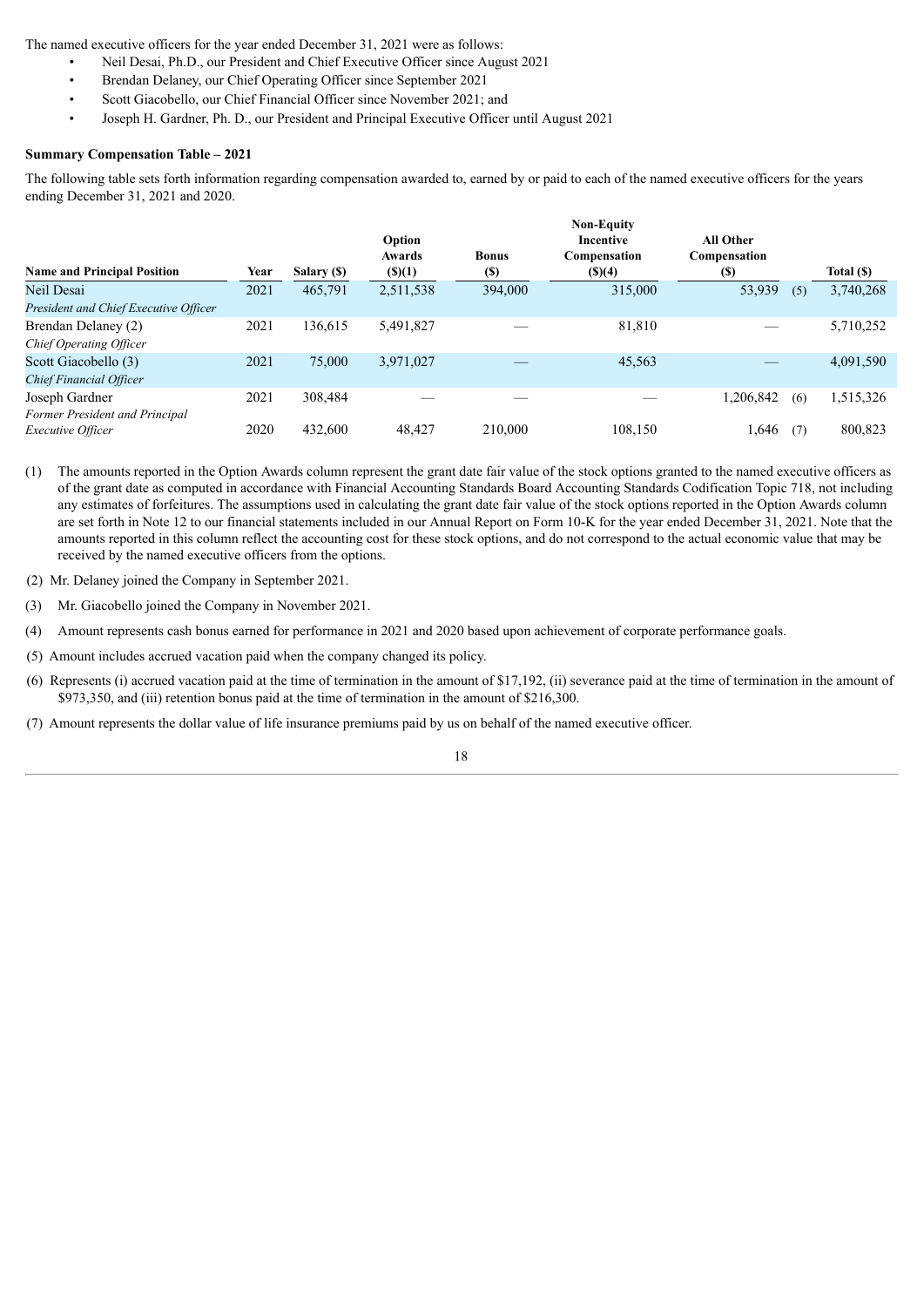The named executive officers for the year ended December 31, 2021 were as follows:

- Neil Desai, Ph.D., our President and Chief Executive Officer since August 2021
- Brendan Delaney, our Chief Operating Officer since September 2021
- Scott Giacobello, our Chief Financial Officer since November 2021; and
- Joseph H. Gardner, Ph. D., our President and Principal Executive Officer until August 2021

**Summary Compensation Table – 2021**

The following table sets forth information regarding compensation awarded to, earned by or paid to each of the named executive officers for the years ending December 31, 2021 and 2020.

| Name and Principal Position | Year | Salary ($) | Option Awards ($)(1) | Bonus ($) | Non-Equity Incentive Compensation ($)(4) | All Other Compensation ($) | | Total ($) |
|---|---|---|---|---|---|---|---|---|
| Neil Desai<br>*President and Chief Executive Officer* | 2021 | 465,791 | 2,511,538 | 394,000 | 315,000 | 53,939 | (5) | 3,740,268 |
| Brendan Delaney (2)<br>*Chief Operating Officer* | 2021 | 136,615 | 5,491,827 | — | 81,810 | — | | 5,710,252 |
| Scott Giacobello (3)<br>*Chief Financial Officer* | 2021 | 75,000 | 3,971,027 | — | 45,563 | — | | 4,091,590 |
| Joseph Gardner | 2021 | 308,484 | — | — | — | 1,206,842 | (6) | 1,515,326 |
| *Former President and Principal Executive Officer* | 2020 | 432,600 | 48,427 | 210,000 | 108,150 | 1,646 | (7) | 800,823 |

(1) The amounts reported in the Option Awards column represent the grant date fair value of the stock options granted to the named executive officers as of the grant date as computed in accordance with Financial Accounting Standards Board Accounting Standards Codification Topic 718, not including any estimates of forfeitures. The assumptions used in calculating the grant date fair value of the stock options reported in the Option Awards column are set forth in Note 12 to our financial statements included in our Annual Report on Form 10-K for the year ended December 31, 2021. Note that the amounts reported in this column reflect the accounting cost for these stock options, and do not correspond to the actual economic value that may be received by the named executive officers from the options.

(2) Mr. Delaney joined the Company in September 2021.

(3) Mr. Giacobello joined the Company in November 2021.

(4) Amount represents cash bonus earned for performance in 2021 and 2020 based upon achievement of corporate performance goals.

(5) Amount includes accrued vacation paid when the company changed its policy.

(6) Represents (i) accrued vacation paid at the time of termination in the amount of $17,192, (ii) severance paid at the time of termination in the amount of $973,350, and (iii) retention bonus paid at the time of termination in the amount of $216,300.

(7) Amount represents the dollar value of life insurance premiums paid by us on behalf of the named executive officer.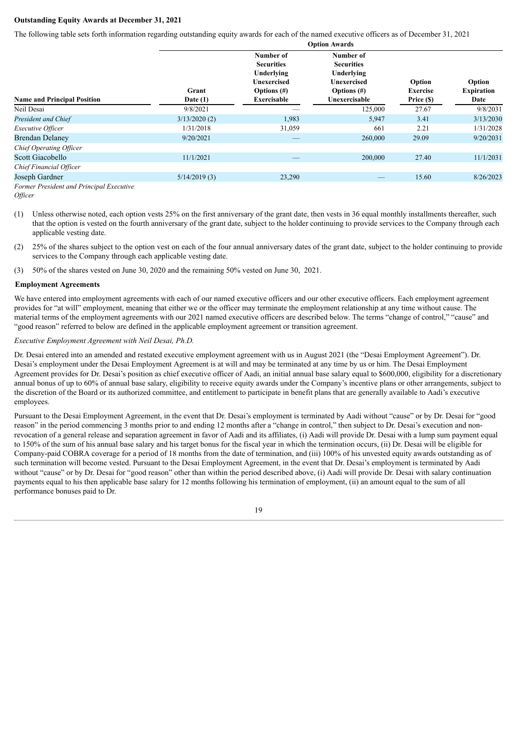**Outstanding Equity Awards at December 31, 2021**

The following table sets forth information regarding outstanding equity awards for each of the named executive officers as of December 31, 2021

| | | Option Awards | | | |
|---|---|---|---|---|---|
| **Name and Principal Position** | **Grant Date (1)** | **Number of Securities Underlying Unexercised Options (#) Exercisable** | **Number of Securities Underlying Unexercised Options (#) Unexercisable** | **Option Exercise Price ($)** | **Option Expiration Date** |
| Neil Desai | 9/8/2021 | — | 125,000 | 27.67 | 9/8/2031 |
| *President and Chief* | 3/13/2020 (2) | 1,983 | 5,947 | 3.41 | 3/13/2030 |
| *Executive Officer* | 1/31/2018 | 31,059 | 661 | 2.21 | 1/31/2028 |
| Brendan Delaney | 9/20/2021 | — | 260,000 | 29.09 | 9/20/2031 |
| *Chief Operating Officer* | | | | | |
| Scott Giacobello | 11/1/2021 | — | 200,000 | 27.40 | 11/1/2031 |
| *Chief Financial Officer* | | | | | |
| Joseph Gardner | 5/14/2019 (3) | 23,290 | — | 15.60 | 8/26/2023 |
| *Former President and Principal Executive Officer* | | | | | |

(1) Unless otherwise noted, each option vests 25% on the first anniversary of the grant date, then vests in 36 equal monthly installments thereafter, such that the option is vested on the fourth anniversary of the grant date, subject to the holder continuing to provide services to the Company through each applicable vesting date.

(2) 25% of the shares subject to the option vest on each of the four annual anniversary dates of the grant date, subject to the holder continuing to provide services to the Company through each applicable vesting date.

(3) 50% of the shares vested on June 30, 2020 and the remaining 50% vested on June 30, 2021.

**Employment Agreements**

We have entered into employment agreements with each of our named executive officers and our other executive officers. Each employment agreement provides for "at will" employment, meaning that either we or the officer may terminate the employment relationship at any time without cause. The material terms of the employment agreements with our 2021 named executive officers are described below. The terms "change of control," "cause" and "good reason" referred to below are defined in the applicable employment agreement or transition agreement.

*Executive Employment Agreement with Neil Desai, Ph.D.*

Dr. Desai entered into an amended and restated executive employment agreement with us in August 2021 (the "Desai Employment Agreement"). Dr. Desai's employment under the Desai Employment Agreement is at will and may be terminated at any time by us or him. The Desai Employment Agreement provides for Dr. Desai's position as chief executive officer of Aadi, an initial annual base salary equal to $600,000, eligibility for a discretionary annual bonus of up to 60% of annual base salary, eligibility to receive equity awards under the Company's incentive plans or other arrangements, subject to the discretion of the Board or its authorized committee, and entitlement to participate in benefit plans that are generally available to Aadi's executive employees.

Pursuant to the Desai Employment Agreement, in the event that Dr. Desai's employment is terminated by Aadi without "cause" or by Dr. Desai for "good reason" in the period commencing 3 months prior to and ending 12 months after a "change in control," then subject to Dr. Desai's execution and non-revocation of a general release and separation agreement in favor of Aadi and its affiliates, (i) Aadi will provide Dr. Desai with a lump sum payment equal to 150% of the sum of his annual base salary and his target bonus for the fiscal year in which the termination occurs, (ii) Dr. Desai will be eligible for Company-paid COBRA coverage for a period of 18 months from the date of termination, and (iii) 100% of his unvested equity awards outstanding as of such termination will become vested. Pursuant to the Desai Employment Agreement, in the event that Dr. Desai's employment is terminated by Aadi without "cause" or by Dr. Desai for "good reason" other than within the period described above, (i) Aadi will provide Dr. Desai with salary continuation payments equal to his then applicable base salary for 12 months following his termination of employment, (ii) an amount equal to the sum of all performance bonuses paid to Dr.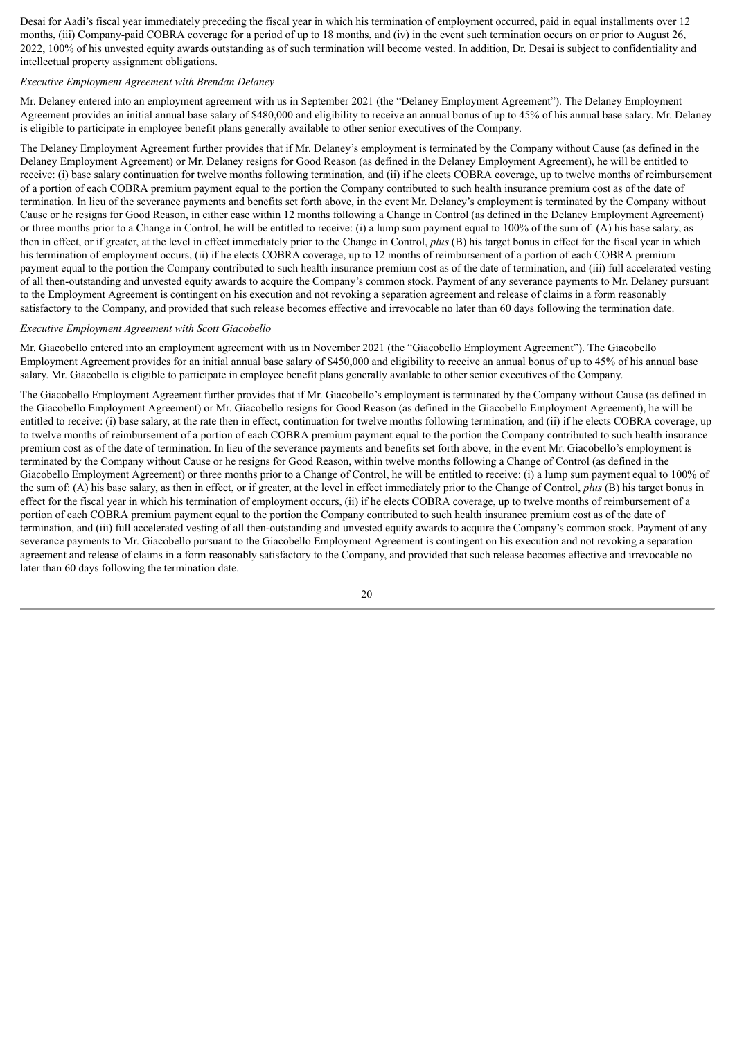Desai for Aadi's fiscal year immediately preceding the fiscal year in which his termination of employment occurred, paid in equal installments over 12 months, (iii) Company-paid COBRA coverage for a period of up to 18 months, and (iv) in the event such termination occurs on or prior to August 26, 2022, 100% of his unvested equity awards outstanding as of such termination will become vested. In addition, Dr. Desai is subject to confidentiality and intellectual property assignment obligations.

*Executive Employment Agreement with Brendan Delaney*

Mr. Delaney entered into an employment agreement with us in September 2021 (the "Delaney Employment Agreement"). The Delaney Employment Agreement provides an initial annual base salary of $480,000 and eligibility to receive an annual bonus of up to 45% of his annual base salary. Mr. Delaney is eligible to participate in employee benefit plans generally available to other senior executives of the Company.

The Delaney Employment Agreement further provides that if Mr. Delaney's employment is terminated by the Company without Cause (as defined in the Delaney Employment Agreement) or Mr. Delaney resigns for Good Reason (as defined in the Delaney Employment Agreement), he will be entitled to receive: (i) base salary continuation for twelve months following termination, and (ii) if he elects COBRA coverage, up to twelve months of reimbursement of a portion of each COBRA premium payment equal to the portion the Company contributed to such health insurance premium cost as of the date of termination. In lieu of the severance payments and benefits set forth above, in the event Mr. Delaney's employment is terminated by the Company without Cause or he resigns for Good Reason, in either case within 12 months following a Change in Control (as defined in the Delaney Employment Agreement) or three months prior to a Change in Control, he will be entitled to receive: (i) a lump sum payment equal to 100% of the sum of: (A) his base salary, as then in effect, or if greater, at the level in effect immediately prior to the Change in Control, *plus* (B) his target bonus in effect for the fiscal year in which his termination of employment occurs, (ii) if he elects COBRA coverage, up to 12 months of reimbursement of a portion of each COBRA premium payment equal to the portion the Company contributed to such health insurance premium cost as of the date of termination, and (iii) full accelerated vesting of all then-outstanding and unvested equity awards to acquire the Company's common stock. Payment of any severance payments to Mr. Delaney pursuant to the Employment Agreement is contingent on his execution and not revoking a separation agreement and release of claims in a form reasonably satisfactory to the Company, and provided that such release becomes effective and irrevocable no later than 60 days following the termination date.

*Executive Employment Agreement with Scott Giacobello*

Mr. Giacobello entered into an employment agreement with us in November 2021 (the "Giacobello Employment Agreement"). The Giacobello Employment Agreement provides for an initial annual base salary of $450,000 and eligibility to receive an annual bonus of up to 45% of his annual base salary. Mr. Giacobello is eligible to participate in employee benefit plans generally available to other senior executives of the Company.

The Giacobello Employment Agreement further provides that if Mr. Giacobello's employment is terminated by the Company without Cause (as defined in the Giacobello Employment Agreement) or Mr. Giacobello resigns for Good Reason (as defined in the Giacobello Employment Agreement), he will be entitled to receive: (i) base salary, at the rate then in effect, continuation for twelve months following termination, and (ii) if he elects COBRA coverage, up to twelve months of reimbursement of a portion of each COBRA premium payment equal to the portion the Company contributed to such health insurance premium cost as of the date of termination. In lieu of the severance payments and benefits set forth above, in the event Mr. Giacobello's employment is terminated by the Company without Cause or he resigns for Good Reason, within twelve months following a Change of Control (as defined in the Giacobello Employment Agreement) or three months prior to a Change of Control, he will be entitled to receive: (i) a lump sum payment equal to 100% of the sum of: (A) his base salary, as then in effect, or if greater, at the level in effect immediately prior to the Change of Control, *plus* (B) his target bonus in effect for the fiscal year in which his termination of employment occurs, (ii) if he elects COBRA coverage, up to twelve months of reimbursement of a portion of each COBRA premium payment equal to the portion the Company contributed to such health insurance premium cost as of the date of termination, and (iii) full accelerated vesting of all then-outstanding and unvested equity awards to acquire the Company's common stock. Payment of any severance payments to Mr. Giacobello pursuant to the Giacobello Employment Agreement is contingent on his execution and not revoking a separation agreement and release of claims in a form reasonably satisfactory to the Company, and provided that such release becomes effective and irrevocable no later than 60 days following the termination date.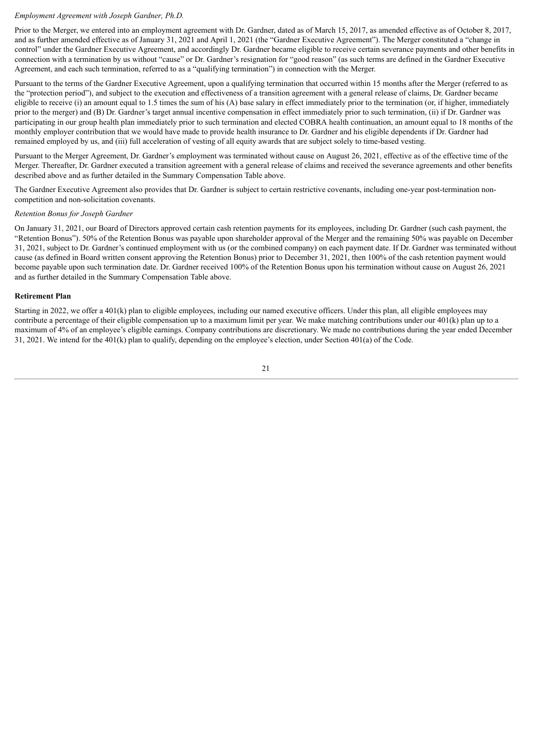*Employment Agreement with Joseph Gardner, Ph.D.*

Prior to the Merger, we entered into an employment agreement with Dr. Gardner, dated as of March 15, 2017, as amended effective as of October 8, 2017, and as further amended effective as of January 31, 2021 and April 1, 2021 (the "Gardner Executive Agreement"). The Merger constituted a "change in control" under the Gardner Executive Agreement, and accordingly Dr. Gardner became eligible to receive certain severance payments and other benefits in connection with a termination by us without "cause" or Dr. Gardner's resignation for "good reason" (as such terms are defined in the Gardner Executive Agreement, and each such termination, referred to as a "qualifying termination") in connection with the Merger.

Pursuant to the terms of the Gardner Executive Agreement, upon a qualifying termination that occurred within 15 months after the Merger (referred to as the "protection period"), and subject to the execution and effectiveness of a transition agreement with a general release of claims, Dr. Gardner became eligible to receive (i) an amount equal to 1.5 times the sum of his (A) base salary in effect immediately prior to the termination (or, if higher, immediately prior to the merger) and (B) Dr. Gardner's target annual incentive compensation in effect immediately prior to such termination, (ii) if Dr. Gardner was participating in our group health plan immediately prior to such termination and elected COBRA health continuation, an amount equal to 18 months of the monthly employer contribution that we would have made to provide health insurance to Dr. Gardner and his eligible dependents if Dr. Gardner had remained employed by us, and (iii) full acceleration of vesting of all equity awards that are subject solely to time-based vesting.

Pursuant to the Merger Agreement, Dr. Gardner's employment was terminated without cause on August 26, 2021, effective as of the effective time of the Merger. Thereafter, Dr. Gardner executed a transition agreement with a general release of claims and received the severance agreements and other benefits described above and as further detailed in the Summary Compensation Table above.

The Gardner Executive Agreement also provides that Dr. Gardner is subject to certain restrictive covenants, including one-year post-termination non-competition and non-solicitation covenants.

*Retention Bonus for Joseph Gardner*

On January 31, 2021, our Board of Directors approved certain cash retention payments for its employees, including Dr. Gardner (such cash payment, the "Retention Bonus"). 50% of the Retention Bonus was payable upon shareholder approval of the Merger and the remaining 50% was payable on December 31, 2021, subject to Dr. Gardner's continued employment with us (or the combined company) on each payment date. If Dr. Gardner was terminated without cause (as defined in Board written consent approving the Retention Bonus) prior to December 31, 2021, then 100% of the cash retention payment would become payable upon such termination date. Dr. Gardner received 100% of the Retention Bonus upon his termination without cause on August 26, 2021 and as further detailed in the Summary Compensation Table above.

**Retirement Plan**

Starting in 2022, we offer a 401(k) plan to eligible employees, including our named executive officers. Under this plan, all eligible employees may contribute a percentage of their eligible compensation up to a maximum limit per year. We make matching contributions under our 401(k) plan up to a maximum of 4% of an employee's eligible earnings. Company contributions are discretionary. We made no contributions during the year ended December 31, 2021. We intend for the 401(k) plan to qualify, depending on the employee's election, under Section 401(a) of the Code.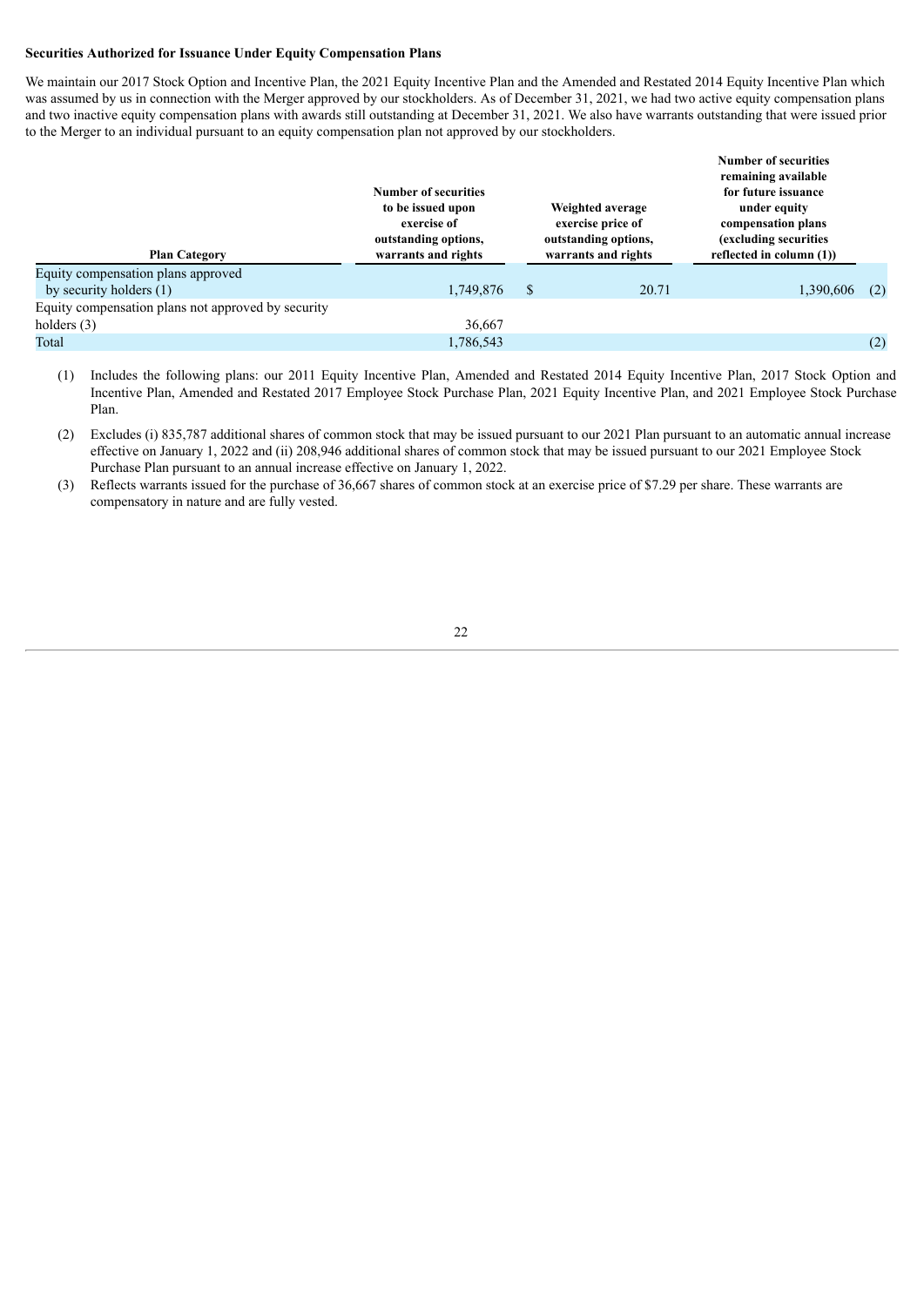**Securities Authorized for Issuance Under Equity Compensation Plans**

We maintain our 2017 Stock Option and Incentive Plan, the 2021 Equity Incentive Plan and the Amended and Restated 2014 Equity Incentive Plan which was assumed by us in connection with the Merger approved by our stockholders. As of December 31, 2021, we had two active equity compensation plans and two inactive equity compensation plans with awards still outstanding at December 31, 2021. We also have warrants outstanding that were issued prior to the Merger to an individual pursuant to an equity compensation plan not approved by our stockholders.

| Plan Category | Number of securities to be issued upon exercise of outstanding options, warrants and rights | Weighted average exercise price of outstanding options, warrants and rights | Number of securities remaining available for future issuance under equity compensation plans (excluding securities reflected in column (1)) |
|---|---|---|---|
| Equity compensation plans approved by security holders (1) | 1,749,876 | $ 20.71 | 1,390,606 (2) |
| Equity compensation plans not approved by security holders (3) | 36,667 | | |
| Total | 1,786,543 | | (2) |

(1) Includes the following plans: our 2011 Equity Incentive Plan, Amended and Restated 2014 Equity Incentive Plan, 2017 Stock Option and Incentive Plan, Amended and Restated 2017 Employee Stock Purchase Plan, 2021 Equity Incentive Plan, and 2021 Employee Stock Purchase Plan.

(2) Excludes (i) 835,787 additional shares of common stock that may be issued pursuant to our 2021 Plan pursuant to an automatic annual increase effective on January 1, 2022 and (ii) 208,946 additional shares of common stock that may be issued pursuant to our 2021 Employee Stock Purchase Plan pursuant to an annual increase effective on January 1, 2022.

(3) Reflects warrants issued for the purchase of 36,667 shares of common stock at an exercise price of $7.29 per share. These warrants are compensatory in nature and are fully vested.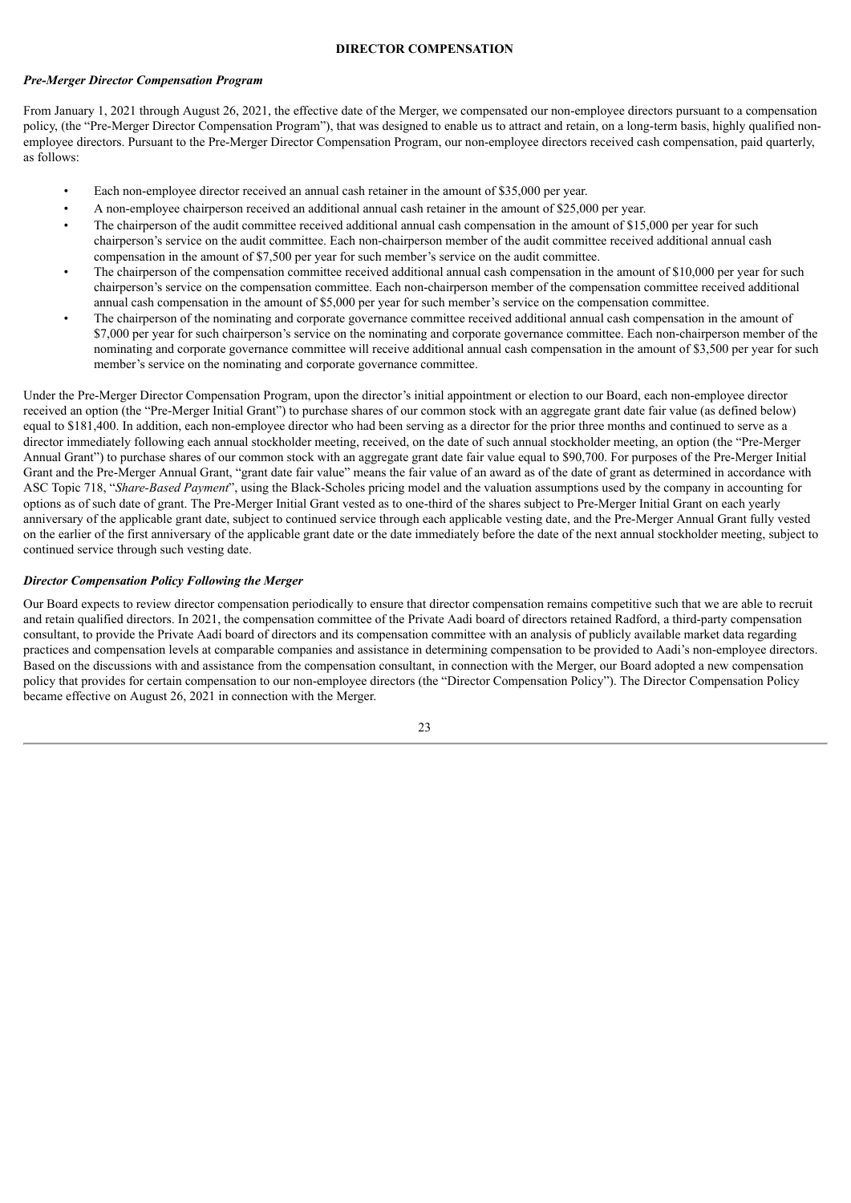## DIRECTOR COMPENSATION

### *Pre-Merger Director Compensation Program*

From January 1, 2021 through August 26, 2021, the effective date of the Merger, we compensated our non-employee directors pursuant to a compensation policy, (the "Pre-Merger Director Compensation Program"), that was designed to enable us to attract and retain, on a long-term basis, highly qualified non-employee directors. Pursuant to the Pre-Merger Director Compensation Program, our non-employee directors received cash compensation, paid quarterly, as follows:

- Each non-employee director received an annual cash retainer in the amount of $35,000 per year.
- A non-employee chairperson received an additional annual cash retainer in the amount of $25,000 per year.
- The chairperson of the audit committee received additional annual cash compensation in the amount of $15,000 per year for such chairperson's service on the audit committee. Each non-chairperson member of the audit committee received additional annual cash compensation in the amount of $7,500 per year for such member's service on the audit committee.
- The chairperson of the compensation committee received additional annual cash compensation in the amount of $10,000 per year for such chairperson's service on the compensation committee. Each non-chairperson member of the compensation committee received additional annual cash compensation in the amount of $5,000 per year for such member's service on the compensation committee.
- The chairperson of the nominating and corporate governance committee received additional annual cash compensation in the amount of $7,000 per year for such chairperson's service on the nominating and corporate governance committee. Each non-chairperson member of the nominating and corporate governance committee will receive additional annual cash compensation in the amount of $3,500 per year for such member's service on the nominating and corporate governance committee.

Under the Pre-Merger Director Compensation Program, upon the director's initial appointment or election to our Board, each non-employee director received an option (the "Pre-Merger Initial Grant") to purchase shares of our common stock with an aggregate grant date fair value (as defined below) equal to $181,400. In addition, each non-employee director who had been serving as a director for the prior three months and continued to serve as a director immediately following each annual stockholder meeting, received, on the date of such annual stockholder meeting, an option (the "Pre-Merger Annual Grant") to purchase shares of our common stock with an aggregate grant date fair value equal to $90,700. For purposes of the Pre-Merger Initial Grant and the Pre-Merger Annual Grant, "grant date fair value" means the fair value of an award as of the date of grant as determined in accordance with ASC Topic 718, "*Share-Based Payment*", using the Black-Scholes pricing model and the valuation assumptions used by the company in accounting for options as of such date of grant. The Pre-Merger Initial Grant vested as to one-third of the shares subject to Pre-Merger Initial Grant on each yearly anniversary of the applicable grant date, subject to continued service through each applicable vesting date, and the Pre-Merger Annual Grant fully vested on the earlier of the first anniversary of the applicable grant date or the date immediately before the date of the next annual stockholder meeting, subject to continued service through such vesting date.

### *Director Compensation Policy Following the Merger*

Our Board expects to review director compensation periodically to ensure that director compensation remains competitive such that we are able to recruit and retain qualified directors. In 2021, the compensation committee of the Private Aadi board of directors retained Radford, a third-party compensation consultant, to provide the Private Aadi board of directors and its compensation committee with an analysis of publicly available market data regarding practices and compensation levels at comparable companies and assistance in determining compensation to be provided to Aadi's non-employee directors. Based on the discussions with and assistance from the compensation consultant, in connection with the Merger, our Board adopted a new compensation policy that provides for certain compensation to our non-employee directors (the "Director Compensation Policy"). The Director Compensation Policy became effective on August 26, 2021 in connection with the Merger.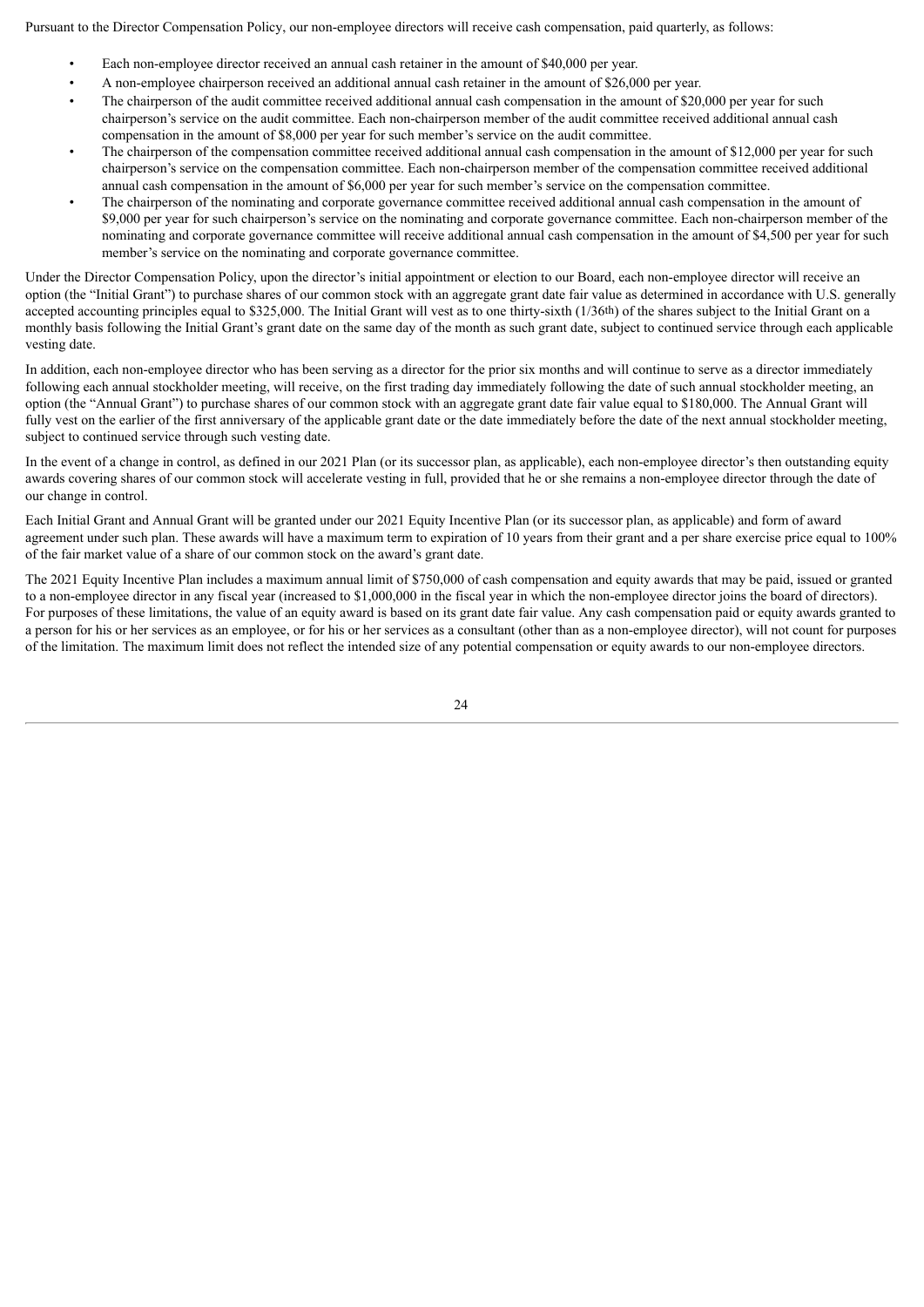Pursuant to the Director Compensation Policy, our non-employee directors will receive cash compensation, paid quarterly, as follows:

- Each non-employee director received an annual cash retainer in the amount of $40,000 per year.
- A non-employee chairperson received an additional annual cash retainer in the amount of $26,000 per year.
- The chairperson of the audit committee received additional annual cash compensation in the amount of $20,000 per year for such chairperson's service on the audit committee. Each non-chairperson member of the audit committee received additional annual cash compensation in the amount of $8,000 per year for such member's service on the audit committee.
- The chairperson of the compensation committee received additional annual cash compensation in the amount of $12,000 per year for such chairperson's service on the compensation committee. Each non-chairperson member of the compensation committee received additional annual cash compensation in the amount of $6,000 per year for such member's service on the compensation committee.
- The chairperson of the nominating and corporate governance committee received additional annual cash compensation in the amount of $9,000 per year for such chairperson's service on the nominating and corporate governance committee. Each non-chairperson member of the nominating and corporate governance committee will receive additional annual cash compensation in the amount of $4,500 per year for such member's service on the nominating and corporate governance committee.

Under the Director Compensation Policy, upon the director's initial appointment or election to our Board, each non-employee director will receive an option (the "Initial Grant") to purchase shares of our common stock with an aggregate grant date fair value as determined in accordance with U.S. generally accepted accounting principles equal to $325,000. The Initial Grant will vest as to one thirty-sixth (1/36th) of the shares subject to the Initial Grant on a monthly basis following the Initial Grant's grant date on the same day of the month as such grant date, subject to continued service through each applicable vesting date.

In addition, each non-employee director who has been serving as a director for the prior six months and will continue to serve as a director immediately following each annual stockholder meeting, will receive, on the first trading day immediately following the date of such annual stockholder meeting, an option (the "Annual Grant") to purchase shares of our common stock with an aggregate grant date fair value equal to $180,000. The Annual Grant will fully vest on the earlier of the first anniversary of the applicable grant date or the date immediately before the date of the next annual stockholder meeting, subject to continued service through such vesting date.

In the event of a change in control, as defined in our 2021 Plan (or its successor plan, as applicable), each non-employee director's then outstanding equity awards covering shares of our common stock will accelerate vesting in full, provided that he or she remains a non-employee director through the date of our change in control.

Each Initial Grant and Annual Grant will be granted under our 2021 Equity Incentive Plan (or its successor plan, as applicable) and form of award agreement under such plan. These awards will have a maximum term to expiration of 10 years from their grant and a per share exercise price equal to 100% of the fair market value of a share of our common stock on the award's grant date.

The 2021 Equity Incentive Plan includes a maximum annual limit of $750,000 of cash compensation and equity awards that may be paid, issued or granted to a non-employee director in any fiscal year (increased to $1,000,000 in the fiscal year in which the non-employee director joins the board of directors). For purposes of these limitations, the value of an equity award is based on its grant date fair value. Any cash compensation paid or equity awards granted to a person for his or her services as an employee, or for his or her services as a consultant (other than as a non-employee director), will not count for purposes of the limitation. The maximum limit does not reflect the intended size of any potential compensation or equity awards to our non-employee directors.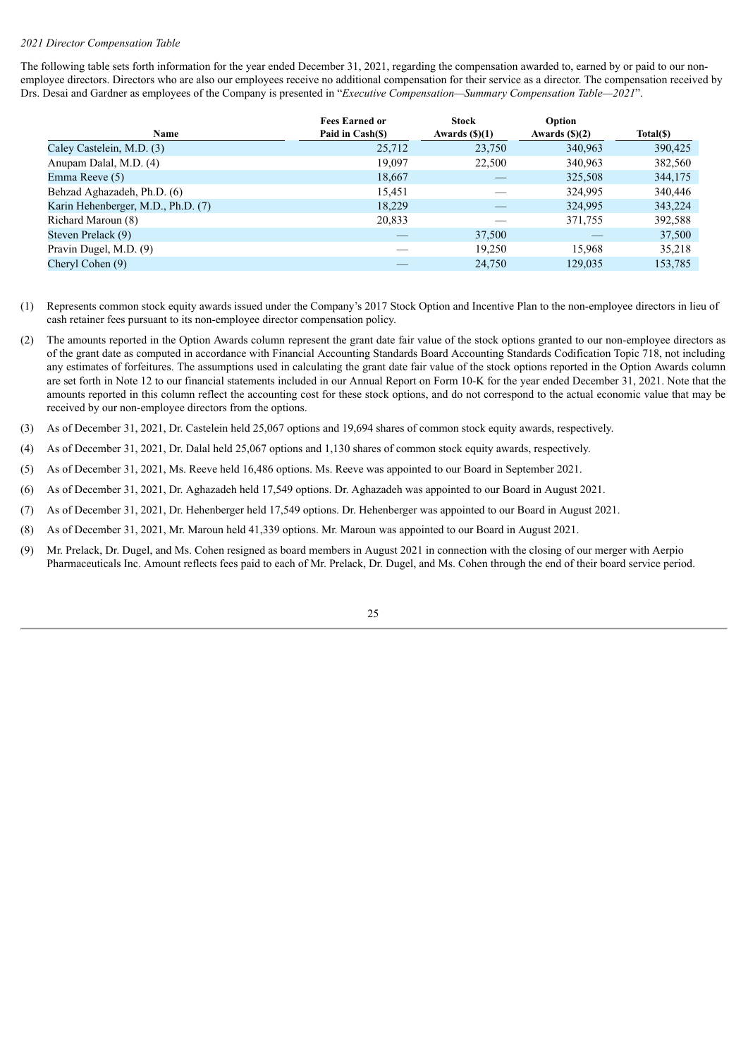*2021 Director Compensation Table*

The following table sets forth information for the year ended December 31, 2021, regarding the compensation awarded to, earned by or paid to our non-employee directors. Directors who are also our employees receive no additional compensation for their service as a director. The compensation received by Drs. Desai and Gardner as employees of the Company is presented in "*Executive Compensation—Summary Compensation Table—2021*".

| Name | Fees Earned or Paid in Cash($) | Stock Awards ($)(1) | Option Awards ($)(2) | Total($) |
|---|---|---|---|---|
| Caley Castelein, M.D. (3) | 25,712 | 23,750 | 340,963 | 390,425 |
| Anupam Dalal, M.D. (4) | 19,097 | 22,500 | 340,963 | 382,560 |
| Emma Reeve (5) | 18,667 | — | 325,508 | 344,175 |
| Behzad Aghazadeh, Ph.D. (6) | 15,451 | — | 324,995 | 340,446 |
| Karin Hehenberger, M.D., Ph.D. (7) | 18,229 | — | 324,995 | 343,224 |
| Richard Maroun (8) | 20,833 | — | 371,755 | 392,588 |
| Steven Prelack (9) | — | 37,500 | — | 37,500 |
| Pravin Dugel, M.D. (9) | — | 19,250 | 15,968 | 35,218 |
| Cheryl Cohen (9) | — | 24,750 | 129,035 | 153,785 |

(1) Represents common stock equity awards issued under the Company's 2017 Stock Option and Incentive Plan to the non-employee directors in lieu of cash retainer fees pursuant to its non-employee director compensation policy.

(2) The amounts reported in the Option Awards column represent the grant date fair value of the stock options granted to our non-employee directors as of the grant date as computed in accordance with Financial Accounting Standards Board Accounting Standards Codification Topic 718, not including any estimates of forfeitures. The assumptions used in calculating the grant date fair value of the stock options reported in the Option Awards column are set forth in Note 12 to our financial statements included in our Annual Report on Form 10-K for the year ended December 31, 2021. Note that the amounts reported in this column reflect the accounting cost for these stock options, and do not correspond to the actual economic value that may be received by our non-employee directors from the options.

(3) As of December 31, 2021, Dr. Castelein held 25,067 options and 19,694 shares of common stock equity awards, respectively.

(4) As of December 31, 2021, Dr. Dalal held 25,067 options and 1,130 shares of common stock equity awards, respectively.

(5) As of December 31, 2021, Ms. Reeve held 16,486 options. Ms. Reeve was appointed to our Board in September 2021.

(6) As of December 31, 2021, Dr. Aghazadeh held 17,549 options. Dr. Aghazadeh was appointed to our Board in August 2021.

(7) As of December 31, 2021, Dr. Hehenberger held 17,549 options. Dr. Hehenberger was appointed to our Board in August 2021.

(8) As of December 31, 2021, Mr. Maroun held 41,339 options. Mr. Maroun was appointed to our Board in August 2021.

(9) Mr. Prelack, Dr. Dugel, and Ms. Cohen resigned as board members in August 2021 in connection with the closing of our merger with Aerpio Pharmaceuticals Inc. Amount reflects fees paid to each of Mr. Prelack, Dr. Dugel, and Ms. Cohen through the end of their board service period.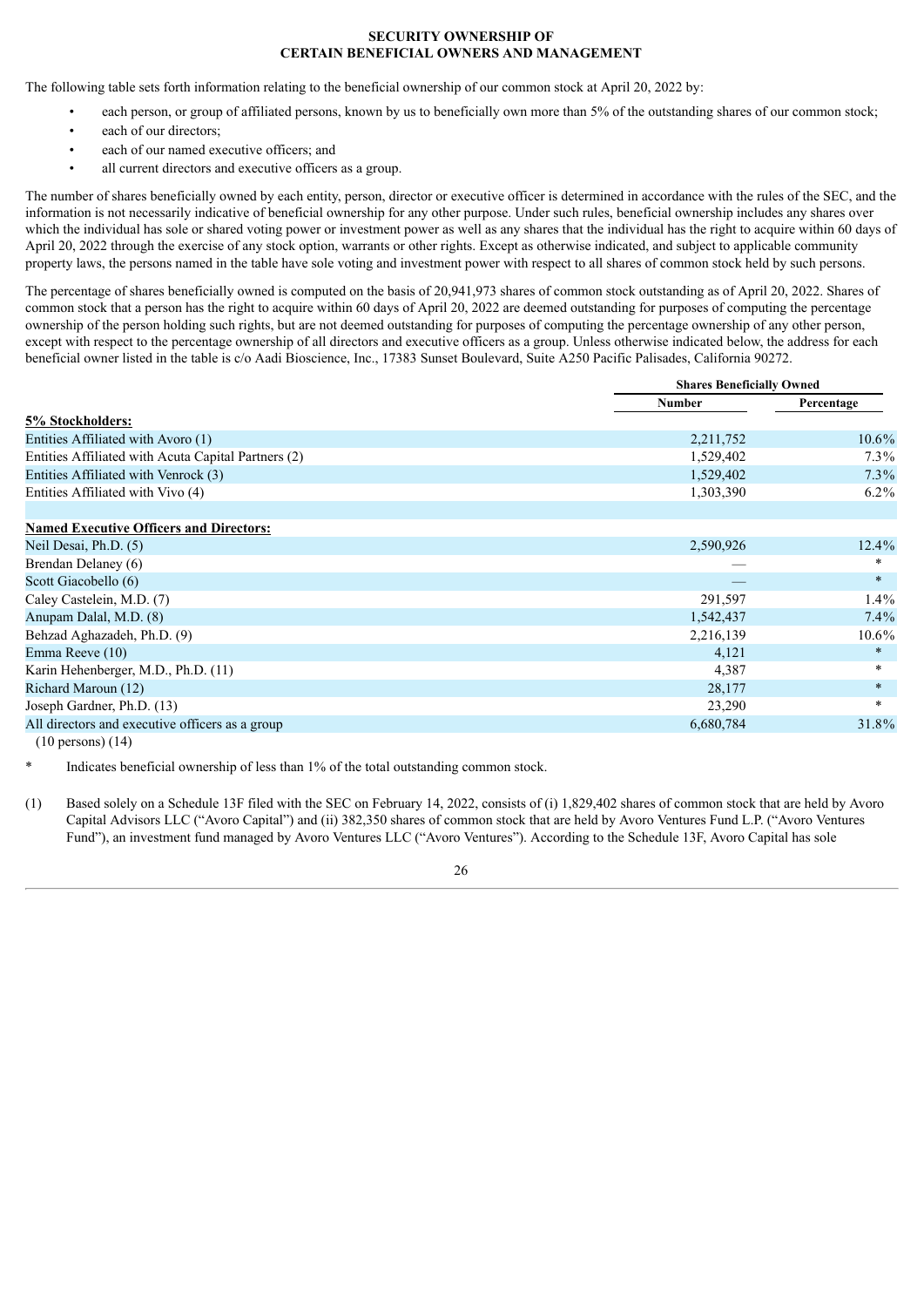## SECURITY OWNERSHIP OF CERTAIN BENEFICIAL OWNERS AND MANAGEMENT

The following table sets forth information relating to the beneficial ownership of our common stock at April 20, 2022 by:

- each person, or group of affiliated persons, known by us to beneficially own more than 5% of the outstanding shares of our common stock;
- each of our directors;
- each of our named executive officers; and
- all current directors and executive officers as a group.

The number of shares beneficially owned by each entity, person, director or executive officer is determined in accordance with the rules of the SEC, and the information is not necessarily indicative of beneficial ownership for any other purpose. Under such rules, beneficial ownership includes any shares over which the individual has sole or shared voting power or investment power as well as any shares that the individual has the right to acquire within 60 days of April 20, 2022 through the exercise of any stock option, warrants or other rights. Except as otherwise indicated, and subject to applicable community property laws, the persons named in the table have sole voting and investment power with respect to all shares of common stock held by such persons.

The percentage of shares beneficially owned is computed on the basis of 20,941,973 shares of common stock outstanding as of April 20, 2022. Shares of common stock that a person has the right to acquire within 60 days of April 20, 2022 are deemed outstanding for purposes of computing the percentage ownership of the person holding such rights, but are not deemed outstanding for purposes of computing the percentage ownership of any other person, except with respect to the percentage ownership of all directors and executive officers as a group. Unless otherwise indicated below, the address for each beneficial owner listed in the table is c/o Aadi Bioscience, Inc., 17383 Sunset Boulevard, Suite A250 Pacific Palisades, California 90272.

| | Shares Beneficially Owned | |
|---|---|---|
| | Number | Percentage |
| **5% Stockholders:** | | |
| Entities Affiliated with Avoro (1) | 2,211,752 | 10.6% |
| Entities Affiliated with Acuta Capital Partners (2) | 1,529,402 | 7.3% |
| Entities Affiliated with Venrock (3) | 1,529,402 | 7.3% |
| Entities Affiliated with Vivo (4) | 1,303,390 | 6.2% |
| | | |
| **Named Executive Officers and Directors:** | | |
| Neil Desai, Ph.D. (5) | 2,590,926 | 12.4% |
| Brendan Delaney (6) | — | * |
| Scott Giacobello (6) | — | * |
| Caley Castelein, M.D. (7) | 291,597 | 1.4% |
| Anupam Dalal, M.D. (8) | 1,542,437 | 7.4% |
| Behzad Aghazadeh, Ph.D. (9) | 2,216,139 | 10.6% |
| Emma Reeve (10) | 4,121 | * |
| Karin Hehenberger, M.D., Ph.D. (11) | 4,387 | * |
| Richard Maroun (12) | 28,177 | * |
| Joseph Gardner, Ph.D. (13) | 23,290 | * |
| All directors and executive officers as a group (10 persons) (14) | 6,680,784 | 31.8% |

\* Indicates beneficial ownership of less than 1% of the total outstanding common stock.

(1) Based solely on a Schedule 13F filed with the SEC on February 14, 2022, consists of (i) 1,829,402 shares of common stock that are held by Avoro Capital Advisors LLC ("Avoro Capital") and (ii) 382,350 shares of common stock that are held by Avoro Ventures Fund L.P. ("Avoro Ventures Fund"), an investment fund managed by Avoro Ventures LLC ("Avoro Ventures"). According to the Schedule 13F, Avoro Capital has sole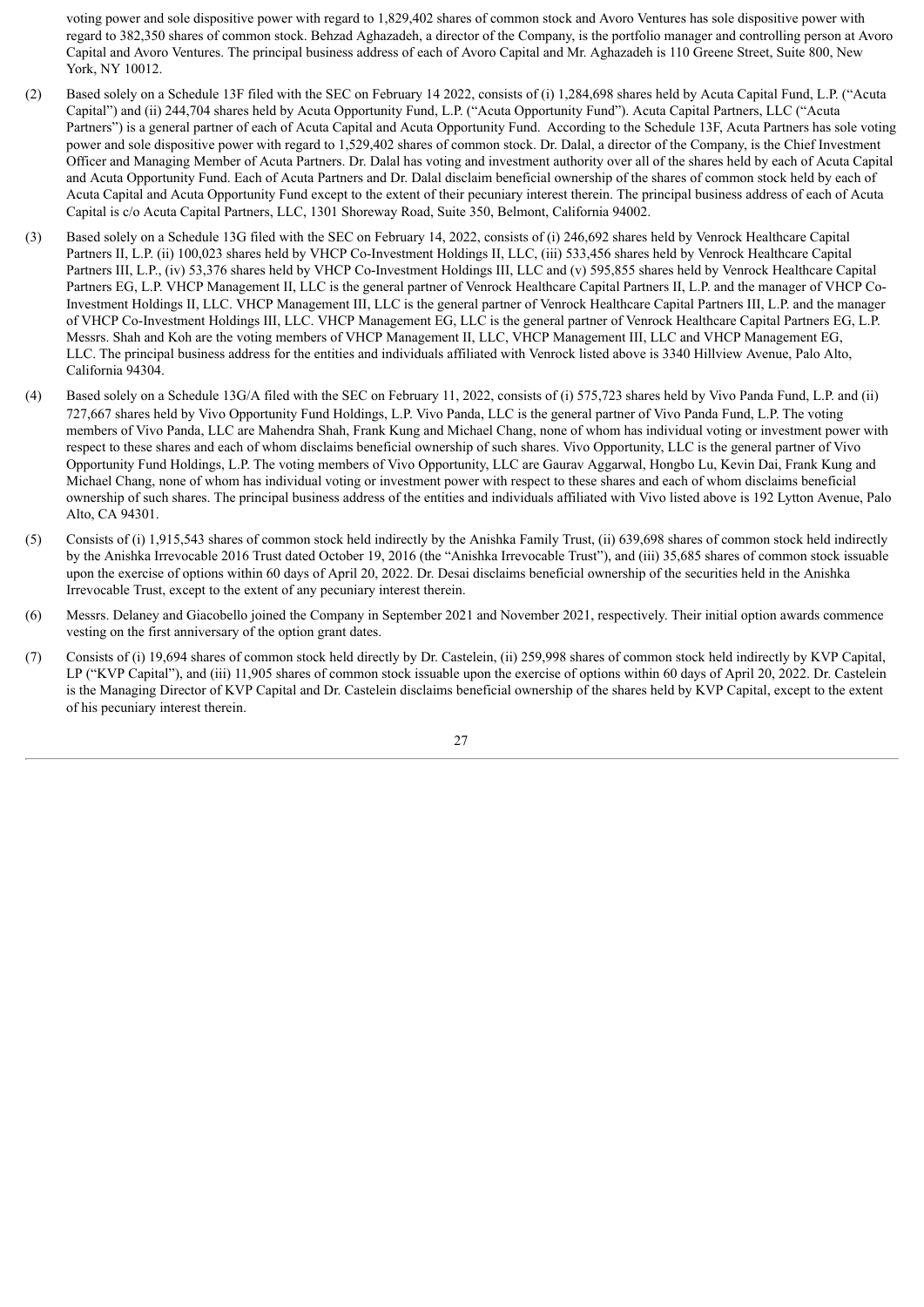voting power and sole dispositive power with regard to 1,829,402 shares of common stock and Avoro Ventures has sole dispositive power with regard to 382,350 shares of common stock. Behzad Aghazadeh, a director of the Company, is the portfolio manager and controlling person at Avoro Capital and Avoro Ventures. The principal business address of each of Avoro Capital and Mr. Aghazadeh is 110 Greene Street, Suite 800, New York, NY 10012.

(2) Based solely on a Schedule 13F filed with the SEC on February 14 2022, consists of (i) 1,284,698 shares held by Acuta Capital Fund, L.P. ("Acuta Capital") and (ii) 244,704 shares held by Acuta Opportunity Fund, L.P. ("Acuta Opportunity Fund"). Acuta Capital Partners, LLC ("Acuta Partners") is a general partner of each of Acuta Capital and Acuta Opportunity Fund. According to the Schedule 13F, Acuta Partners has sole voting power and sole dispositive power with regard to 1,529,402 shares of common stock. Dr. Dalal, a director of the Company, is the Chief Investment Officer and Managing Member of Acuta Partners. Dr. Dalal has voting and investment authority over all of the shares held by each of Acuta Capital and Acuta Opportunity Fund. Each of Acuta Partners and Dr. Dalal disclaim beneficial ownership of the shares of common stock held by each of Acuta Capital and Acuta Opportunity Fund except to the extent of their pecuniary interest therein. The principal business address of each of Acuta Capital is c/o Acuta Capital Partners, LLC, 1301 Shoreway Road, Suite 350, Belmont, California 94002.

(3) Based solely on a Schedule 13G filed with the SEC on February 14, 2022, consists of (i) 246,692 shares held by Venrock Healthcare Capital Partners II, L.P. (ii) 100,023 shares held by VHCP Co-Investment Holdings II, LLC, (iii) 533,456 shares held by Venrock Healthcare Capital Partners III, L.P., (iv) 53,376 shares held by VHCP Co-Investment Holdings III, LLC and (v) 595,855 shares held by Venrock Healthcare Capital Partners EG, L.P. VHCP Management II, LLC is the general partner of Venrock Healthcare Capital Partners II, L.P. and the manager of VHCP Co-Investment Holdings II, LLC. VHCP Management III, LLC is the general partner of Venrock Healthcare Capital Partners III, L.P. and the manager of VHCP Co-Investment Holdings III, LLC. VHCP Management EG, LLC is the general partner of Venrock Healthcare Capital Partners EG, L.P. Messrs. Shah and Koh are the voting members of VHCP Management II, LLC, VHCP Management III, LLC and VHCP Management EG, LLC. The principal business address for the entities and individuals affiliated with Venrock listed above is 3340 Hillview Avenue, Palo Alto, California 94304.

(4) Based solely on a Schedule 13G/A filed with the SEC on February 11, 2022, consists of (i) 575,723 shares held by Vivo Panda Fund, L.P. and (ii) 727,667 shares held by Vivo Opportunity Fund Holdings, L.P. Vivo Panda, LLC is the general partner of Vivo Panda Fund, L.P. The voting members of Vivo Panda, LLC are Mahendra Shah, Frank Kung and Michael Chang, none of whom has individual voting or investment power with respect to these shares and each of whom disclaims beneficial ownership of such shares. Vivo Opportunity, LLC is the general partner of Vivo Opportunity Fund Holdings, L.P. The voting members of Vivo Opportunity, LLC are Gaurav Aggarwal, Hongbo Lu, Kevin Dai, Frank Kung and Michael Chang, none of whom has individual voting or investment power with respect to these shares and each of whom disclaims beneficial ownership of such shares. The principal business address of the entities and individuals affiliated with Vivo listed above is 192 Lytton Avenue, Palo Alto, CA 94301.

(5) Consists of (i) 1,915,543 shares of common stock held indirectly by the Anishka Family Trust, (ii) 639,698 shares of common stock held indirectly by the Anishka Irrevocable 2016 Trust dated October 19, 2016 (the "Anishka Irrevocable Trust"), and (iii) 35,685 shares of common stock issuable upon the exercise of options within 60 days of April 20, 2022. Dr. Desai disclaims beneficial ownership of the securities held in the Anishka Irrevocable Trust, except to the extent of any pecuniary interest therein.

(6) Messrs. Delaney and Giacobello joined the Company in September 2021 and November 2021, respectively. Their initial option awards commence vesting on the first anniversary of the option grant dates.

(7) Consists of (i) 19,694 shares of common stock held directly by Dr. Castelein, (ii) 259,998 shares of common stock held indirectly by KVP Capital, LP ("KVP Capital"), and (iii) 11,905 shares of common stock issuable upon the exercise of options within 60 days of April 20, 2022. Dr. Castelein is the Managing Director of KVP Capital and Dr. Castelein disclaims beneficial ownership of the shares held by KVP Capital, except to the extent of his pecuniary interest therein.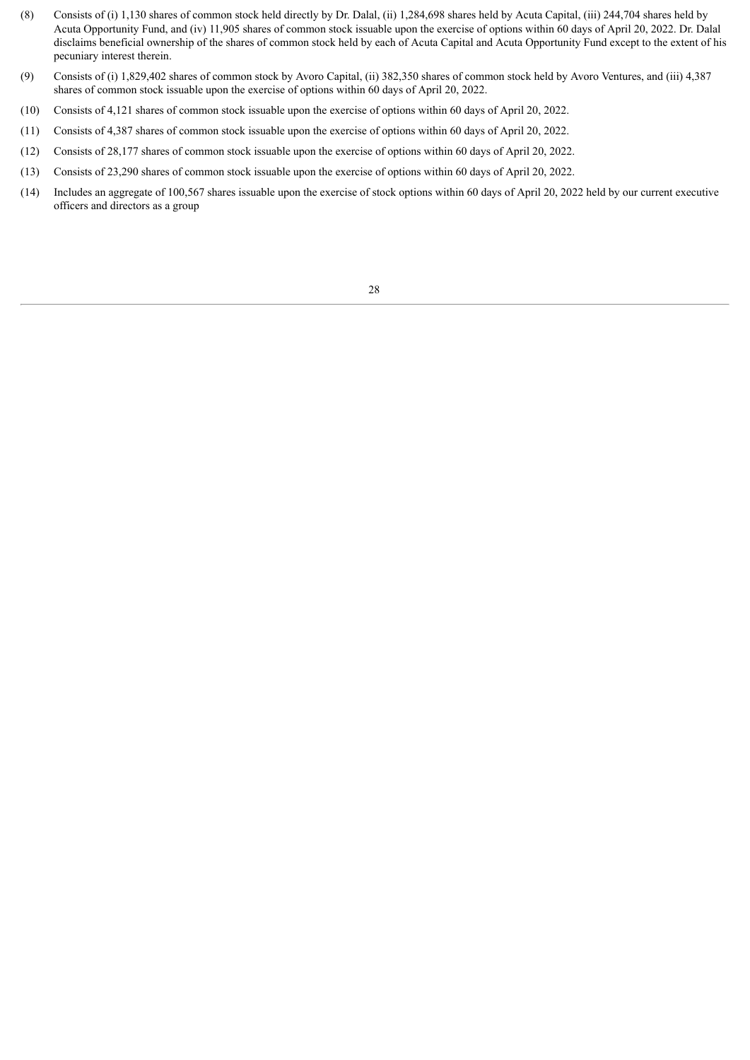(8) Consists of (i) 1,130 shares of common stock held directly by Dr. Dalal, (ii) 1,284,698 shares held by Acuta Capital, (iii) 244,704 shares held by Acuta Opportunity Fund, and (iv) 11,905 shares of common stock issuable upon the exercise of options within 60 days of April 20, 2022. Dr. Dalal disclaims beneficial ownership of the shares of common stock held by each of Acuta Capital and Acuta Opportunity Fund except to the extent of his pecuniary interest therein.

(9) Consists of (i) 1,829,402 shares of common stock by Avoro Capital, (ii) 382,350 shares of common stock held by Avoro Ventures, and (iii) 4,387 shares of common stock issuable upon the exercise of options within 60 days of April 20, 2022.

(10) Consists of 4,121 shares of common stock issuable upon the exercise of options within 60 days of April 20, 2022.

(11) Consists of 4,387 shares of common stock issuable upon the exercise of options within 60 days of April 20, 2022.

(12) Consists of 28,177 shares of common stock issuable upon the exercise of options within 60 days of April 20, 2022.

(13) Consists of 23,290 shares of common stock issuable upon the exercise of options within 60 days of April 20, 2022.

(14) Includes an aggregate of 100,567 shares issuable upon the exercise of stock options within 60 days of April 20, 2022 held by our current executive officers and directors as a group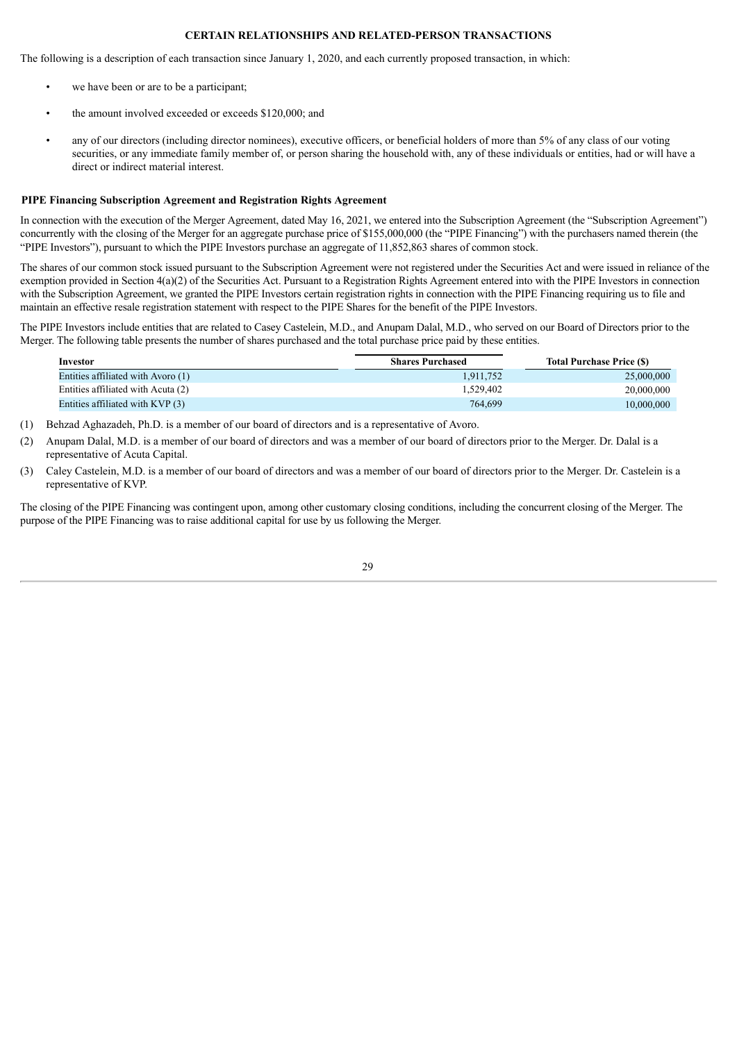# CERTAIN RELATIONSHIPS AND RELATED-PERSON TRANSACTIONS

The following is a description of each transaction since January 1, 2020, and each currently proposed transaction, in which:

- we have been or are to be a participant;
- the amount involved exceeded or exceeds $120,000; and
- any of our directors (including director nominees), executive officers, or beneficial holders of more than 5% of any class of our voting securities, or any immediate family member of, or person sharing the household with, any of these individuals or entities, had or will have a direct or indirect material interest.

## PIPE Financing Subscription Agreement and Registration Rights Agreement

In connection with the execution of the Merger Agreement, dated May 16, 2021, we entered into the Subscription Agreement (the "Subscription Agreement") concurrently with the closing of the Merger for an aggregate purchase price of $155,000,000 (the "PIPE Financing") with the purchasers named therein (the "PIPE Investors"), pursuant to which the PIPE Investors purchase an aggregate of 11,852,863 shares of common stock.

The shares of our common stock issued pursuant to the Subscription Agreement were not registered under the Securities Act and were issued in reliance of the exemption provided in Section 4(a)(2) of the Securities Act. Pursuant to a Registration Rights Agreement entered into with the PIPE Investors in connection with the Subscription Agreement, we granted the PIPE Investors certain registration rights in connection with the PIPE Financing requiring us to file and maintain an effective resale registration statement with respect to the PIPE Shares for the benefit of the PIPE Investors.

The PIPE Investors include entities that are related to Casey Castelein, M.D., and Anupam Dalal, M.D., who served on our Board of Directors prior to the Merger. The following table presents the number of shares purchased and the total purchase price paid by these entities.

| Investor | Shares Purchased | Total Purchase Price ($) |
|---|---|---|
| Entities affiliated with Avoro (1) | 1,911,752 | 25,000,000 |
| Entities affiliated with Acuta (2) | 1,529,402 | 20,000,000 |
| Entities affiliated with KVP (3) | 764,699 | 10,000,000 |

(1) Behzad Aghazadeh, Ph.D. is a member of our board of directors and is a representative of Avoro.

(2) Anupam Dalal, M.D. is a member of our board of directors and was a member of our board of directors prior to the Merger. Dr. Dalal is a representative of Acuta Capital.

(3) Caley Castelein, M.D. is a member of our board of directors and was a member of our board of directors prior to the Merger. Dr. Castelein is a representative of KVP.

The closing of the PIPE Financing was contingent upon, among other customary closing conditions, including the concurrent closing of the Merger. The purpose of the PIPE Financing was to raise additional capital for use by us following the Merger.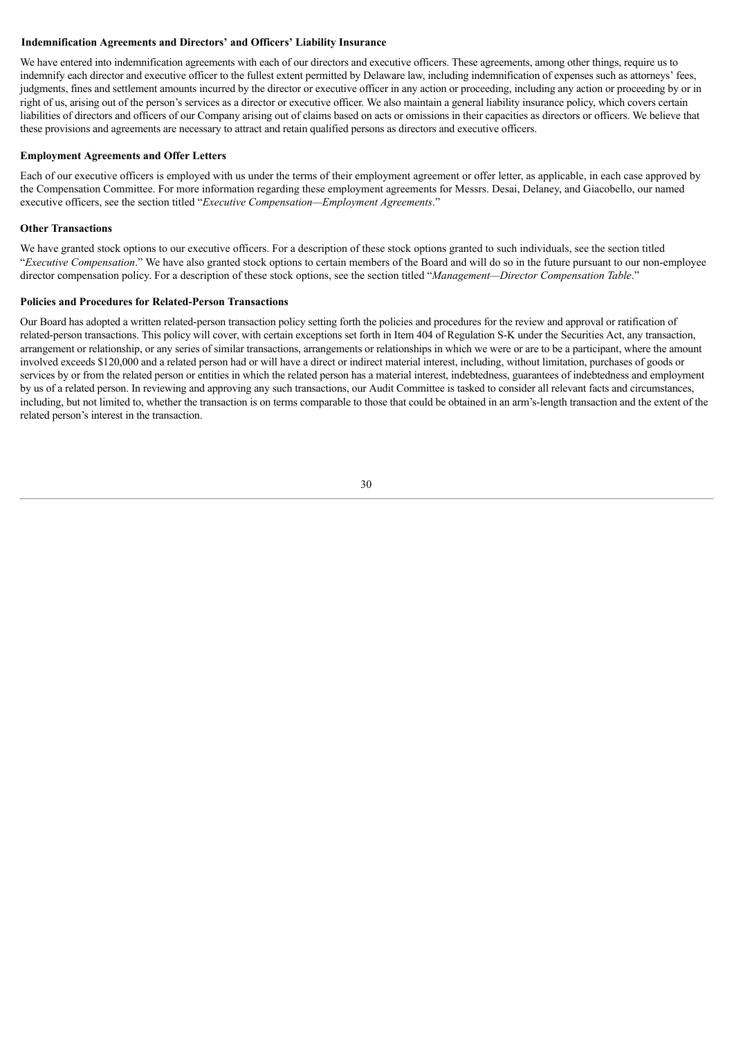### Indemnification Agreements and Directors' and Officers' Liability Insurance

We have entered into indemnification agreements with each of our directors and executive officers. These agreements, among other things, require us to indemnify each director and executive officer to the fullest extent permitted by Delaware law, including indemnification of expenses such as attorneys' fees, judgments, fines and settlement amounts incurred by the director or executive officer in any action or proceeding, including any action or proceeding by or in right of us, arising out of the person's services as a director or executive officer. We also maintain a general liability insurance policy, which covers certain liabilities of directors and officers of our Company arising out of claims based on acts or omissions in their capacities as directors or officers. We believe that these provisions and agreements are necessary to attract and retain qualified persons as directors and executive officers.

### Employment Agreements and Offer Letters

Each of our executive officers is employed with us under the terms of their employment agreement or offer letter, as applicable, in each case approved by the Compensation Committee. For more information regarding these employment agreements for Messrs. Desai, Delaney, and Giacobello, our named executive officers, see the section titled "*Executive Compensation—Employment Agreements*."

### Other Transactions

We have granted stock options to our executive officers. For a description of these stock options granted to such individuals, see the section titled "*Executive Compensation*." We have also granted stock options to certain members of the Board and will do so in the future pursuant to our non-employee director compensation policy. For a description of these stock options, see the section titled "*Management—Director Compensation Table*."

### Policies and Procedures for Related-Person Transactions

Our Board has adopted a written related-person transaction policy setting forth the policies and procedures for the review and approval or ratification of related-person transactions. This policy will cover, with certain exceptions set forth in Item 404 of Regulation S-K under the Securities Act, any transaction, arrangement or relationship, or any series of similar transactions, arrangements or relationships in which we were or are to be a participant, where the amount involved exceeds $120,000 and a related person had or will have a direct or indirect material interest, including, without limitation, purchases of goods or services by or from the related person or entities in which the related person has a material interest, indebtedness, guarantees of indebtedness and employment by us of a related person. In reviewing and approving any such transactions, our Audit Committee is tasked to consider all relevant facts and circumstances, including, but not limited to, whether the transaction is on terms comparable to those that could be obtained in an arm's-length transaction and the extent of the related person's interest in the transaction.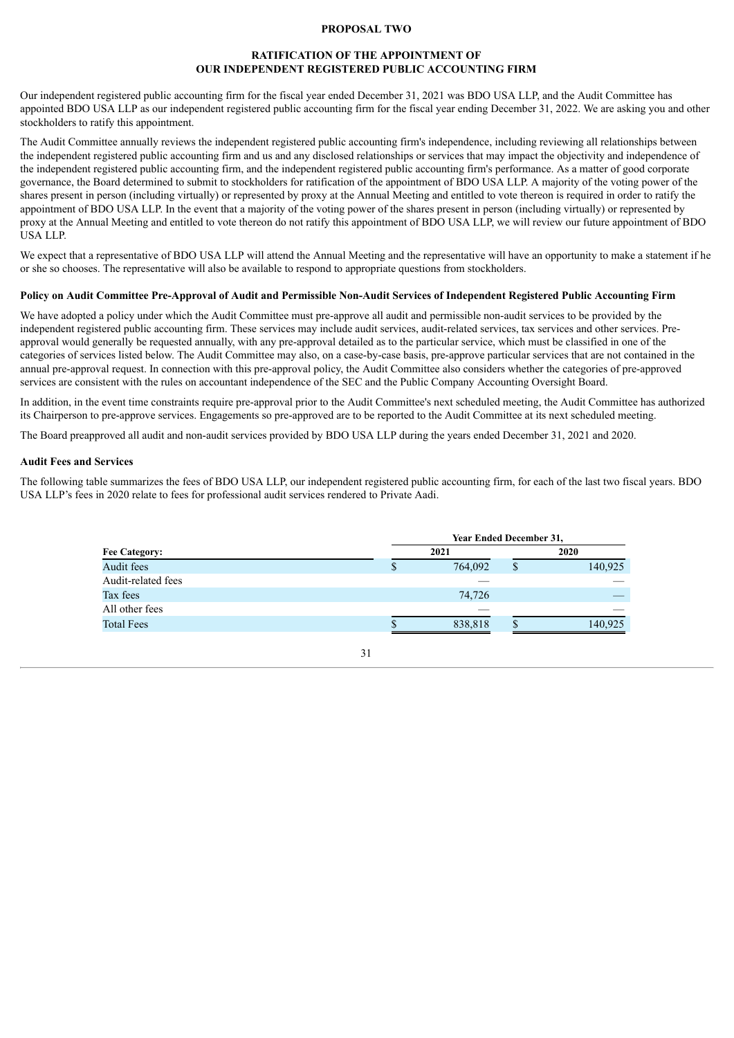## PROPOSAL TWO

## RATIFICATION OF THE APPOINTMENT OF OUR INDEPENDENT REGISTERED PUBLIC ACCOUNTING FIRM

Our independent registered public accounting firm for the fiscal year ended December 31, 2021 was BDO USA LLP, and the Audit Committee has appointed BDO USA LLP as our independent registered public accounting firm for the fiscal year ending December 31, 2022. We are asking you and other stockholders to ratify this appointment.

The Audit Committee annually reviews the independent registered public accounting firm's independence, including reviewing all relationships between the independent registered public accounting firm and us and any disclosed relationships or services that may impact the objectivity and independence of the independent registered public accounting firm, and the independent registered public accounting firm's performance. As a matter of good corporate governance, the Board determined to submit to stockholders for ratification of the appointment of BDO USA LLP. A majority of the voting power of the shares present in person (including virtually) or represented by proxy at the Annual Meeting and entitled to vote thereon is required in order to ratify the appointment of BDO USA LLP. In the event that a majority of the voting power of the shares present in person (including virtually) or represented by proxy at the Annual Meeting and entitled to vote thereon do not ratify this appointment of BDO USA LLP, we will review our future appointment of BDO USA LLP.

We expect that a representative of BDO USA LLP will attend the Annual Meeting and the representative will have an opportunity to make a statement if he or she so chooses. The representative will also be available to respond to appropriate questions from stockholders.

### Policy on Audit Committee Pre-Approval of Audit and Permissible Non-Audit Services of Independent Registered Public Accounting Firm

We have adopted a policy under which the Audit Committee must pre-approve all audit and permissible non-audit services to be provided by the independent registered public accounting firm. These services may include audit services, audit-related services, tax services and other services. Pre-approval would generally be requested annually, with any pre-approval detailed as to the particular service, which must be classified in one of the categories of services listed below. The Audit Committee may also, on a case-by-case basis, pre-approve particular services that are not contained in the annual pre-approval request. In connection with this pre-approval policy, the Audit Committee also considers whether the categories of pre-approved services are consistent with the rules on accountant independence of the SEC and the Public Company Accounting Oversight Board.

In addition, in the event time constraints require pre-approval prior to the Audit Committee's next scheduled meeting, the Audit Committee has authorized its Chairperson to pre-approve services. Engagements so pre-approved are to be reported to the Audit Committee at its next scheduled meeting.

The Board preapproved all audit and non-audit services provided by BDO USA LLP during the years ended December 31, 2021 and 2020.

### Audit Fees and Services

The following table summarizes the fees of BDO USA LLP, our independent registered public accounting firm, for each of the last two fiscal years. BDO USA LLP's fees in 2020 relate to fees for professional audit services rendered to Private Aadi.

| | Year Ended December 31, | |
|---|---|---|
| **Fee Category:** | **2021** | **2020** |
| Audit fees | $ 764,092 | $ 140,925 |
| Audit-related fees | — | — |
| Tax fees | 74,726 | — |
| All other fees | — | — |
| Total Fees | $ 838,818 | $ 140,925 |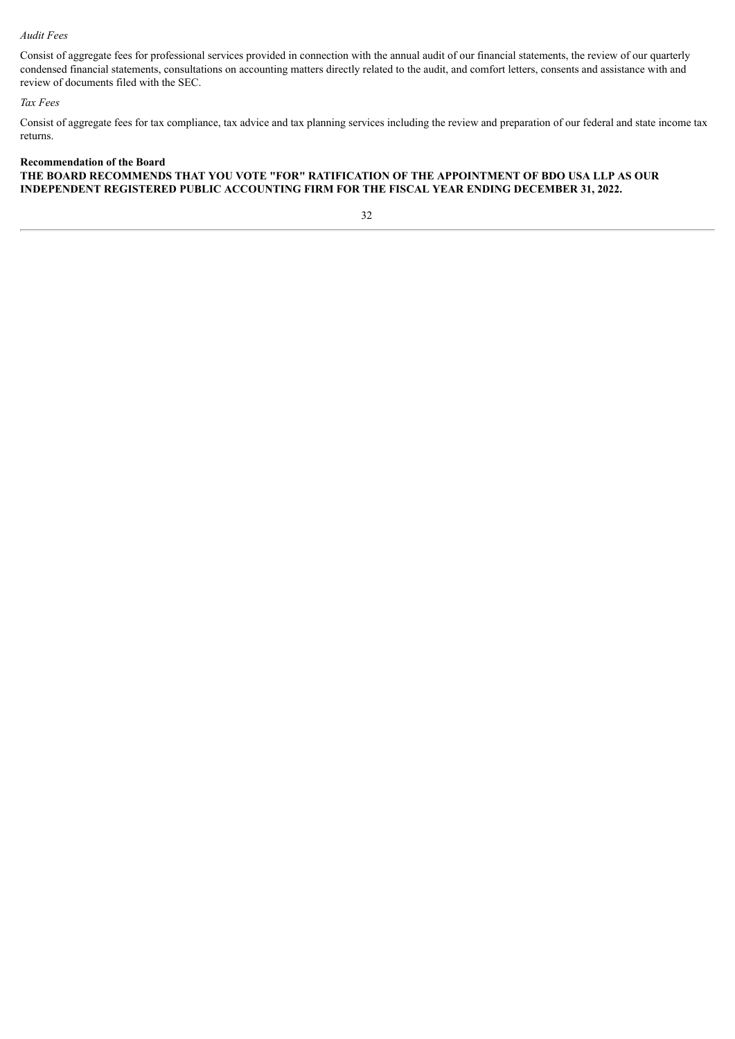*Audit Fees*

Consist of aggregate fees for professional services provided in connection with the annual audit of our financial statements, the review of our quarterly condensed financial statements, consultations on accounting matters directly related to the audit, and comfort letters, consents and assistance with and review of documents filed with the SEC.

*Tax Fees*

Consist of aggregate fees for tax compliance, tax advice and tax planning services including the review and preparation of our federal and state income tax returns.

**Recommendation of the Board**

**THE BOARD RECOMMENDS THAT YOU VOTE "FOR" RATIFICATION OF THE APPOINTMENT OF BDO USA LLP AS OUR INDEPENDENT REGISTERED PUBLIC ACCOUNTING FIRM FOR THE FISCAL YEAR ENDING DECEMBER 31, 2022.**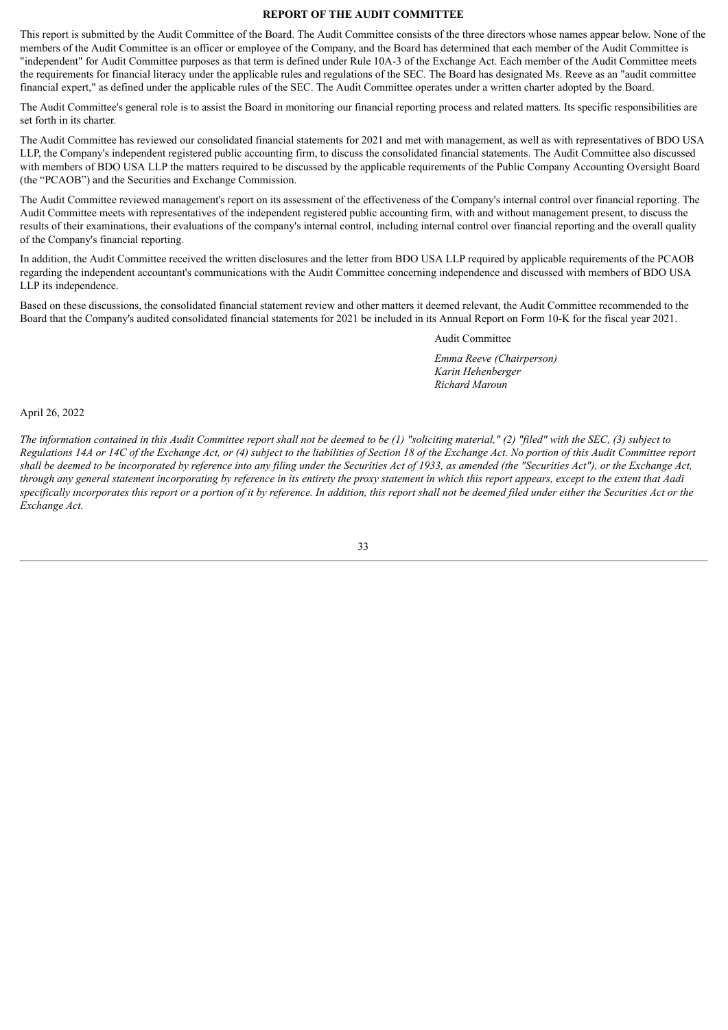## REPORT OF THE AUDIT COMMITTEE

This report is submitted by the Audit Committee of the Board. The Audit Committee consists of the three directors whose names appear below. None of the members of the Audit Committee is an officer or employee of the Company, and the Board has determined that each member of the Audit Committee is "independent" for Audit Committee purposes as that term is defined under Rule 10A-3 of the Exchange Act. Each member of the Audit Committee meets the requirements for financial literacy under the applicable rules and regulations of the SEC. The Board has designated Ms. Reeve as an "audit committee financial expert," as defined under the applicable rules of the SEC. The Audit Committee operates under a written charter adopted by the Board.

The Audit Committee's general role is to assist the Board in monitoring our financial reporting process and related matters. Its specific responsibilities are set forth in its charter.

The Audit Committee has reviewed our consolidated financial statements for 2021 and met with management, as well as with representatives of BDO USA LLP, the Company's independent registered public accounting firm, to discuss the consolidated financial statements. The Audit Committee also discussed with members of BDO USA LLP the matters required to be discussed by the applicable requirements of the Public Company Accounting Oversight Board (the "PCAOB") and the Securities and Exchange Commission.

The Audit Committee reviewed management's report on its assessment of the effectiveness of the Company's internal control over financial reporting. The Audit Committee meets with representatives of the independent registered public accounting firm, with and without management present, to discuss the results of their examinations, their evaluations of the company's internal control, including internal control over financial reporting and the overall quality of the Company's financial reporting.

In addition, the Audit Committee received the written disclosures and the letter from BDO USA LLP required by applicable requirements of the PCAOB regarding the independent accountant's communications with the Audit Committee concerning independence and discussed with members of BDO USA LLP its independence.

Based on these discussions, the consolidated financial statement review and other matters it deemed relevant, the Audit Committee recommended to the Board that the Company's audited consolidated financial statements for 2021 be included in its Annual Report on Form 10-K for the fiscal year 2021.

Audit Committee

*Emma Reeve (Chairperson)*
*Karin Hehenberger*
*Richard Maroun*

April 26, 2022

*The information contained in this Audit Committee report shall not be deemed to be (1) "soliciting material," (2) "filed" with the SEC, (3) subject to Regulations 14A or 14C of the Exchange Act, or (4) subject to the liabilities of Section 18 of the Exchange Act. No portion of this Audit Committee report shall be deemed to be incorporated by reference into any filing under the Securities Act of 1933, as amended (the "Securities Act"), or the Exchange Act, through any general statement incorporating by reference in its entirety the proxy statement in which this report appears, except to the extent that Aadi specifically incorporates this report or a portion of it by reference. In addition, this report shall not be deemed filed under either the Securities Act or the Exchange Act.*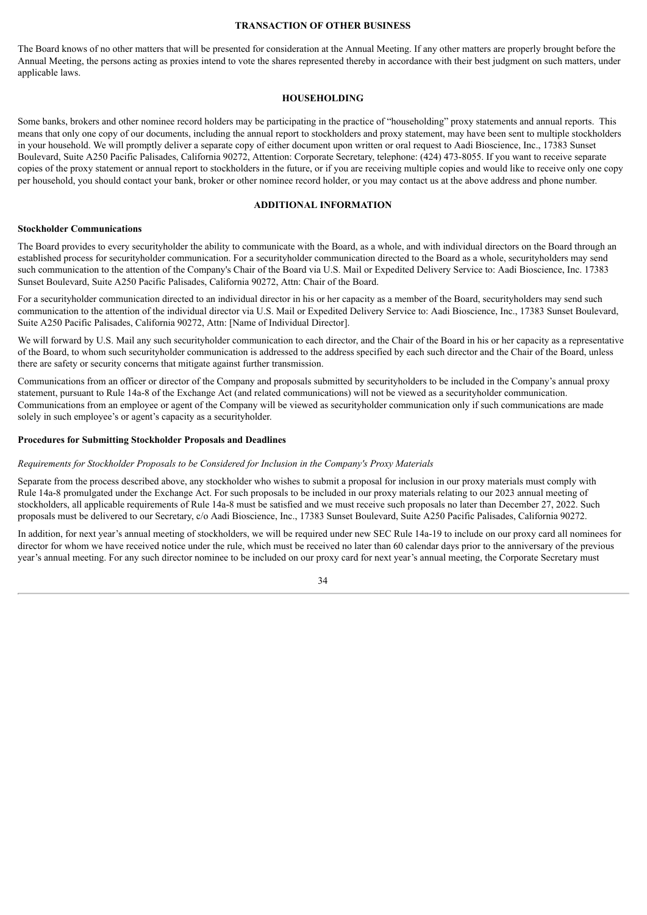## TRANSACTION OF OTHER BUSINESS

The Board knows of no other matters that will be presented for consideration at the Annual Meeting. If any other matters are properly brought before the Annual Meeting, the persons acting as proxies intend to vote the shares represented thereby in accordance with their best judgment on such matters, under applicable laws.

## HOUSEHOLDING

Some banks, brokers and other nominee record holders may be participating in the practice of "householding" proxy statements and annual reports. This means that only one copy of our documents, including the annual report to stockholders and proxy statement, may have been sent to multiple stockholders in your household. We will promptly deliver a separate copy of either document upon written or oral request to Aadi Bioscience, Inc., 17383 Sunset Boulevard, Suite A250 Pacific Palisades, California 90272, Attention: Corporate Secretary, telephone: (424) 473-8055. If you want to receive separate copies of the proxy statement or annual report to stockholders in the future, or if you are receiving multiple copies and would like to receive only one copy per household, you should contact your bank, broker or other nominee record holder, or you may contact us at the above address and phone number.

## ADDITIONAL INFORMATION

### Stockholder Communications

The Board provides to every securityholder the ability to communicate with the Board, as a whole, and with individual directors on the Board through an established process for securityholder communication. For a securityholder communication directed to the Board as a whole, securityholders may send such communication to the attention of the Company's Chair of the Board via U.S. Mail or Expedited Delivery Service to: Aadi Bioscience, Inc. 17383 Sunset Boulevard, Suite A250 Pacific Palisades, California 90272, Attn: Chair of the Board.

For a securityholder communication directed to an individual director in his or her capacity as a member of the Board, securityholders may send such communication to the attention of the individual director via U.S. Mail or Expedited Delivery Service to: Aadi Bioscience, Inc., 17383 Sunset Boulevard, Suite A250 Pacific Palisades, California 90272, Attn: [Name of Individual Director].

We will forward by U.S. Mail any such securityholder communication to each director, and the Chair of the Board in his or her capacity as a representative of the Board, to whom such securityholder communication is addressed to the address specified by each such director and the Chair of the Board, unless there are safety or security concerns that mitigate against further transmission.

Communications from an officer or director of the Company and proposals submitted by securityholders to be included in the Company's annual proxy statement, pursuant to Rule 14a-8 of the Exchange Act (and related communications) will not be viewed as a securityholder communication. Communications from an employee or agent of the Company will be viewed as securityholder communication only if such communications are made solely in such employee's or agent's capacity as a securityholder.

### Procedures for Submitting Stockholder Proposals and Deadlines

*Requirements for Stockholder Proposals to be Considered for Inclusion in the Company's Proxy Materials*

Separate from the process described above, any stockholder who wishes to submit a proposal for inclusion in our proxy materials must comply with Rule 14a-8 promulgated under the Exchange Act. For such proposals to be included in our proxy materials relating to our 2023 annual meeting of stockholders, all applicable requirements of Rule 14a-8 must be satisfied and we must receive such proposals no later than December 27, 2022. Such proposals must be delivered to our Secretary, c/o Aadi Bioscience, Inc., 17383 Sunset Boulevard, Suite A250 Pacific Palisades, California 90272.

In addition, for next year's annual meeting of stockholders, we will be required under new SEC Rule 14a-19 to include on our proxy card all nominees for director for whom we have received notice under the rule, which must be received no later than 60 calendar days prior to the anniversary of the previous year's annual meeting. For any such director nominee to be included on our proxy card for next year's annual meeting, the Corporate Secretary must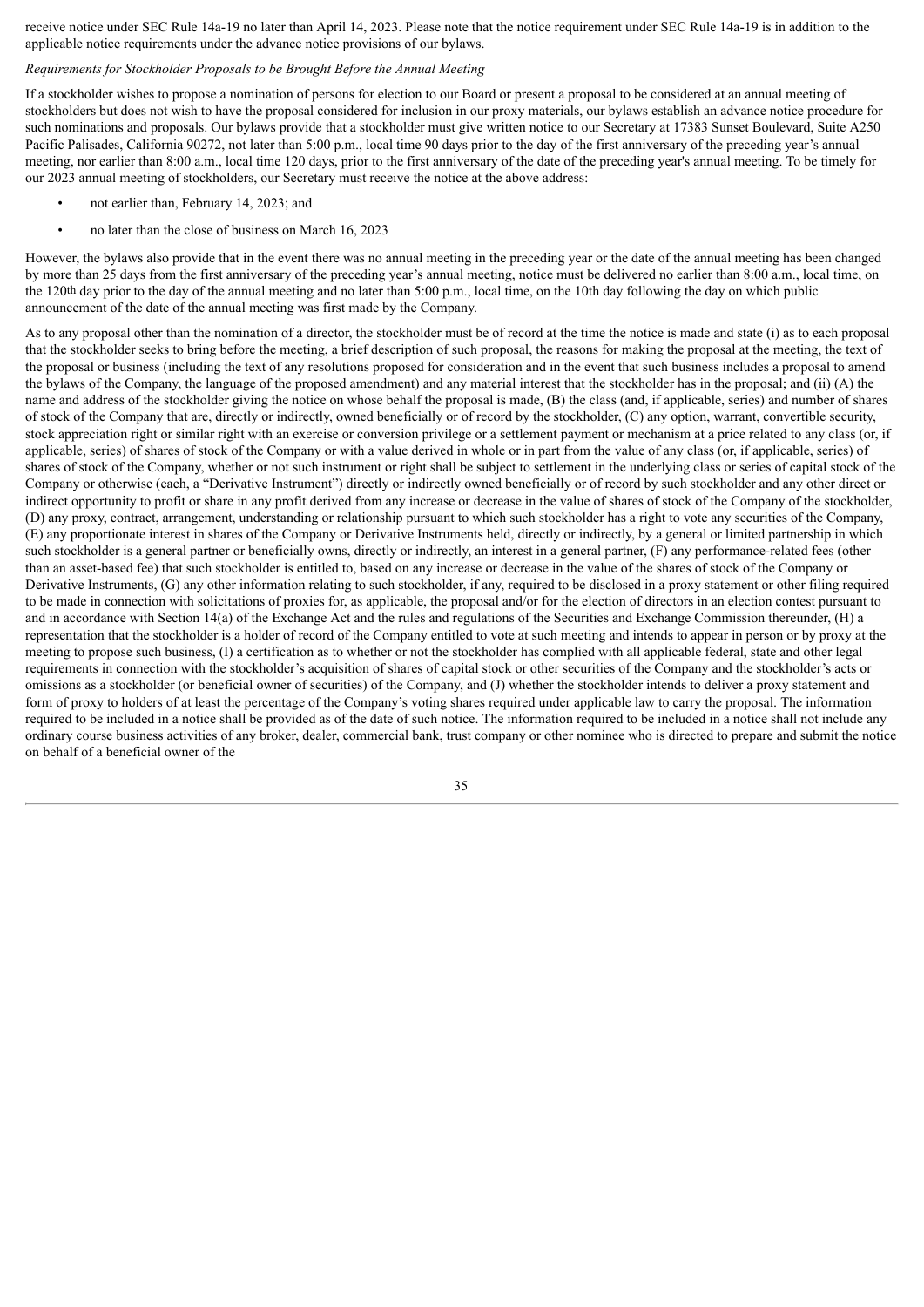receive notice under SEC Rule 14a-19 no later than April 14, 2023. Please note that the notice requirement under SEC Rule 14a-19 is in addition to the applicable notice requirements under the advance notice provisions of our bylaws.

*Requirements for Stockholder Proposals to be Brought Before the Annual Meeting*

If a stockholder wishes to propose a nomination of persons for election to our Board or present a proposal to be considered at an annual meeting of stockholders but does not wish to have the proposal considered for inclusion in our proxy materials, our bylaws establish an advance notice procedure for such nominations and proposals. Our bylaws provide that a stockholder must give written notice to our Secretary at 17383 Sunset Boulevard, Suite A250 Pacific Palisades, California 90272, not later than 5:00 p.m., local time 90 days prior to the day of the first anniversary of the preceding year's annual meeting, nor earlier than 8:00 a.m., local time 120 days, prior to the first anniversary of the date of the preceding year's annual meeting. To be timely for our 2023 annual meeting of stockholders, our Secretary must receive the notice at the above address:

- not earlier than, February 14, 2023; and
- no later than the close of business on March 16, 2023

However, the bylaws also provide that in the event there was no annual meeting in the preceding year or the date of the annual meeting has been changed by more than 25 days from the first anniversary of the preceding year's annual meeting, notice must be delivered no earlier than 8:00 a.m., local time, on the 120th day prior to the day of the annual meeting and no later than 5:00 p.m., local time, on the 10th day following the day on which public announcement of the date of the annual meeting was first made by the Company.

As to any proposal other than the nomination of a director, the stockholder must be of record at the time the notice is made and state (i) as to each proposal that the stockholder seeks to bring before the meeting, a brief description of such proposal, the reasons for making the proposal at the meeting, the text of the proposal or business (including the text of any resolutions proposed for consideration and in the event that such business includes a proposal to amend the bylaws of the Company, the language of the proposed amendment) and any material interest that the stockholder has in the proposal; and (ii) (A) the name and address of the stockholder giving the notice on whose behalf the proposal is made, (B) the class (and, if applicable, series) and number of shares of stock of the Company that are, directly or indirectly, owned beneficially or of record by the stockholder, (C) any option, warrant, convertible security, stock appreciation right or similar right with an exercise or conversion privilege or a settlement payment or mechanism at a price related to any class (or, if applicable, series) of shares of stock of the Company or with a value derived in whole or in part from the value of any class (or, if applicable, series) of shares of stock of the Company, whether or not such instrument or right shall be subject to settlement in the underlying class or series of capital stock of the Company or otherwise (each, a "Derivative Instrument") directly or indirectly owned beneficially or of record by such stockholder and any other direct or indirect opportunity to profit or share in any profit derived from any increase or decrease in the value of shares of stock of the Company of the stockholder, (D) any proxy, contract, arrangement, understanding or relationship pursuant to which such stockholder has a right to vote any securities of the Company, (E) any proportionate interest in shares of the Company or Derivative Instruments held, directly or indirectly, by a general or limited partnership in which such stockholder is a general partner or beneficially owns, directly or indirectly, an interest in a general partner, (F) any performance-related fees (other than an asset-based fee) that such stockholder is entitled to, based on any increase or decrease in the value of the shares of stock of the Company or Derivative Instruments, (G) any other information relating to such stockholder, if any, required to be disclosed in a proxy statement or other filing required to be made in connection with solicitations of proxies for, as applicable, the proposal and/or for the election of directors in an election contest pursuant to and in accordance with Section 14(a) of the Exchange Act and the rules and regulations of the Securities and Exchange Commission thereunder, (H) a representation that the stockholder is a holder of record of the Company entitled to vote at such meeting and intends to appear in person or by proxy at the meeting to propose such business, (I) a certification as to whether or not the stockholder has complied with all applicable federal, state and other legal requirements in connection with the stockholder's acquisition of shares of capital stock or other securities of the Company and the stockholder's acts or omissions as a stockholder (or beneficial owner of securities) of the Company, and (J) whether the stockholder intends to deliver a proxy statement and form of proxy to holders of at least the percentage of the Company's voting shares required under applicable law to carry the proposal. The information required to be included in a notice shall be provided as of the date of such notice. The information required to be included in a notice shall not include any ordinary course business activities of any broker, dealer, commercial bank, trust company or other nominee who is directed to prepare and submit the notice on behalf of a beneficial owner of the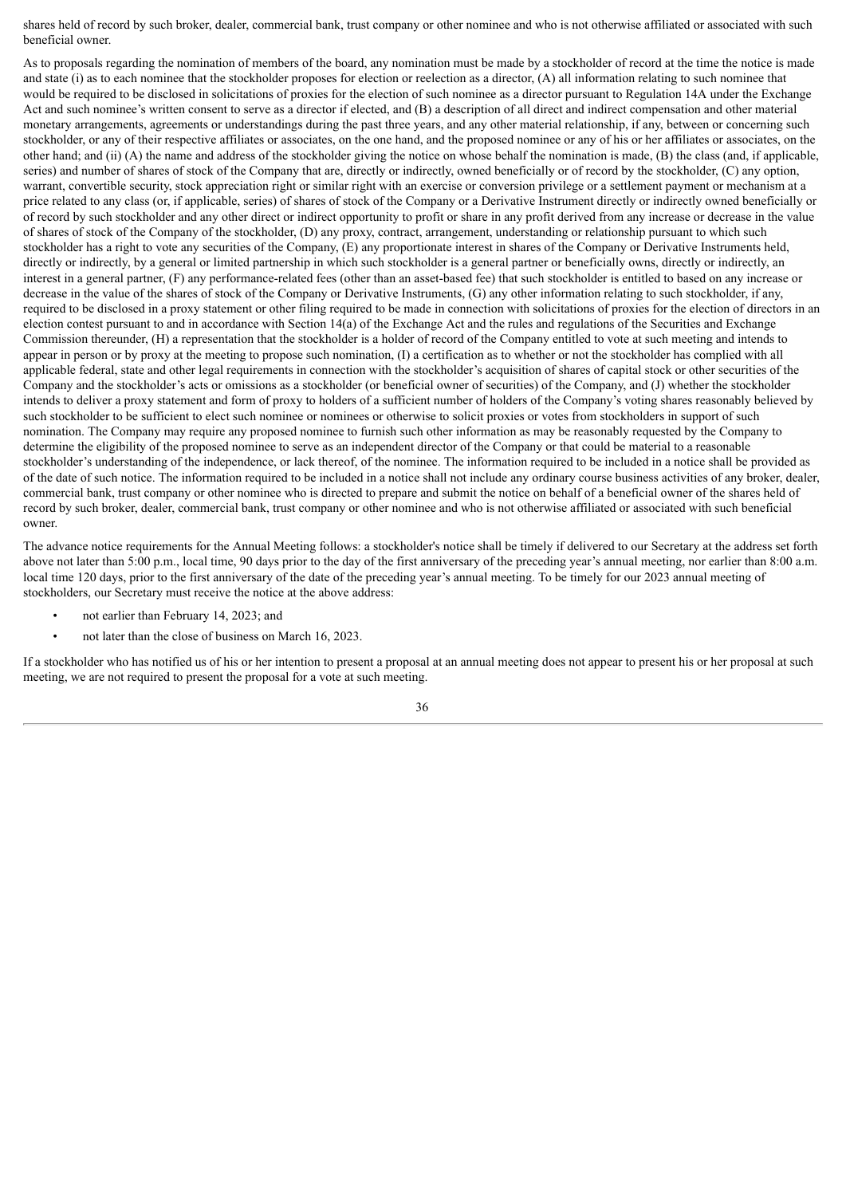shares held of record by such broker, dealer, commercial bank, trust company or other nominee and who is not otherwise affiliated or associated with such beneficial owner.

As to proposals regarding the nomination of members of the board, any nomination must be made by a stockholder of record at the time the notice is made and state (i) as to each nominee that the stockholder proposes for election or reelection as a director, (A) all information relating to such nominee that would be required to be disclosed in solicitations of proxies for the election of such nominee as a director pursuant to Regulation 14A under the Exchange Act and such nominee's written consent to serve as a director if elected, and (B) a description of all direct and indirect compensation and other material monetary arrangements, agreements or understandings during the past three years, and any other material relationship, if any, between or concerning such stockholder, or any of their respective affiliates or associates, on the one hand, and the proposed nominee or any of his or her affiliates or associates, on the other hand; and (ii) (A) the name and address of the stockholder giving the notice on whose behalf the nomination is made, (B) the class (and, if applicable, series) and number of shares of stock of the Company that are, directly or indirectly, owned beneficially or of record by the stockholder, (C) any option, warrant, convertible security, stock appreciation right or similar right with an exercise or conversion privilege or a settlement payment or mechanism at a price related to any class (or, if applicable, series) of shares of stock of the Company or a Derivative Instrument directly or indirectly owned beneficially or of record by such stockholder and any other direct or indirect opportunity to profit or share in any profit derived from any increase or decrease in the value of shares of stock of the Company of the stockholder, (D) any proxy, contract, arrangement, understanding or relationship pursuant to which such stockholder has a right to vote any securities of the Company, (E) any proportionate interest in shares of the Company or Derivative Instruments held, directly or indirectly, by a general or limited partnership in which such stockholder is a general partner or beneficially owns, directly or indirectly, an interest in a general partner, (F) any performance-related fees (other than an asset-based fee) that such stockholder is entitled to based on any increase or decrease in the value of the shares of stock of the Company or Derivative Instruments, (G) any other information relating to such stockholder, if any, required to be disclosed in a proxy statement or other filing required to be made in connection with solicitations of proxies for the election of directors in an election contest pursuant to and in accordance with Section 14(a) of the Exchange Act and the rules and regulations of the Securities and Exchange Commission thereunder, (H) a representation that the stockholder is a holder of record of the Company entitled to vote at such meeting and intends to appear in person or by proxy at the meeting to propose such nomination, (I) a certification as to whether or not the stockholder has complied with all applicable federal, state and other legal requirements in connection with the stockholder's acquisition of shares of capital stock or other securities of the Company and the stockholder's acts or omissions as a stockholder (or beneficial owner of securities) of the Company, and (J) whether the stockholder intends to deliver a proxy statement and form of proxy to holders of a sufficient number of holders of the Company's voting shares reasonably believed by such stockholder to be sufficient to elect such nominee or nominees or otherwise to solicit proxies or votes from stockholders in support of such nomination. The Company may require any proposed nominee to furnish such other information as may be reasonably requested by the Company to determine the eligibility of the proposed nominee to serve as an independent director of the Company or that could be material to a reasonable stockholder's understanding of the independence, or lack thereof, of the nominee. The information required to be included in a notice shall be provided as of the date of such notice. The information required to be included in a notice shall not include any ordinary course business activities of any broker, dealer, commercial bank, trust company or other nominee who is directed to prepare and submit the notice on behalf of a beneficial owner of the shares held of record by such broker, dealer, commercial bank, trust company or other nominee and who is not otherwise affiliated or associated with such beneficial owner.

The advance notice requirements for the Annual Meeting follows: a stockholder's notice shall be timely if delivered to our Secretary at the address set forth above not later than 5:00 p.m., local time, 90 days prior to the day of the first anniversary of the preceding year's annual meeting, nor earlier than 8:00 a.m. local time 120 days, prior to the first anniversary of the date of the preceding year's annual meeting. To be timely for our 2023 annual meeting of stockholders, our Secretary must receive the notice at the above address:

- not earlier than February 14, 2023; and
- not later than the close of business on March 16, 2023.

If a stockholder who has notified us of his or her intention to present a proposal at an annual meeting does not appear to present his or her proposal at such meeting, we are not required to present the proposal for a vote at such meeting.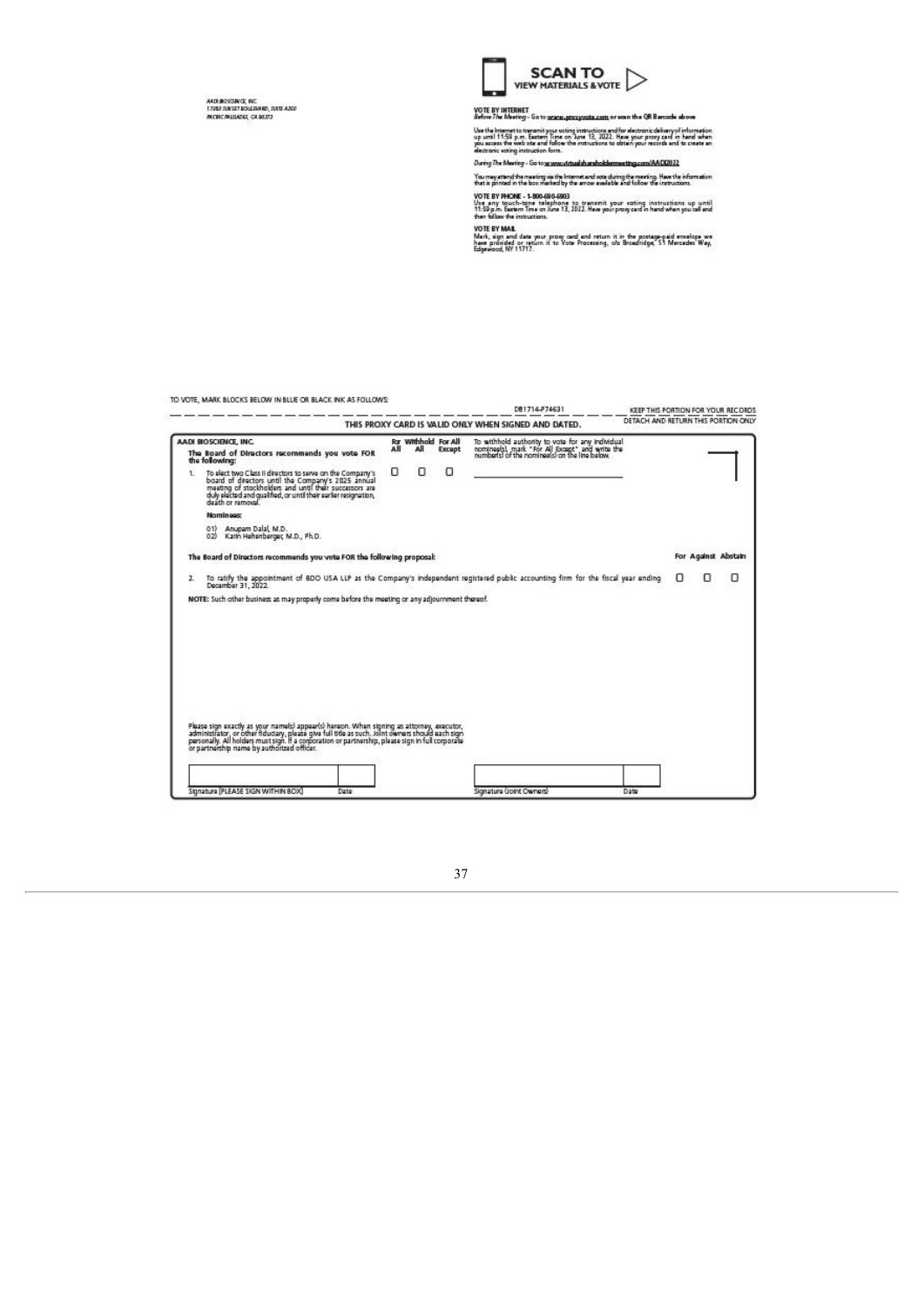AADI BIOSCIENCE, INC.
17383 SUNSET BOULEVARD, SUITE A250
PACIFIC PALISADES, CA 90272

**SCAN TO VIEW MATERIALS & VOTE**

**VOTE BY INTERNET**
*Before The Meeting* - Go to **www.proxyvote.com** or scan the QR Barcode above

Use the Internet to transmit your voting instructions and for electronic delivery of information up until 11:59 p.m. Eastern Time on June 13, 2022. Have your proxy card in hand when you access the web site and follow the instructions to obtain your records and to create an electronic voting instruction form.

*During The Meeting* - Go to **www.virtualshareholdermeeting.com/AADI2022**

You may attend the meeting via the Internet and vote during the meeting. Have the information that is printed in the box marked by the arrow available and follow the instructions.

**VOTE BY PHONE - 1-800-690-6903**
Use any touch-tone telephone to transmit your voting instructions up until 11:59 p.m. Eastern Time on June 13, 2022. Have your proxy card in hand when you call and then follow the instructions.

**VOTE BY MAIL**
Mark, sign and date your proxy card and return it in the postage-paid envelope we have provided or return it to Vote Processing, c/o Broadridge, 51 Mercedes Way, Edgewood, NY 11717.

TO VOTE, MARK BLOCKS BELOW IN BLUE OR BLACK INK AS FOLLOWS:

D81714-P74631 — KEEP THIS PORTION FOR YOUR RECORDS

**THIS PROXY CARD IS VALID ONLY WHEN SIGNED AND DATED.** — DETACH AND RETURN THIS PORTION ONLY

**AADI BIOSCIENCE, INC.**

**The Board of Directors recommends you vote FOR the following:**

| | For All | Withhold All | For All Except | To withhold authority to vote for any individual nominee(s), mark "For All Except" and write the number(s) of the nominee(s) on the line below. |
|---|---|---|---|---|
| 1. To elect two Class II directors to serve on the Company's board of directors until the Company's 2025 annual meeting of stockholders and until their successors are duly elected and qualified, or until their earlier resignation, death or removal. | ☐ | ☐ | ☐ | ________________ |

**Nominees:**

01) Anupam Dalal, M.D.
02) Karin Hehenberger, M.D., Ph.D.

**The Board of Directors recommends you vote FOR the following proposal:**

| | For | Against | Abstain |
|---|---|---|---|
| 2. To ratify the appointment of BDO USA LLP as the Company's independent registered public accounting firm for the fiscal year ending December 31, 2022. | ☐ | ☐ | ☐ |

**NOTE:** Such other business as may properly come before the meeting or any adjournment thereof.

Please sign exactly as your name(s) appear(s) hereon. When signing as attorney, executor, administrator, or other fiduciary, please give full title as such. Joint owners should each sign personally. All holders must sign. If a corporation or partnership, please sign in full corporate or partnership name by authorized officer.

| Signature [PLEASE SIGN WITHIN BOX] | Date | Signature (Joint Owners) | Date |
|---|---|---|---|
| | | | |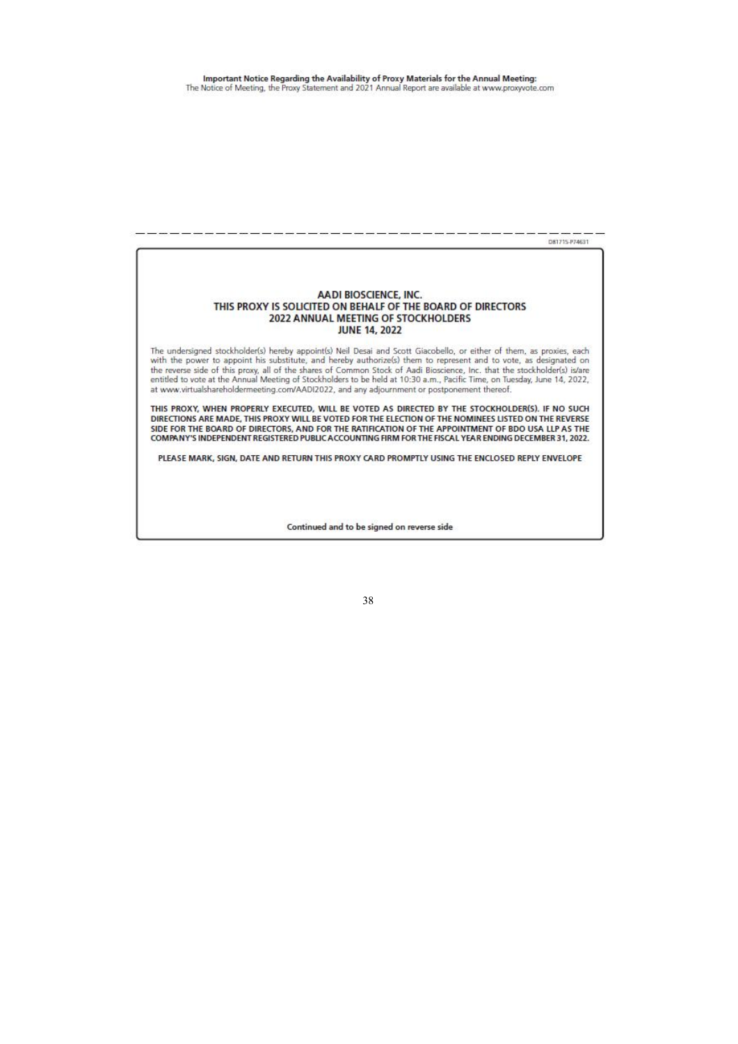**Important Notice Regarding the Availability of Proxy Materials for the Annual Meeting:**
The Notice of Meeting, the Proxy Statement and 2021 Annual Report are available at www.proxyvote.com

D81715-P74631

**AADI BIOSCIENCE, INC.**
**THIS PROXY IS SOLICITED ON BEHALF OF THE BOARD OF DIRECTORS**
**2022 ANNUAL MEETING OF STOCKHOLDERS**
**JUNE 14, 2022**

The undersigned stockholder(s) hereby appoint(s) Neil Desai and Scott Giacobello, or either of them, as proxies, each with the power to appoint his substitute, and hereby authorize(s) them to represent and to vote, as designated on the reverse side of this proxy, all of the shares of Common Stock of Aadi Bioscience, Inc. that the stockholder(s) is/are entitled to vote at the Annual Meeting of Stockholders to be held at 10:30 a.m., Pacific Time, on Tuesday, June 14, 2022, at www.virtualshareholdermeeting.com/AADI2022, and any adjournment or postponement thereof.

**THIS PROXY, WHEN PROPERLY EXECUTED, WILL BE VOTED AS DIRECTED BY THE STOCKHOLDER(S). IF NO SUCH DIRECTIONS ARE MADE, THIS PROXY WILL BE VOTED FOR THE ELECTION OF THE NOMINEES LISTED ON THE REVERSE SIDE FOR THE BOARD OF DIRECTORS, AND FOR THE RATIFICATION OF THE APPOINTMENT OF BDO USA LLP AS THE COMPANY'S INDEPENDENT REGISTERED PUBLIC ACCOUNTING FIRM FOR THE FISCAL YEAR ENDING DECEMBER 31, 2022.**

**PLEASE MARK, SIGN, DATE AND RETURN THIS PROXY CARD PROMPTLY USING THE ENCLOSED REPLY ENVELOPE**

**Continued and to be signed on reverse side**